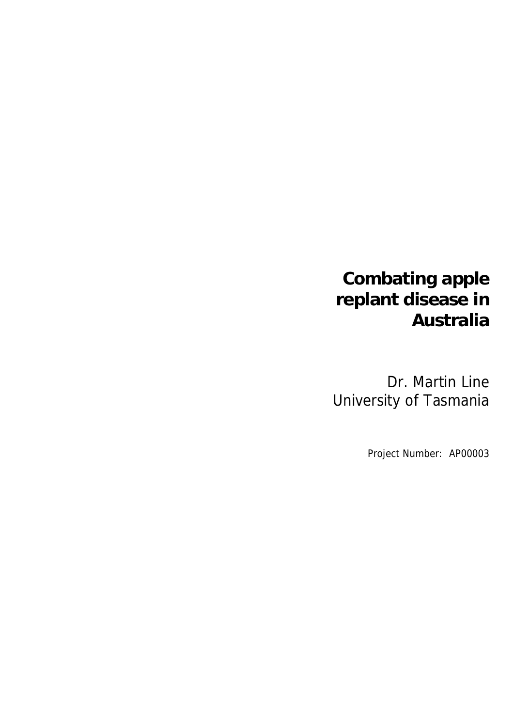# Combating apple replant disease in Australia

Dr. Martin Line
University of Tasmania

Project Number: AP00003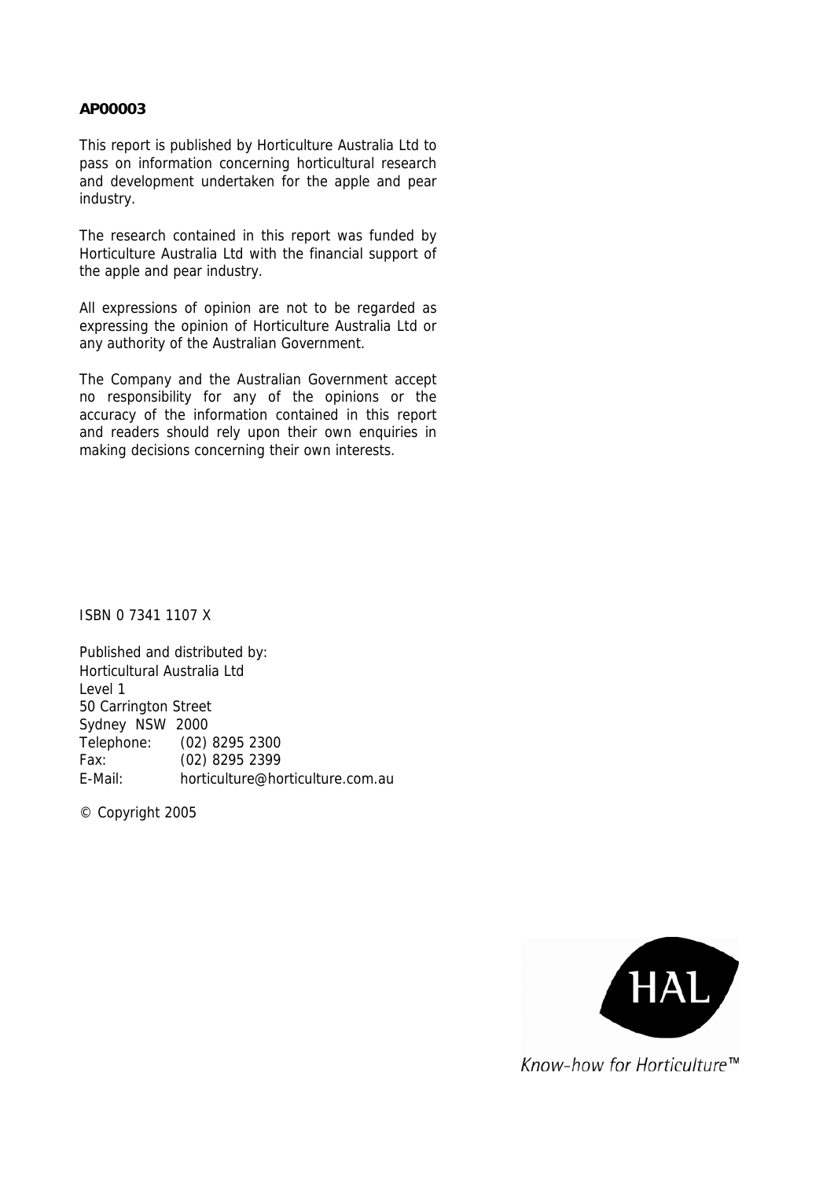**AP00003**

This report is published by Horticulture Australia Ltd to pass on information concerning horticultural research and development undertaken for the apple and pear industry.

The research contained in this report was funded by Horticulture Australia Ltd with the financial support of the apple and pear industry.

All expressions of opinion are not to be regarded as expressing the opinion of Horticulture Australia Ltd or any authority of the Australian Government.

The Company and the Australian Government accept no responsibility for any of the opinions or the accuracy of the information contained in this report and readers should rely upon their own enquiries in making decisions concerning their own interests.

ISBN 0 7341 1107 X

Published and distributed by:
Horticultural Australia Ltd
Level 1
50 Carrington Street
Sydney NSW 2000
Telephone: (02) 8295 2300
Fax: (02) 8295 2399
E-Mail: horticulture@horticulture.com.au

© Copyright 2005

HAL

*Know-how for Horticulture™*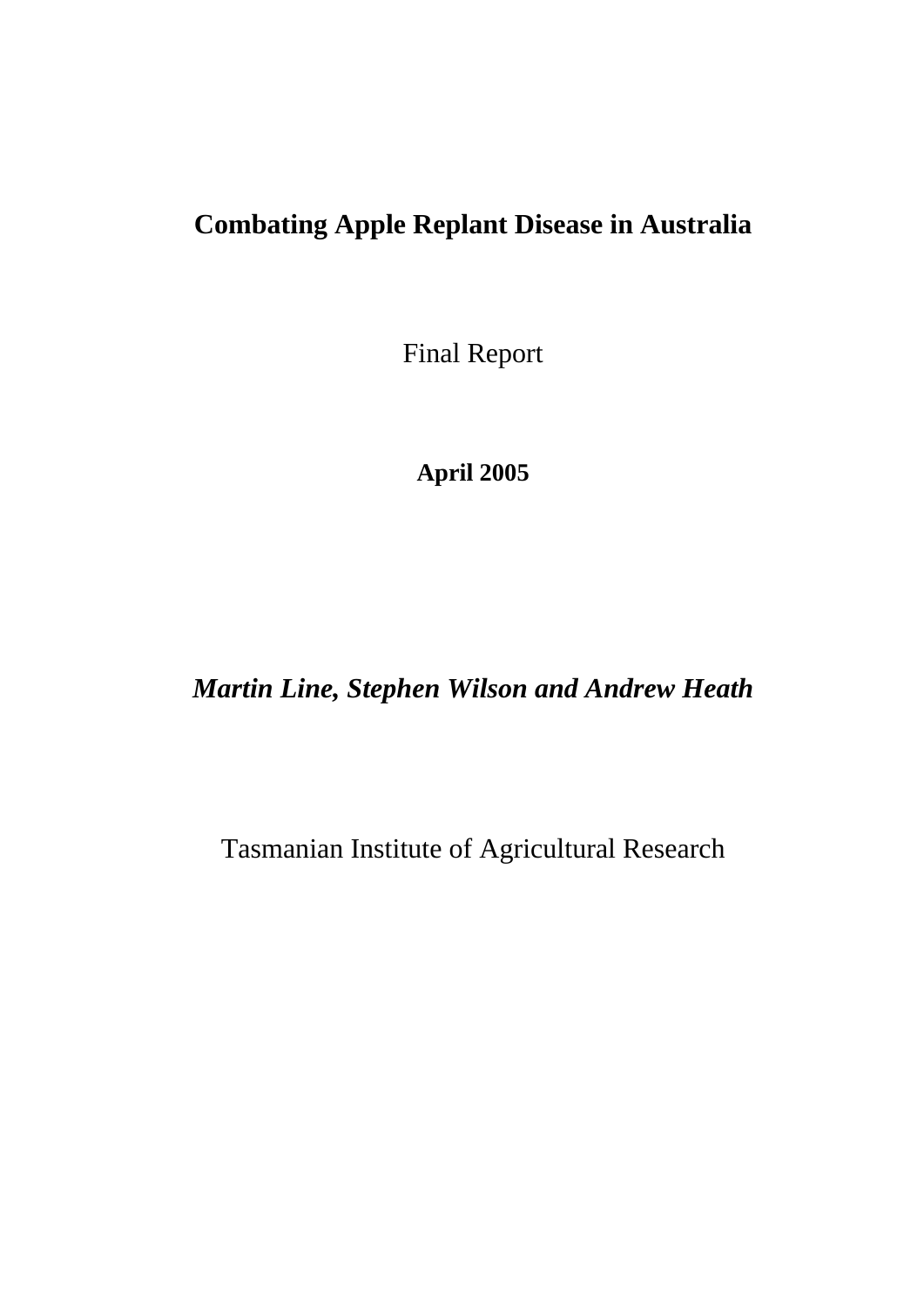# Combating Apple Replant Disease in Australia

Final Report

**April 2005**

***Martin Line, Stephen Wilson and Andrew Heath***

Tasmanian Institute of Agricultural Research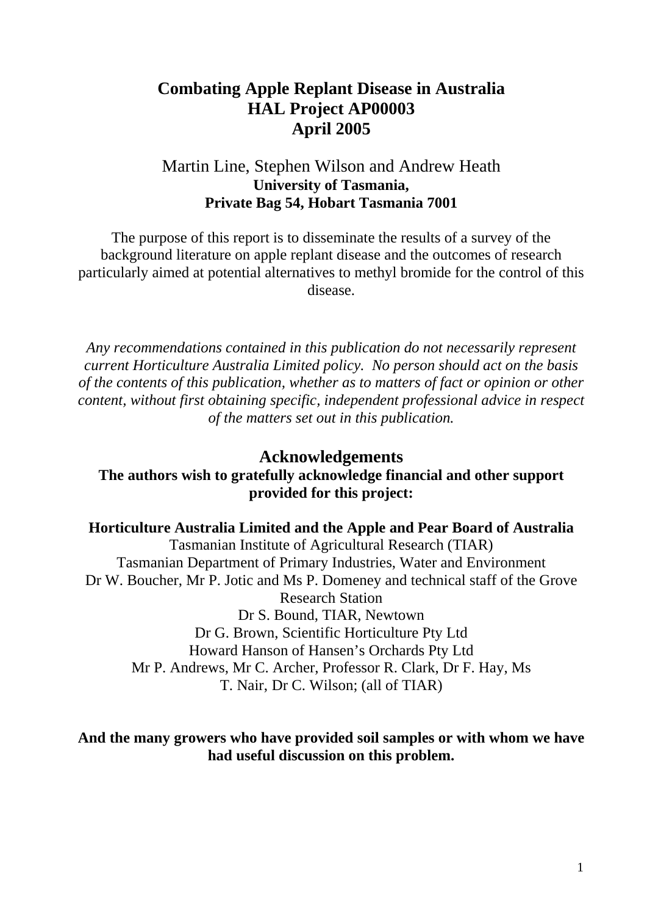# Combating Apple Replant Disease in Australia
# HAL Project AP00003
# April 2005

Martin Line, Stephen Wilson and Andrew Heath
**University of Tasmania,**
**Private Bag 54, Hobart Tasmania 7001**

The purpose of this report is to disseminate the results of a survey of the background literature on apple replant disease and the outcomes of research particularly aimed at potential alternatives to methyl bromide for the control of this disease.

*Any recommendations contained in this publication do not necessarily represent current Horticulture Australia Limited policy. No person should act on the basis of the contents of this publication, whether as to matters of fact or opinion or other content, without first obtaining specific, independent professional advice in respect of the matters set out in this publication.*

## Acknowledgements

**The authors wish to gratefully acknowledge financial and other support provided for this project:**

**Horticulture Australia Limited and the Apple and Pear Board of Australia**
Tasmanian Institute of Agricultural Research (TIAR)
Tasmanian Department of Primary Industries, Water and Environment
Dr W. Boucher, Mr P. Jotic and Ms P. Domeney and technical staff of the Grove Research Station
Dr S. Bound, TIAR, Newtown
Dr G. Brown, Scientific Horticulture Pty Ltd
Howard Hanson of Hansen's Orchards Pty Ltd
Mr P. Andrews, Mr C. Archer, Professor R. Clark, Dr F. Hay, Ms T. Nair, Dr C. Wilson; (all of TIAR)

**And the many growers who have provided soil samples or with whom we have had useful discussion on this problem.**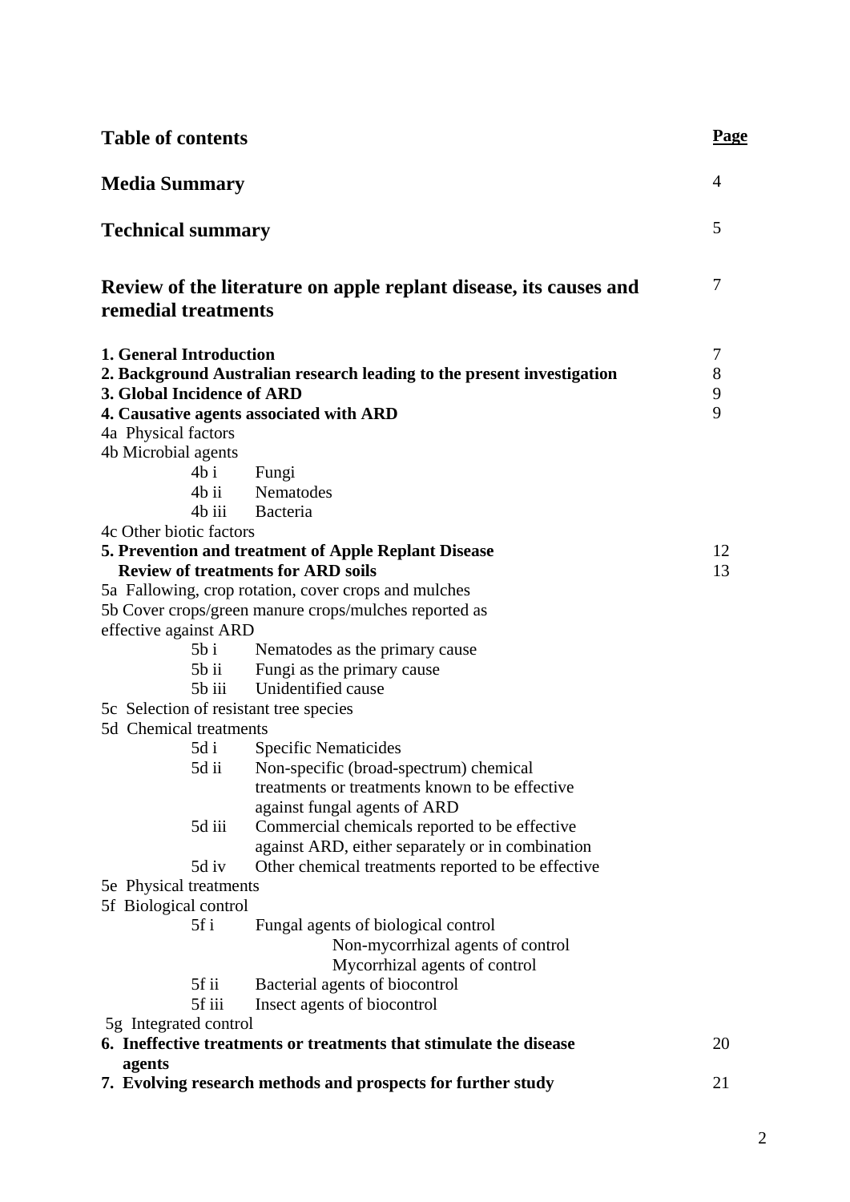| Table of contents | Page |
|---|---|
| **Media Summary** | 4 |
| **Technical summary** | 5 |
| **Review of the literature on apple replant disease, its causes and remedial treatments** | 7 |
| **1. General Introduction** | 7 |
| **2. Background Australian research leading to the present investigation** | 8 |
| **3. Global Incidence of ARD** | 9 |
| **4. Causative agents associated with ARD** | 9 |
| 4a Physical factors | |
| 4b Microbial agents | |
| 4b i Fungi | |
| 4b ii Nematodes | |
| 4b iii Bacteria | |
| 4c Other biotic factors | |
| **5. Prevention and treatment of Apple Replant Disease** | 12 |
| **Review of treatments for ARD soils** | 13 |
| 5a Fallowing, crop rotation, cover crops and mulches | |
| 5b Cover crops/green manure crops/mulches reported as effective against ARD | |
| 5b i Nematodes as the primary cause | |
| 5b ii Fungi as the primary cause | |
| 5b iii Unidentified cause | |
| 5c Selection of resistant tree species | |
| 5d Chemical treatments | |
| 5d i Specific Nematicides | |
| 5d ii Non-specific (broad-spectrum) chemical treatments or treatments known to be effective against fungal agents of ARD | |
| 5d iii Commercial chemicals reported to be effective against ARD, either separately or in combination | |
| 5d iv Other chemical treatments reported to be effective | |
| 5e Physical treatments | |
| 5f Biological control | |
| 5f i Fungal agents of biological control | |
| Non-mycorrhizal agents of control | |
| Mycorrhizal agents of control | |
| 5f ii Bacterial agents of biocontrol | |
| 5f iii Insect agents of biocontrol | |
| 5g Integrated control | |
| **6. Ineffective treatments or treatments that stimulate the disease agents** | 20 |
| **7. Evolving research methods and prospects for further study** | 21 |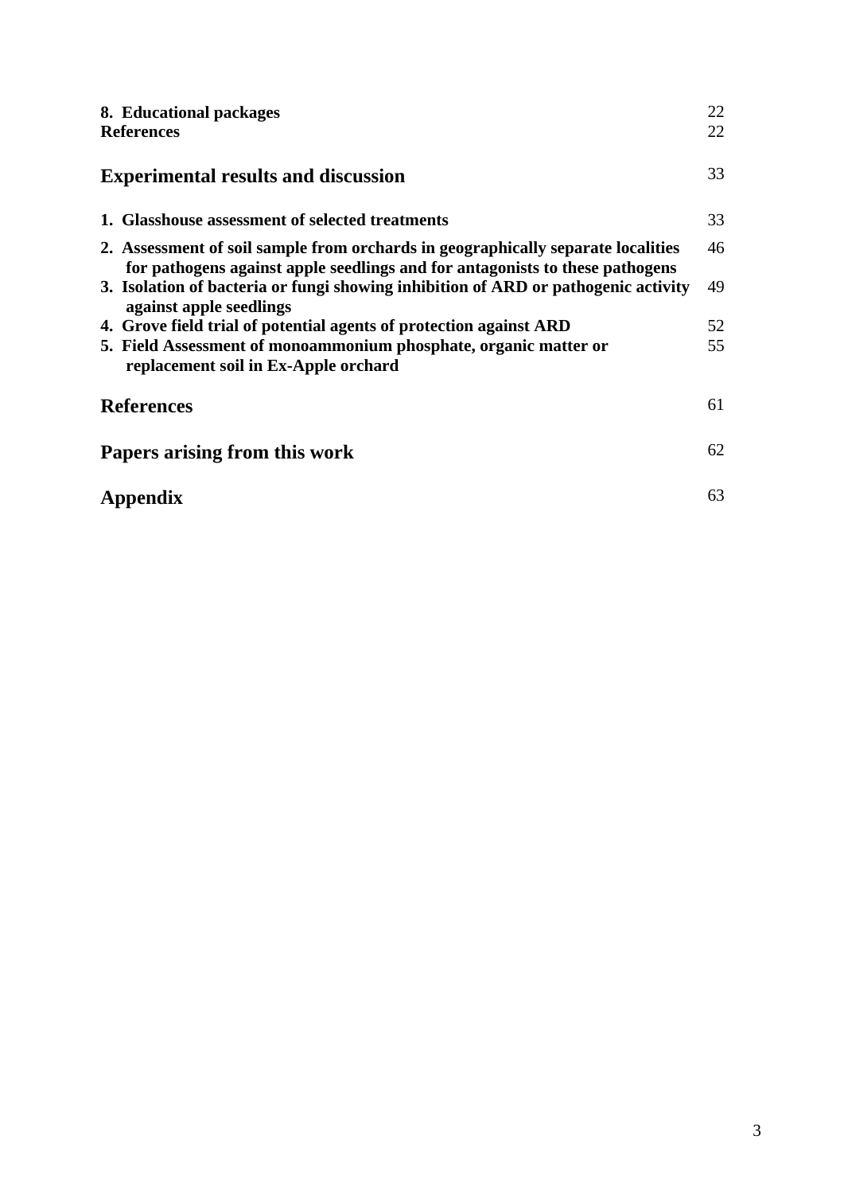**8. Educational packages** 22
**References** 22

## Experimental results and discussion 33

**1. Glasshouse assessment of selected treatments** 33

**2. Assessment of soil sample from orchards in geographically separate localities for pathogens against apple seedlings and for antagonists to these pathogens** 46

**3. Isolation of bacteria or fungi showing inhibition of ARD or pathogenic activity against apple seedlings** 49

**4. Grove field trial of potential agents of protection against ARD** 52

**5. Field Assessment of monoammonium phosphate, organic matter or replacement soil in Ex-Apple orchard** 55

## References 61

## Papers arising from this work 62

## Appendix 63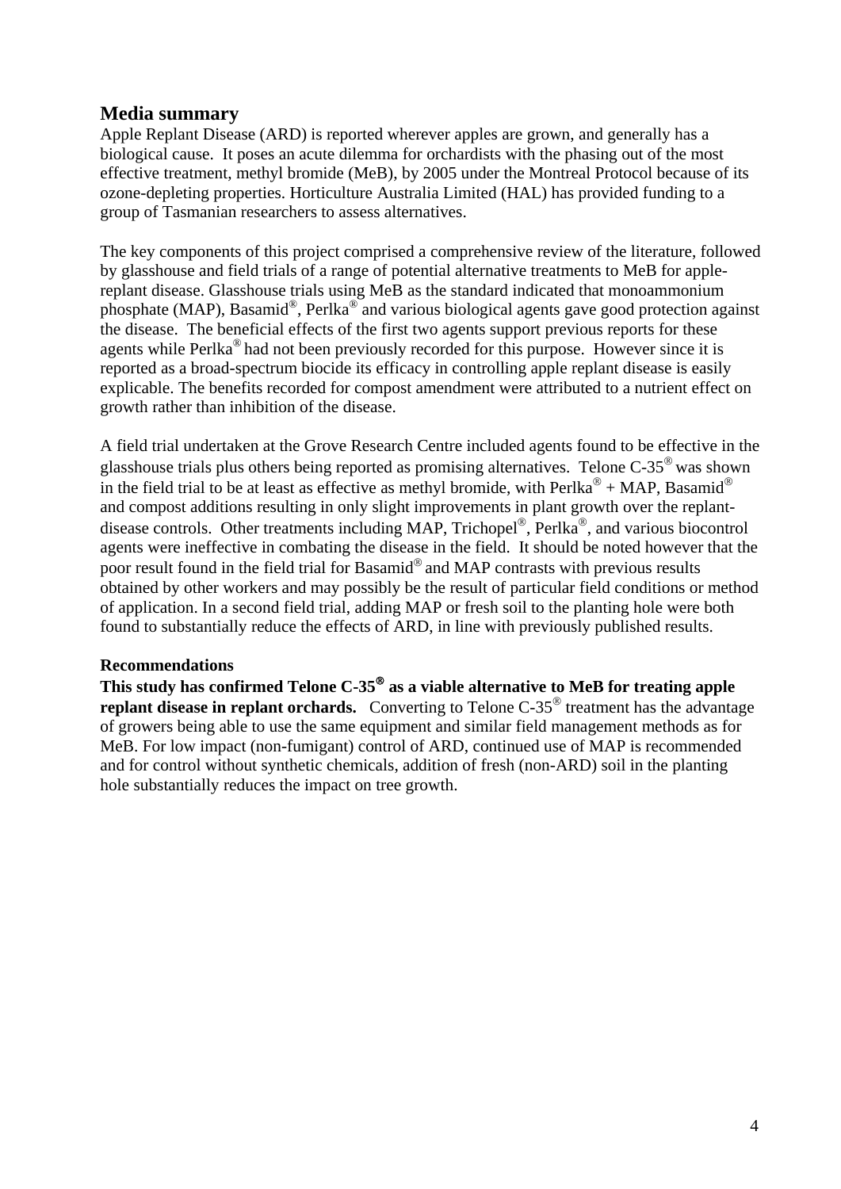## Media summary

Apple Replant Disease (ARD) is reported wherever apples are grown, and generally has a biological cause. It poses an acute dilemma for orchardists with the phasing out of the most effective treatment, methyl bromide (MeB), by 2005 under the Montreal Protocol because of its ozone-depleting properties. Horticulture Australia Limited (HAL) has provided funding to a group of Tasmanian researchers to assess alternatives.

The key components of this project comprised a comprehensive review of the literature, followed by glasshouse and field trials of a range of potential alternative treatments to MeB for apple-replant disease. Glasshouse trials using MeB as the standard indicated that monoammonium phosphate (MAP), Basamid®, Perlka® and various biological agents gave good protection against the disease. The beneficial effects of the first two agents support previous reports for these agents while Perlka® had not been previously recorded for this purpose. However since it is reported as a broad-spectrum biocide its efficacy in controlling apple replant disease is easily explicable. The benefits recorded for compost amendment were attributed to a nutrient effect on growth rather than inhibition of the disease.

A field trial undertaken at the Grove Research Centre included agents found to be effective in the glasshouse trials plus others being reported as promising alternatives. Telone C-35® was shown in the field trial to be at least as effective as methyl bromide, with Perlka® + MAP, Basamid® and compost additions resulting in only slight improvements in plant growth over the replant-disease controls. Other treatments including MAP, Trichopel®, Perlka®, and various biocontrol agents were ineffective in combating the disease in the field. It should be noted however that the poor result found in the field trial for Basamid® and MAP contrasts with previous results obtained by other workers and may possibly be the result of particular field conditions or method of application. In a second field trial, adding MAP or fresh soil to the planting hole were both found to substantially reduce the effects of ARD, in line with previously published results.

**Recommendations**

**This study has confirmed Telone C-35® as a viable alternative to MeB for treating apple replant disease in replant orchards.** Converting to Telone C-35® treatment has the advantage of growers being able to use the same equipment and similar field management methods as for MeB. For low impact (non-fumigant) control of ARD, continued use of MAP is recommended and for control without synthetic chemicals, addition of fresh (non-ARD) soil in the planting hole substantially reduces the impact on tree growth.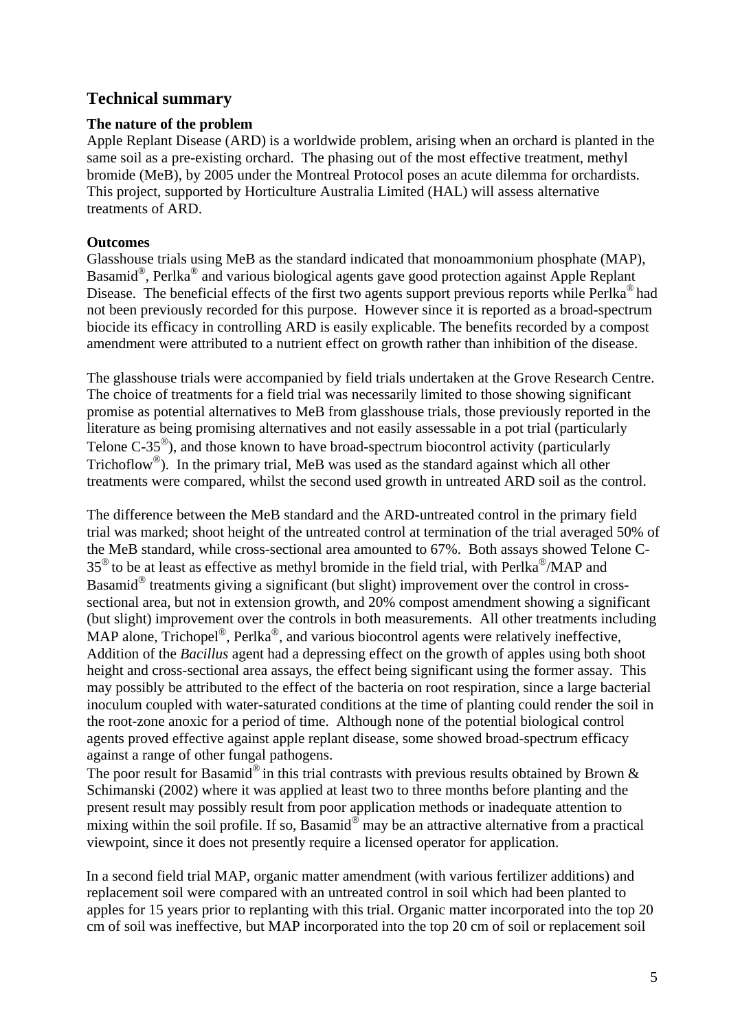## Technical summary

### The nature of the problem

Apple Replant Disease (ARD) is a worldwide problem, arising when an orchard is planted in the same soil as a pre-existing orchard. The phasing out of the most effective treatment, methyl bromide (MeB), by 2005 under the Montreal Protocol poses an acute dilemma for orchardists. This project, supported by Horticulture Australia Limited (HAL) will assess alternative treatments of ARD.

### Outcomes

Glasshouse trials using MeB as the standard indicated that monoammonium phosphate (MAP), Basamid®, Perlka® and various biological agents gave good protection against Apple Replant Disease. The beneficial effects of the first two agents support previous reports while Perlka® had not been previously recorded for this purpose. However since it is reported as a broad-spectrum biocide its efficacy in controlling ARD is easily explicable. The benefits recorded by a compost amendment were attributed to a nutrient effect on growth rather than inhibition of the disease.

The glasshouse trials were accompanied by field trials undertaken at the Grove Research Centre. The choice of treatments for a field trial was necessarily limited to those showing significant promise as potential alternatives to MeB from glasshouse trials, those previously reported in the literature as being promising alternatives and not easily assessable in a pot trial (particularly Telone C-35®), and those known to have broad-spectrum biocontrol activity (particularly Trichoflow®). In the primary trial, MeB was used as the standard against which all other treatments were compared, whilst the second used growth in untreated ARD soil as the control.

The difference between the MeB standard and the ARD-untreated control in the primary field trial was marked; shoot height of the untreated control at termination of the trial averaged 50% of the MeB standard, while cross-sectional area amounted to 67%. Both assays showed Telone C-35® to be at least as effective as methyl bromide in the field trial, with Perlka®/MAP and Basamid® treatments giving a significant (but slight) improvement over the control in cross-sectional area, but not in extension growth, and 20% compost amendment showing a significant (but slight) improvement over the controls in both measurements. All other treatments including MAP alone, Trichopel®, Perlka®, and various biocontrol agents were relatively ineffective, Addition of the *Bacillus* agent had a depressing effect on the growth of apples using both shoot height and cross-sectional area assays, the effect being significant using the former assay. This may possibly be attributed to the effect of the bacteria on root respiration, since a large bacterial inoculum coupled with water-saturated conditions at the time of planting could render the soil in the root-zone anoxic for a period of time. Although none of the potential biological control agents proved effective against apple replant disease, some showed broad-spectrum efficacy against a range of other fungal pathogens.
The poor result for Basamid® in this trial contrasts with previous results obtained by Brown & Schimanski (2002) where it was applied at least two to three months before planting and the present result may possibly result from poor application methods or inadequate attention to mixing within the soil profile. If so, Basamid® may be an attractive alternative from a practical viewpoint, since it does not presently require a licensed operator for application.

In a second field trial MAP, organic matter amendment (with various fertilizer additions) and replacement soil were compared with an untreated control in soil which had been planted to apples for 15 years prior to replanting with this trial. Organic matter incorporated into the top 20 cm of soil was ineffective, but MAP incorporated into the top 20 cm of soil or replacement soil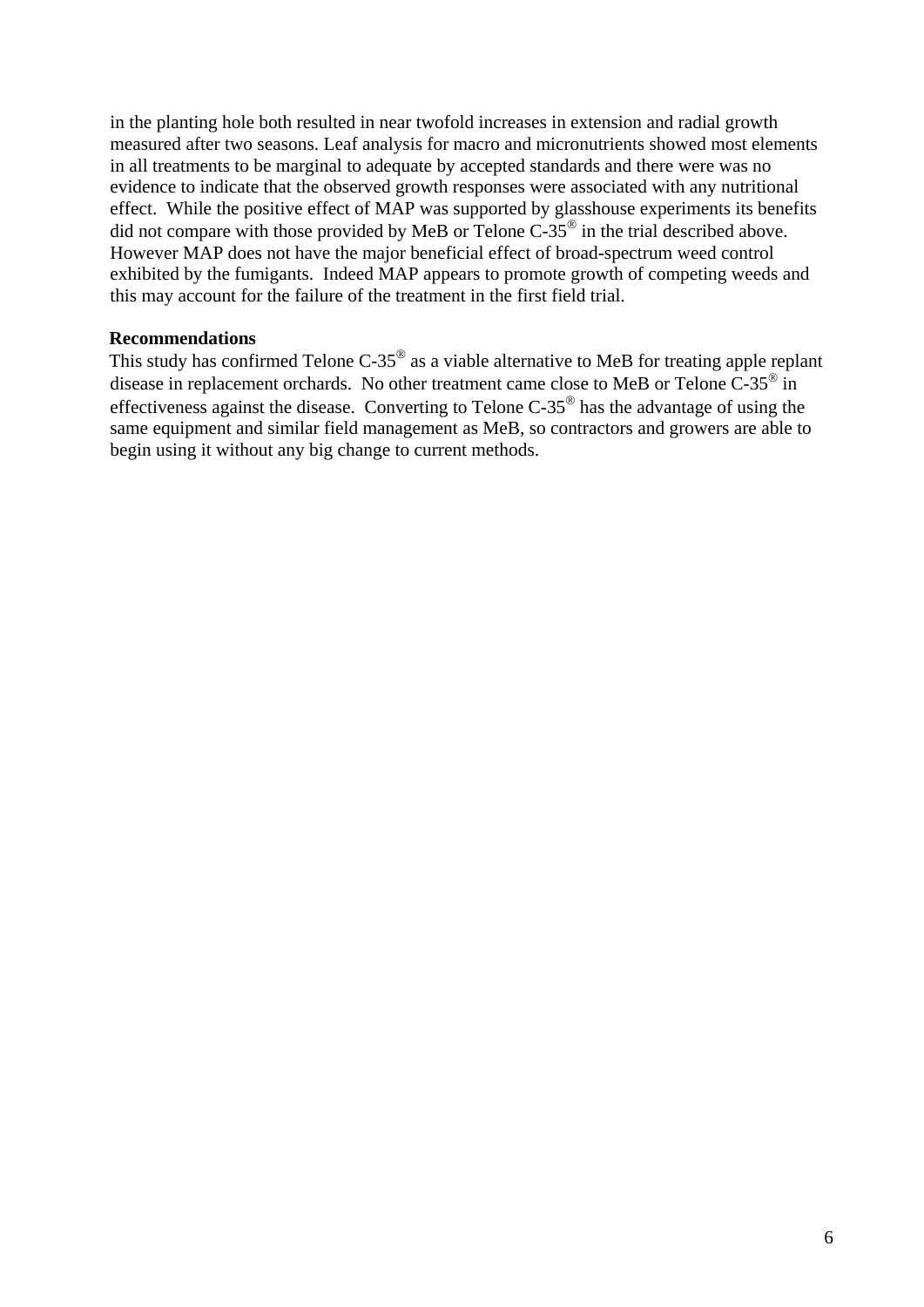in the planting hole both resulted in near twofold increases in extension and radial growth measured after two seasons. Leaf analysis for macro and micronutrients showed most elements in all treatments to be marginal to adequate by accepted standards and there were was no evidence to indicate that the observed growth responses were associated with any nutritional effect. While the positive effect of MAP was supported by glasshouse experiments its benefits did not compare with those provided by MeB or Telone C-35® in the trial described above. However MAP does not have the major beneficial effect of broad-spectrum weed control exhibited by the fumigants. Indeed MAP appears to promote growth of competing weeds and this may account for the failure of the treatment in the first field trial.

**Recommendations**

This study has confirmed Telone C-35® as a viable alternative to MeB for treating apple replant disease in replacement orchards. No other treatment came close to MeB or Telone C-35® in effectiveness against the disease. Converting to Telone C-35® has the advantage of using the same equipment and similar field management as MeB, so contractors and growers are able to begin using it without any big change to current methods.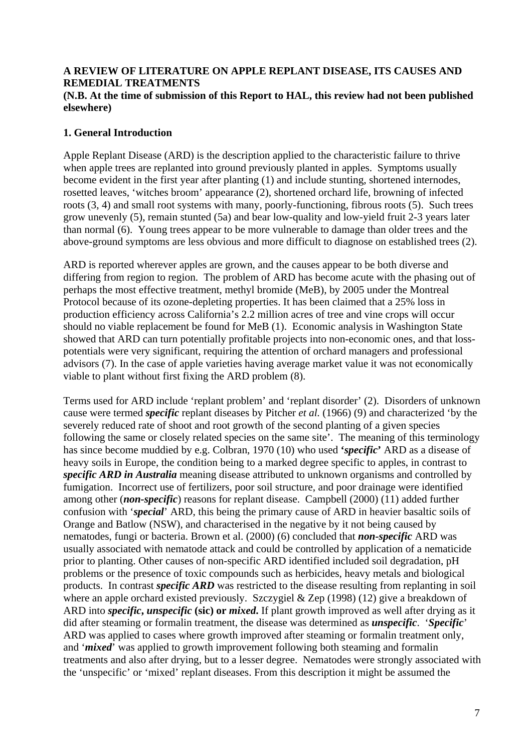**A REVIEW OF LITERATURE ON APPLE REPLANT DISEASE, ITS CAUSES AND REMEDIAL TREATMENTS**
**(N.B. At the time of submission of this Report to HAL, this review had not been published elsewhere)**

## 1. General Introduction

Apple Replant Disease (ARD) is the description applied to the characteristic failure to thrive when apple trees are replanted into ground previously planted in apples. Symptoms usually become evident in the first year after planting (1) and include stunting, shortened internodes, rosetted leaves, 'witches broom' appearance (2), shortened orchard life, browning of infected roots (3, 4) and small root systems with many, poorly-functioning, fibrous roots (5). Such trees grow unevenly (5), remain stunted (5a) and bear low-quality and low-yield fruit 2-3 years later than normal (6). Young trees appear to be more vulnerable to damage than older trees and the above-ground symptoms are less obvious and more difficult to diagnose on established trees (2).

ARD is reported wherever apples are grown, and the causes appear to be both diverse and differing from region to region. The problem of ARD has become acute with the phasing out of perhaps the most effective treatment, methyl bromide (MeB), by 2005 under the Montreal Protocol because of its ozone-depleting properties. It has been claimed that a 25% loss in production efficiency across California's 2.2 million acres of tree and vine crops will occur should no viable replacement be found for MeB (1). Economic analysis in Washington State showed that ARD can turn potentially profitable projects into non-economic ones, and that loss-potentials were very significant, requiring the attention of orchard managers and professional advisors (7). In the case of apple varieties having average market value it was not economically viable to plant without first fixing the ARD problem (8).

Terms used for ARD include 'replant problem' and 'replant disorder' (2). Disorders of unknown cause were termed ***specific*** replant diseases by Pitcher *et al.* (1966) (9) and characterized 'by the severely reduced rate of shoot and root growth of the second planting of a given species following the same or closely related species on the same site'. The meaning of this terminology has since become muddied by e.g. Colbran, 1970 (10) who used ***'specific'*** ARD as a disease of heavy soils in Europe, the condition being to a marked degree specific to apples, in contrast to ***specific ARD in Australia*** meaning disease attributed to unknown organisms and controlled by fumigation. Incorrect use of fertilizers, poor soil structure, and poor drainage were identified among other (***non-specific***) reasons for replant disease. Campbell (2000) (11) added further confusion with '***special***' ARD, this being the primary cause of ARD in heavier basaltic soils of Orange and Batlow (NSW), and characterised in the negative by it not being caused by nematodes, fungi or bacteria. Brown et al. (2000) (6) concluded that ***non-specific*** ARD was usually associated with nematode attack and could be controlled by application of a nematicide prior to planting. Other causes of non-specific ARD identified included soil degradation, pH problems or the presence of toxic compounds such as herbicides, heavy metals and biological products. In contrast ***specific ARD*** was restricted to the disease resulting from replanting in soil where an apple orchard existed previously. Szczygiel & Zep (1998) (12) give a breakdown of ARD into ***specific, unspecific*** **(sic) or** ***mixed***. If plant growth improved as well after drying as it did after steaming or formalin treatment, the disease was determined as ***unspecific***. '***Specific***' ARD was applied to cases where growth improved after steaming or formalin treatment only, and '***mixed***' was applied to growth improvement following both steaming and formalin treatments and also after drying, but to a lesser degree. Nematodes were strongly associated with the 'unspecific' or 'mixed' replant diseases. From this description it might be assumed the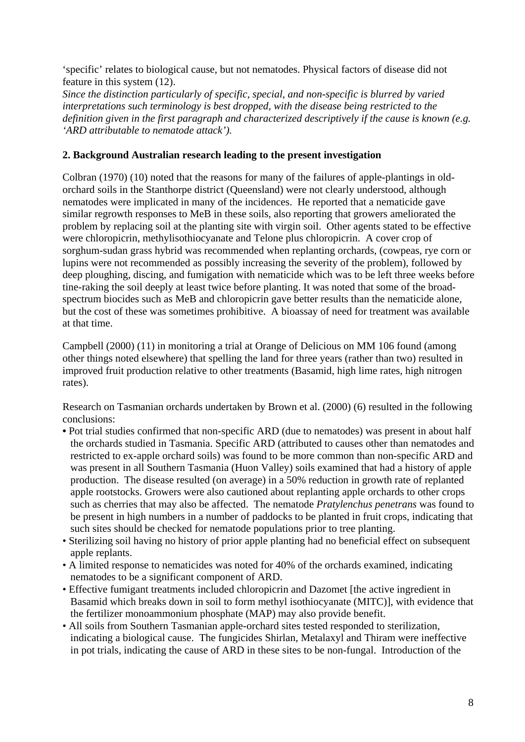'specific' relates to biological cause, but not nematodes. Physical factors of disease did not feature in this system (12).
*Since the distinction particularly of specific, special, and non-specific is blurred by varied interpretations such terminology is best dropped, with the disease being restricted to the definition given in the first paragraph and characterized descriptively if the cause is known (e.g. 'ARD attributable to nematode attack').*

**2. Background Australian research leading to the present investigation**

Colbran (1970) (10) noted that the reasons for many of the failures of apple-plantings in old-orchard soils in the Stanthorpe district (Queensland) were not clearly understood, although nematodes were implicated in many of the incidences. He reported that a nematicide gave similar regrowth responses to MeB in these soils, also reporting that growers ameliorated the problem by replacing soil at the planting site with virgin soil. Other agents stated to be effective were chloropicrin, methylisothiocyanate and Telone plus chloropicrin. A cover crop of sorghum-sudan grass hybrid was recommended when replanting orchards, (cowpeas, rye corn or lupins were not recommended as possibly increasing the severity of the problem), followed by deep ploughing, discing, and fumigation with nematicide which was to be left three weeks before tine-raking the soil deeply at least twice before planting. It was noted that some of the broad-spectrum biocides such as MeB and chloropicrin gave better results than the nematicide alone, but the cost of these was sometimes prohibitive. A bioassay of need for treatment was available at that time.

Campbell (2000) (11) in monitoring a trial at Orange of Delicious on MM 106 found (among other things noted elsewhere) that spelling the land for three years (rather than two) resulted in improved fruit production relative to other treatments (Basamid, high lime rates, high nitrogen rates).

Research on Tasmanian orchards undertaken by Brown et al. (2000) (6) resulted in the following conclusions:

- Pot trial studies confirmed that non-specific ARD (due to nematodes) was present in about half the orchards studied in Tasmania. Specific ARD (attributed to causes other than nematodes and restricted to ex-apple orchard soils) was found to be more common than non-specific ARD and was present in all Southern Tasmania (Huon Valley) soils examined that had a history of apple production. The disease resulted (on average) in a 50% reduction in growth rate of replanted apple rootstocks. Growers were also cautioned about replanting apple orchards to other crops such as cherries that may also be affected. The nematode *Pratylenchus penetrans* was found to be present in high numbers in a number of paddocks to be planted in fruit crops, indicating that such sites should be checked for nematode populations prior to tree planting.
- Sterilizing soil having no history of prior apple planting had no beneficial effect on subsequent apple replants.
- A limited response to nematicides was noted for 40% of the orchards examined, indicating nematodes to be a significant component of ARD.
- Effective fumigant treatments included chloropicrin and Dazomet [the active ingredient in Basamid which breaks down in soil to form methyl isothiocyanate (MITC)], with evidence that the fertilizer monoammonium phosphate (MAP) may also provide benefit.
- All soils from Southern Tasmanian apple-orchard sites tested responded to sterilization, indicating a biological cause. The fungicides Shirlan, Metalaxyl and Thiram were ineffective in pot trials, indicating the cause of ARD in these sites to be non-fungal. Introduction of the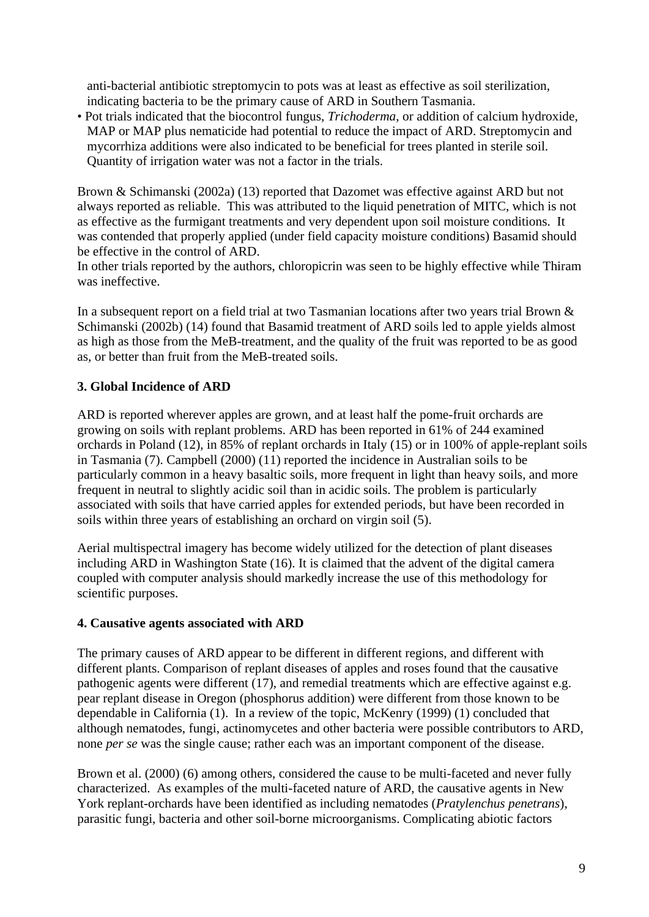anti-bacterial antibiotic streptomycin to pots was at least as effective as soil sterilization, indicating bacteria to be the primary cause of ARD in Southern Tasmania.

- Pot trials indicated that the biocontrol fungus, *Trichoderma*, or addition of calcium hydroxide, MAP or MAP plus nematicide had potential to reduce the impact of ARD. Streptomycin and mycorrhiza additions were also indicated to be beneficial for trees planted in sterile soil. Quantity of irrigation water was not a factor in the trials.

Brown & Schimanski (2002a) (13) reported that Dazomet was effective against ARD but not always reported as reliable. This was attributed to the liquid penetration of MITC, which is not as effective as the furmigant treatments and very dependent upon soil moisture conditions. It was contended that properly applied (under field capacity moisture conditions) Basamid should be effective in the control of ARD.
In other trials reported by the authors, chloropicrin was seen to be highly effective while Thiram was ineffective.

In a subsequent report on a field trial at two Tasmanian locations after two years trial Brown & Schimanski (2002b) (14) found that Basamid treatment of ARD soils led to apple yields almost as high as those from the MeB-treatment, and the quality of the fruit was reported to be as good as, or better than fruit from the MeB-treated soils.

## 3. Global Incidence of ARD

ARD is reported wherever apples are grown, and at least half the pome-fruit orchards are growing on soils with replant problems. ARD has been reported in 61% of 244 examined orchards in Poland (12), in 85% of replant orchards in Italy (15) or in 100% of apple-replant soils in Tasmania (7). Campbell (2000) (11) reported the incidence in Australian soils to be particularly common in a heavy basaltic soils, more frequent in light than heavy soils, and more frequent in neutral to slightly acidic soil than in acidic soils. The problem is particularly associated with soils that have carried apples for extended periods, but have been recorded in soils within three years of establishing an orchard on virgin soil (5).

Aerial multispectral imagery has become widely utilized for the detection of plant diseases including ARD in Washington State (16). It is claimed that the advent of the digital camera coupled with computer analysis should markedly increase the use of this methodology for scientific purposes.

## 4. Causative agents associated with ARD

The primary causes of ARD appear to be different in different regions, and different with different plants. Comparison of replant diseases of apples and roses found that the causative pathogenic agents were different (17), and remedial treatments which are effective against e.g. pear replant disease in Oregon (phosphorus addition) were different from those known to be dependable in California (1). In a review of the topic, McKenry (1999) (1) concluded that although nematodes, fungi, actinomycetes and other bacteria were possible contributors to ARD, none *per se* was the single cause; rather each was an important component of the disease.

Brown et al. (2000) (6) among others, considered the cause to be multi-faceted and never fully characterized. As examples of the multi-faceted nature of ARD, the causative agents in New York replant-orchards have been identified as including nematodes (*Pratylenchus penetrans*), parasitic fungi, bacteria and other soil-borne microorganisms. Complicating abiotic factors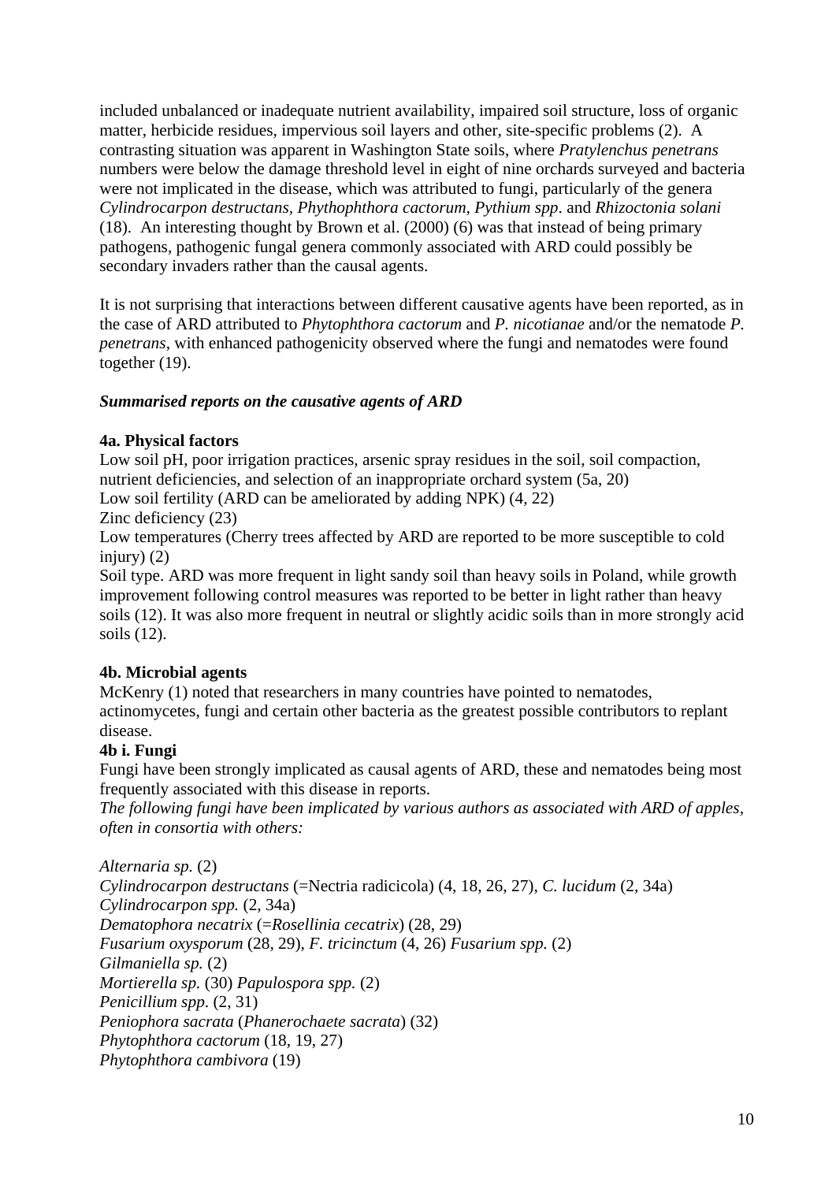included unbalanced or inadequate nutrient availability, impaired soil structure, loss of organic matter, herbicide residues, impervious soil layers and other, site-specific problems (2). A contrasting situation was apparent in Washington State soils, where *Pratylenchus penetrans* numbers were below the damage threshold level in eight of nine orchards surveyed and bacteria were not implicated in the disease, which was attributed to fungi, particularly of the genera *Cylindrocarpon destructans*, *Phythophthora cactorum, Pythium spp*. and *Rhizoctonia solani* (18). An interesting thought by Brown et al. (2000) (6) was that instead of being primary pathogens, pathogenic fungal genera commonly associated with ARD could possibly be secondary invaders rather than the causal agents.

It is not surprising that interactions between different causative agents have been reported, as in the case of ARD attributed to *Phytophthora cactorum* and *P. nicotianae* and/or the nematode *P. penetrans*, with enhanced pathogenicity observed where the fungi and nematodes were found together (19).

***Summarised reports on the causative agents of ARD***

**4a. Physical factors**

Low soil pH, poor irrigation practices, arsenic spray residues in the soil, soil compaction, nutrient deficiencies, and selection of an inappropriate orchard system (5a, 20)

Low soil fertility (ARD can be ameliorated by adding NPK) (4, 22)

Zinc deficiency (23)

Low temperatures (Cherry trees affected by ARD are reported to be more susceptible to cold injury) (2)

Soil type. ARD was more frequent in light sandy soil than heavy soils in Poland, while growth improvement following control measures was reported to be better in light rather than heavy soils (12). It was also more frequent in neutral or slightly acidic soils than in more strongly acid soils (12).

**4b. Microbial agents**

McKenry (1) noted that researchers in many countries have pointed to nematodes, actinomycetes, fungi and certain other bacteria as the greatest possible contributors to replant disease.

**4b i. Fungi**

Fungi have been strongly implicated as causal agents of ARD, these and nematodes being most frequently associated with this disease in reports.

*The following fungi have been implicated by various authors as associated with ARD of apples, often in consortia with others:*

*Alternaria sp.* (2)  
*Cylindrocarpon destructans* (=Nectria radicicola) (4, 18, 26, 27), *C. lucidum* (2, 34a)  
*Cylindrocarpon spp.* (2, 34a)  
*Dematophora necatrix* (=*Rosellinia cecatrix*) (28, 29)  
*Fusarium oxysporum* (28, 29), *F. tricinctum* (4, 26) *Fusarium spp.* (2)  
*Gilmaniella sp.* (2)  
*Mortierella sp.* (30) *Papulospora spp.* (2)  
*Penicillium spp*. (2, 31)  
*Peniophora sacrata* (*Phanerochaete sacrata*) (32)  
*Phytophthora cactorum* (18, 19, 27)  
*Phytophthora cambivora* (19)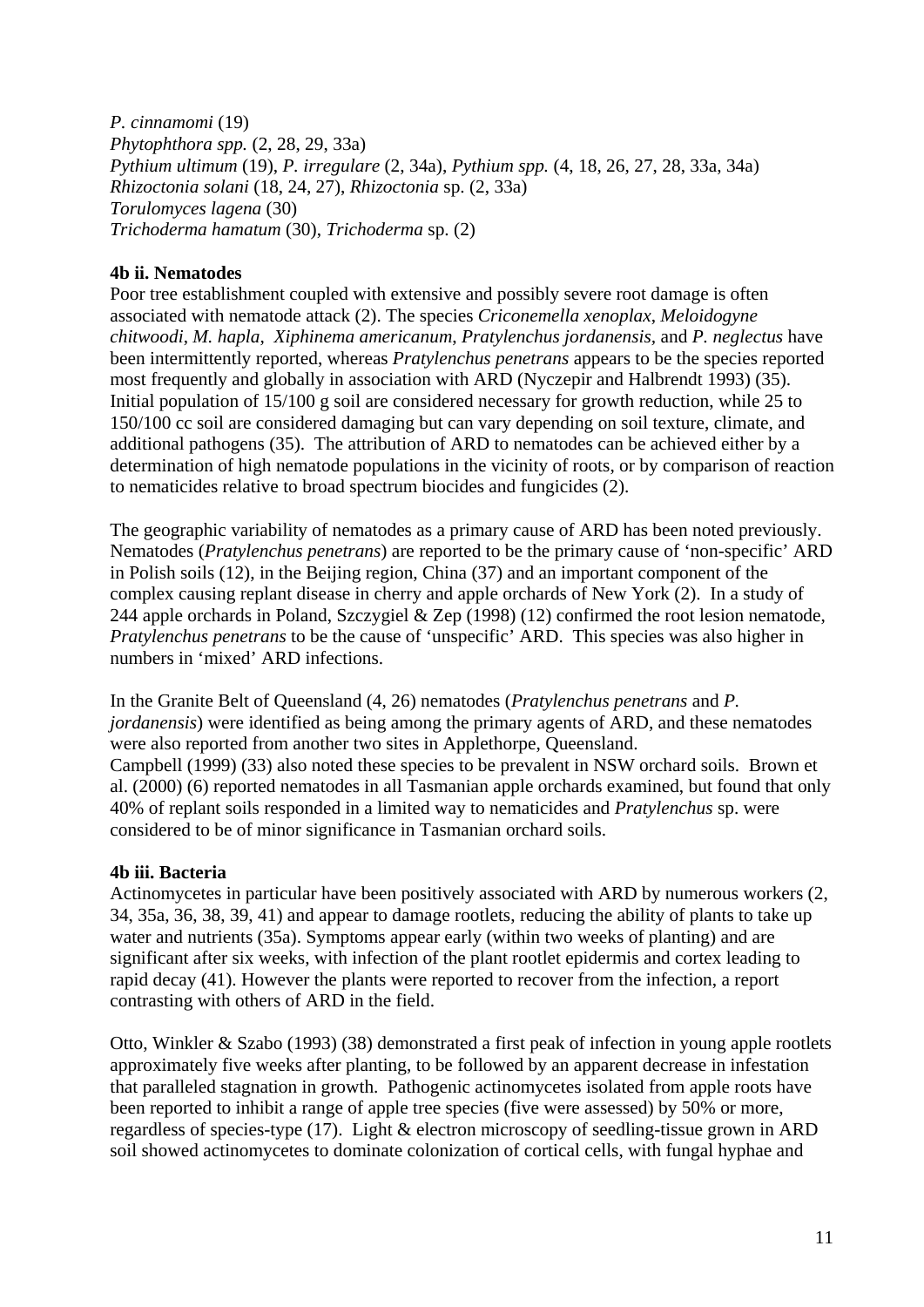*P. cinnamomi* (19)
*Phytophthora spp.* (2, 28, 29, 33a)
*Pythium ultimum* (19), *P. irregulare* (2, 34a), *Pythium spp.* (4, 18, 26, 27, 28, 33a, 34a)
*Rhizoctonia solani* (18, 24, 27), *Rhizoctonia* sp. (2, 33a)
*Torulomyces lagena* (30)
*Trichoderma hamatum* (30), *Trichoderma* sp. (2)

**4b ii. Nematodes**

Poor tree establishment coupled with extensive and possibly severe root damage is often associated with nematode attack (2). The species *Criconemella xenoplax*, *Meloidogyne chitwoodi*, *M. hapla*, *Xiphinema americanum*, *Pratylenchus jordanensis*, and *P. neglectus* have been intermittently reported, whereas *Pratylenchus penetrans* appears to be the species reported most frequently and globally in association with ARD (Nyczepir and Halbrendt 1993) (35). Initial population of 15/100 g soil are considered necessary for growth reduction, while 25 to 150/100 cc soil are considered damaging but can vary depending on soil texture, climate, and additional pathogens (35). The attribution of ARD to nematodes can be achieved either by a determination of high nematode populations in the vicinity of roots, or by comparison of reaction to nematicides relative to broad spectrum biocides and fungicides (2).

The geographic variability of nematodes as a primary cause of ARD has been noted previously. Nematodes (*Pratylenchus penetrans*) are reported to be the primary cause of 'non-specific' ARD in Polish soils (12), in the Beijing region, China (37) and an important component of the complex causing replant disease in cherry and apple orchards of New York (2). In a study of 244 apple orchards in Poland, Szczygiel & Zep (1998) (12) confirmed the root lesion nematode, *Pratylenchus penetrans* to be the cause of 'unspecific' ARD. This species was also higher in numbers in 'mixed' ARD infections.

In the Granite Belt of Queensland (4, 26) nematodes (*Pratylenchus penetrans* and *P. jordanensis*) were identified as being among the primary agents of ARD, and these nematodes were also reported from another two sites in Applethorpe, Queensland.
Campbell (1999) (33) also noted these species to be prevalent in NSW orchard soils. Brown et al. (2000) (6) reported nematodes in all Tasmanian apple orchards examined, but found that only 40% of replant soils responded in a limited way to nematicides and *Pratylenchus* sp. were considered to be of minor significance in Tasmanian orchard soils.

**4b iii. Bacteria**

Actinomycetes in particular have been positively associated with ARD by numerous workers (2, 34, 35a, 36, 38, 39, 41) and appear to damage rootlets, reducing the ability of plants to take up water and nutrients (35a). Symptoms appear early (within two weeks of planting) and are significant after six weeks, with infection of the plant rootlet epidermis and cortex leading to rapid decay (41). However the plants were reported to recover from the infection, a report contrasting with others of ARD in the field.

Otto, Winkler & Szabo (1993) (38) demonstrated a first peak of infection in young apple rootlets approximately five weeks after planting, to be followed by an apparent decrease in infestation that paralleled stagnation in growth. Pathogenic actinomycetes isolated from apple roots have been reported to inhibit a range of apple tree species (five were assessed) by 50% or more, regardless of species-type (17). Light & electron microscopy of seedling-tissue grown in ARD soil showed actinomycetes to dominate colonization of cortical cells, with fungal hyphae and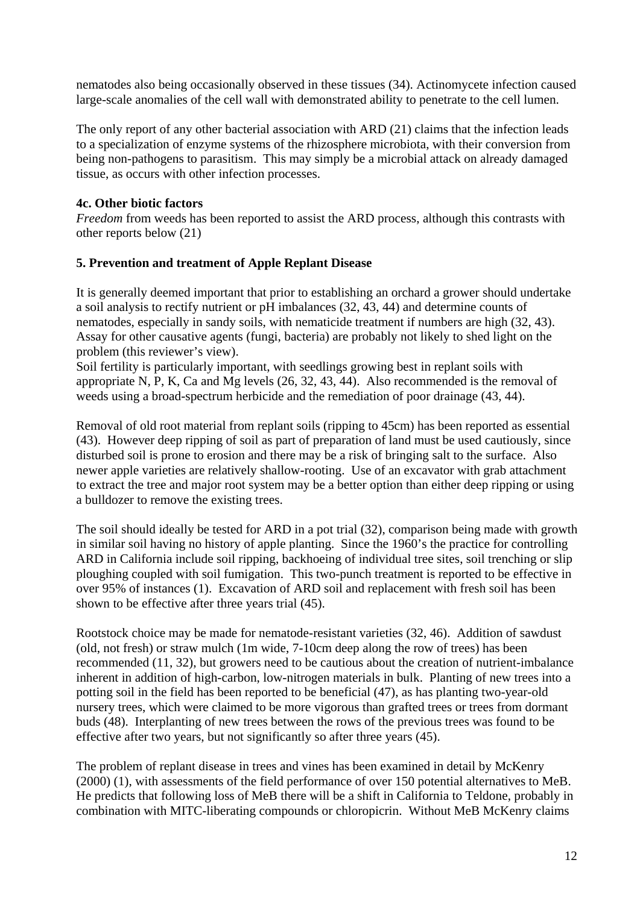nematodes also being occasionally observed in these tissues (34). Actinomycete infection caused large-scale anomalies of the cell wall with demonstrated ability to penetrate to the cell lumen.

The only report of any other bacterial association with ARD (21) claims that the infection leads to a specialization of enzyme systems of the rhizosphere microbiota, with their conversion from being non-pathogens to parasitism. This may simply be a microbial attack on already damaged tissue, as occurs with other infection processes.

### 4c. Other biotic factors

*Freedom* from weeds has been reported to assist the ARD process, although this contrasts with other reports below (21)

## 5. Prevention and treatment of Apple Replant Disease

It is generally deemed important that prior to establishing an orchard a grower should undertake a soil analysis to rectify nutrient or pH imbalances (32, 43, 44) and determine counts of nematodes, especially in sandy soils, with nematicide treatment if numbers are high (32, 43). Assay for other causative agents (fungi, bacteria) are probably not likely to shed light on the problem (this reviewer's view).
Soil fertility is particularly important, with seedlings growing best in replant soils with appropriate N, P, K, Ca and Mg levels (26, 32, 43, 44). Also recommended is the removal of weeds using a broad-spectrum herbicide and the remediation of poor drainage (43, 44).

Removal of old root material from replant soils (ripping to 45cm) has been reported as essential (43). However deep ripping of soil as part of preparation of land must be used cautiously, since disturbed soil is prone to erosion and there may be a risk of bringing salt to the surface. Also newer apple varieties are relatively shallow-rooting. Use of an excavator with grab attachment to extract the tree and major root system may be a better option than either deep ripping or using a bulldozer to remove the existing trees.

The soil should ideally be tested for ARD in a pot trial (32), comparison being made with growth in similar soil having no history of apple planting. Since the 1960's the practice for controlling ARD in California include soil ripping, backhoeing of individual tree sites, soil trenching or slip ploughing coupled with soil fumigation. This two-punch treatment is reported to be effective in over 95% of instances (1). Excavation of ARD soil and replacement with fresh soil has been shown to be effective after three years trial (45).

Rootstock choice may be made for nematode-resistant varieties (32, 46). Addition of sawdust (old, not fresh) or straw mulch (1m wide, 7-10cm deep along the row of trees) has been recommended (11, 32), but growers need to be cautious about the creation of nutrient-imbalance inherent in addition of high-carbon, low-nitrogen materials in bulk. Planting of new trees into a potting soil in the field has been reported to be beneficial (47), as has planting two-year-old nursery trees, which were claimed to be more vigorous than grafted trees or trees from dormant buds (48). Interplanting of new trees between the rows of the previous trees was found to be effective after two years, but not significantly so after three years (45).

The problem of replant disease in trees and vines has been examined in detail by McKenry (2000) (1), with assessments of the field performance of over 150 potential alternatives to MeB. He predicts that following loss of MeB there will be a shift in California to Teldone, probably in combination with MITC-liberating compounds or chloropicrin. Without MeB McKenry claims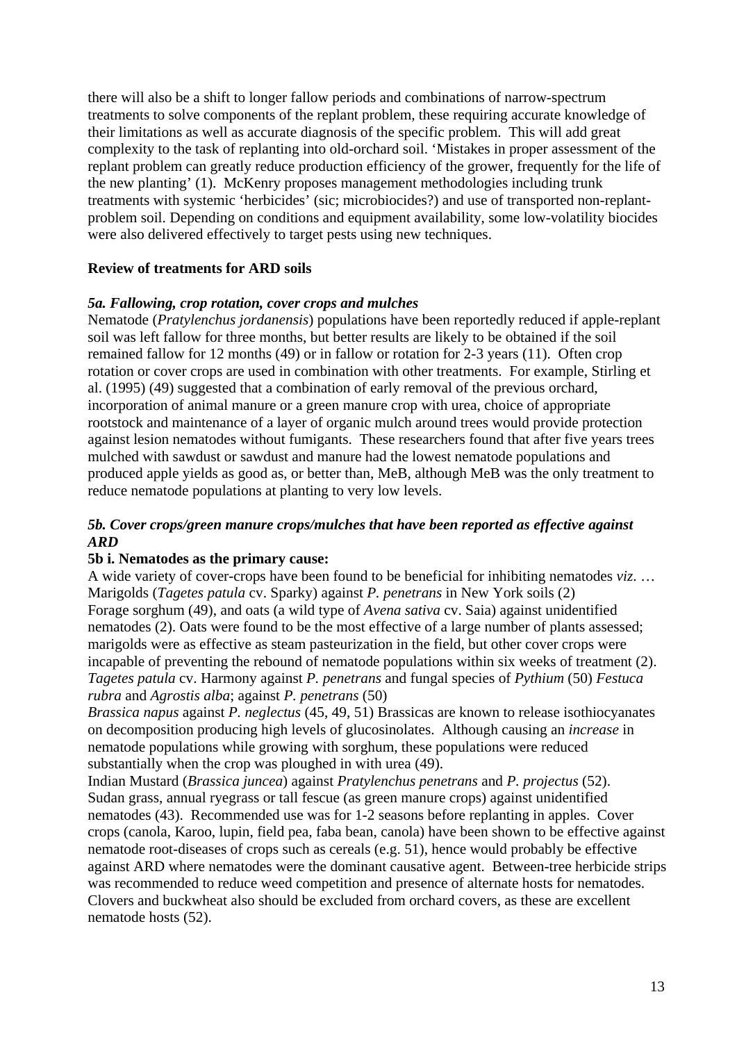there will also be a shift to longer fallow periods and combinations of narrow-spectrum treatments to solve components of the replant problem, these requiring accurate knowledge of their limitations as well as accurate diagnosis of the specific problem. This will add great complexity to the task of replanting into old-orchard soil. 'Mistakes in proper assessment of the replant problem can greatly reduce production efficiency of the grower, frequently for the life of the new planting' (1). McKenry proposes management methodologies including trunk treatments with systemic 'herbicides' (sic; microbiocides?) and use of transported non-replant-problem soil. Depending on conditions and equipment availability, some low-volatility biocides were also delivered effectively to target pests using new techniques.

## Review of treatments for ARD soils

### *5a. Fallowing, crop rotation, cover crops and mulches*

Nematode (*Pratylenchus jordanensis*) populations have been reportedly reduced if apple-replant soil was left fallow for three months, but better results are likely to be obtained if the soil remained fallow for 12 months (49) or in fallow or rotation for 2-3 years (11). Often crop rotation or cover crops are used in combination with other treatments. For example, Stirling et al. (1995) (49) suggested that a combination of early removal of the previous orchard, incorporation of animal manure or a green manure crop with urea, choice of appropriate rootstock and maintenance of a layer of organic mulch around trees would provide protection against lesion nematodes without fumigants. These researchers found that after five years trees mulched with sawdust or sawdust and manure had the lowest nematode populations and produced apple yields as good as, or better than, MeB, although MeB was the only treatment to reduce nematode populations at planting to very low levels.

### *5b. Cover crops/green manure crops/mulches that have been reported as effective against ARD*

#### 5b i. Nematodes as the primary cause:

A wide variety of cover-crops have been found to be beneficial for inhibiting nematodes *viz*. …
Marigolds (*Tagetes patula* cv. Sparky) against *P. penetrans* in New York soils (2)
Forage sorghum (49), and oats (a wild type of *Avena sativa* cv. Saia) against unidentified nematodes (2). Oats were found to be the most effective of a large number of plants assessed; marigolds were as effective as steam pasteurization in the field, but other cover crops were incapable of preventing the rebound of nematode populations within six weeks of treatment (2).
*Tagetes patula* cv. Harmony against *P. penetrans* and fungal species of *Pythium* (50) *Festuca rubra* and *Agrostis alba*; against *P. penetrans* (50)
*Brassica napus* against *P. neglectus* (45, 49, 51) Brassicas are known to release isothiocyanates on decomposition producing high levels of glucosinolates. Although causing an *increase* in nematode populations while growing with sorghum, these populations were reduced substantially when the crop was ploughed in with urea (49).
Indian Mustard (*Brassica juncea*) against *Pratylenchus penetrans* and *P. projectus* (52).
Sudan grass, annual ryegrass or tall fescue (as green manure crops) against unidentified nematodes (43). Recommended use was for 1-2 seasons before replanting in apples. Cover crops (canola, Karoo, lupin, field pea, faba bean, canola) have been shown to be effective against nematode root-diseases of crops such as cereals (e.g. 51), hence would probably be effective against ARD where nematodes were the dominant causative agent. Between-tree herbicide strips was recommended to reduce weed competition and presence of alternate hosts for nematodes. Clovers and buckwheat also should be excluded from orchard covers, as these are excellent nematode hosts (52).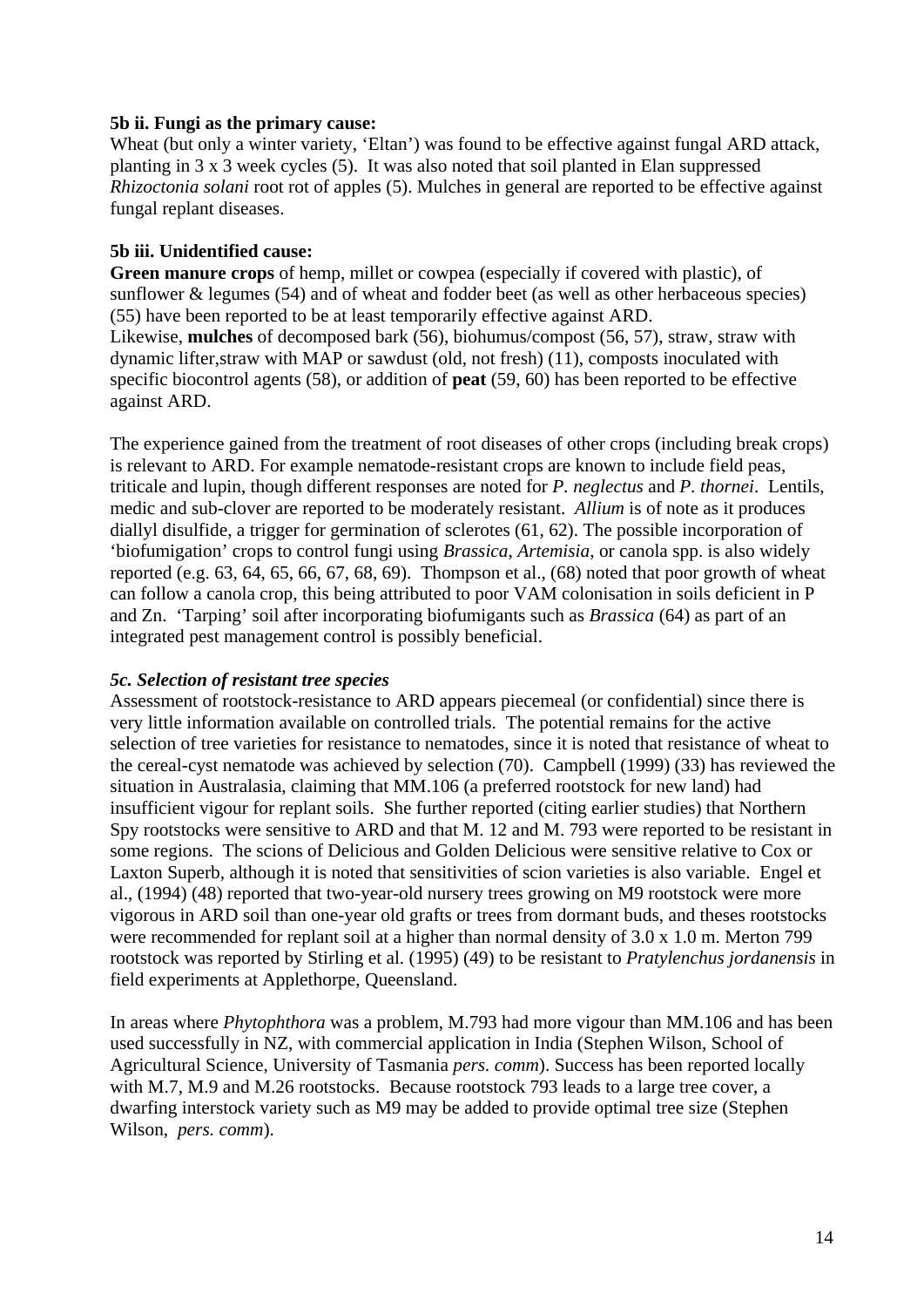**5b ii. Fungi as the primary cause:**
Wheat (but only a winter variety, 'Eltan') was found to be effective against fungal ARD attack, planting in 3 x 3 week cycles (5). It was also noted that soil planted in Elan suppressed *Rhizoctonia solani* root rot of apples (5). Mulches in general are reported to be effective against fungal replant diseases.

**5b iii. Unidentified cause:**
**Green manure crops** of hemp, millet or cowpea (especially if covered with plastic), of sunflower & legumes (54) and of wheat and fodder beet (as well as other herbaceous species) (55) have been reported to be at least temporarily effective against ARD.
Likewise, **mulches** of decomposed bark (56), biohumus/compost (56, 57), straw, straw with dynamic lifter,straw with MAP or sawdust (old, not fresh) (11), composts inoculated with specific biocontrol agents (58), or addition of **peat** (59, 60) has been reported to be effective against ARD.

The experience gained from the treatment of root diseases of other crops (including break crops) is relevant to ARD. For example nematode-resistant crops are known to include field peas, triticale and lupin, though different responses are noted for *P. neglectus* and *P. thornei*. Lentils, medic and sub-clover are reported to be moderately resistant. *Allium* is of note as it produces diallyl disulfide, a trigger for germination of sclerotes (61, 62). The possible incorporation of 'biofumigation' crops to control fungi using *Brassica*, *Artemisia*, or canola spp. is also widely reported (e.g. 63, 64, 65, 66, 67, 68, 69). Thompson et al., (68) noted that poor growth of wheat can follow a canola crop, this being attributed to poor VAM colonisation in soils deficient in P and Zn. 'Tarping' soil after incorporating biofumigants such as *Brassica* (64) as part of an integrated pest management control is possibly beneficial.

***5c. Selection of resistant tree species***
Assessment of rootstock-resistance to ARD appears piecemeal (or confidential) since there is very little information available on controlled trials. The potential remains for the active selection of tree varieties for resistance to nematodes, since it is noted that resistance of wheat to the cereal-cyst nematode was achieved by selection (70). Campbell (1999) (33) has reviewed the situation in Australasia, claiming that MM.106 (a preferred rootstock for new land) had insufficient vigour for replant soils. She further reported (citing earlier studies) that Northern Spy rootstocks were sensitive to ARD and that M. 12 and M. 793 were reported to be resistant in some regions. The scions of Delicious and Golden Delicious were sensitive relative to Cox or Laxton Superb, although it is noted that sensitivities of scion varieties is also variable. Engel et al., (1994) (48) reported that two-year-old nursery trees growing on M9 rootstock were more vigorous in ARD soil than one-year old grafts or trees from dormant buds, and theses rootstocks were recommended for replant soil at a higher than normal density of 3.0 x 1.0 m. Merton 799 rootstock was reported by Stirling et al. (1995) (49) to be resistant to *Pratylenchus jordanensis* in field experiments at Applethorpe, Queensland.

In areas where *Phytophthora* was a problem, M.793 had more vigour than MM.106 and has been used successfully in NZ, with commercial application in India (Stephen Wilson, School of Agricultural Science, University of Tasmania *pers. comm*). Success has been reported locally with M.7, M.9 and M.26 rootstocks. Because rootstock 793 leads to a large tree cover, a dwarfing interstock variety such as M9 may be added to provide optimal tree size (Stephen Wilson, *pers. comm*).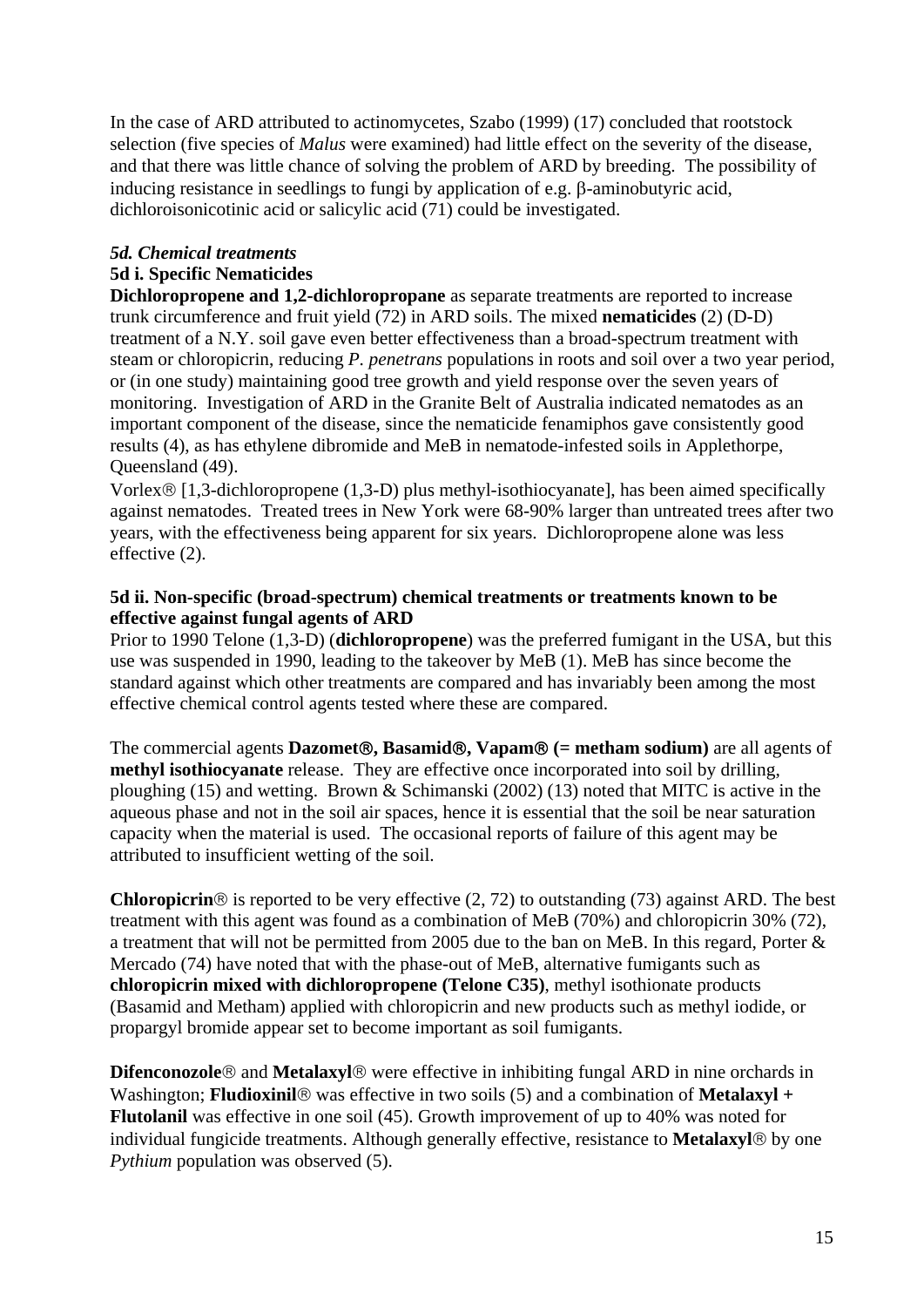In the case of ARD attributed to actinomycetes, Szabo (1999) (17) concluded that rootstock selection (five species of *Malus* were examined) had little effect on the severity of the disease, and that there was little chance of solving the problem of ARD by breeding. The possibility of inducing resistance in seedlings to fungi by application of e.g. β-aminobutyric acid, dichloroisonicotinic acid or salicylic acid (71) could be investigated.

### *5d. Chemical treatments*

#### 5d i. Specific Nematicides

**Dichloropropene and 1,2-dichloropropane** as separate treatments are reported to increase trunk circumference and fruit yield (72) in ARD soils. The mixed **nematicides** (2) (D-D) treatment of a N.Y. soil gave even better effectiveness than a broad-spectrum treatment with steam or chloropicrin, reducing *P. penetrans* populations in roots and soil over a two year period, or (in one study) maintaining good tree growth and yield response over the seven years of monitoring. Investigation of ARD in the Granite Belt of Australia indicated nematodes as an important component of the disease, since the nematicide fenamiphos gave consistently good results (4), as has ethylene dibromide and MeB in nematode-infested soils in Applethorpe, Queensland (49).

Vorlex® [1,3-dichloropropene (1,3-D) plus methyl-isothiocyanate], has been aimed specifically against nematodes. Treated trees in New York were 68-90% larger than untreated trees after two years, with the effectiveness being apparent for six years. Dichloropropene alone was less effective (2).

#### 5d ii. Non-specific (broad-spectrum) chemical treatments or treatments known to be effective against fungal agents of ARD

Prior to 1990 Telone (1,3-D) (**dichloropropene**) was the preferred fumigant in the USA, but this use was suspended in 1990, leading to the takeover by MeB (1). MeB has since become the standard against which other treatments are compared and has invariably been among the most effective chemical control agents tested where these are compared.

The commercial agents **Dazomet®, Basamid®, Vapam® (= metham sodium)** are all agents of **methyl isothiocyanate** release. They are effective once incorporated into soil by drilling, ploughing (15) and wetting. Brown & Schimanski (2002) (13) noted that MITC is active in the aqueous phase and not in the soil air spaces, hence it is essential that the soil be near saturation capacity when the material is used. The occasional reports of failure of this agent may be attributed to insufficient wetting of the soil.

**Chloropicrin**® is reported to be very effective (2, 72) to outstanding (73) against ARD. The best treatment with this agent was found as a combination of MeB (70%) and chloropicrin 30% (72), a treatment that will not be permitted from 2005 due to the ban on MeB. In this regard, Porter & Mercado (74) have noted that with the phase-out of MeB, alternative fumigants such as **chloropicrin mixed with dichloropropene (Telone C35)**, methyl isothionate products (Basamid and Metham) applied with chloropicrin and new products such as methyl iodide, or propargyl bromide appear set to become important as soil fumigants.

**Difenconozole**® and **Metalaxyl**® were effective in inhibiting fungal ARD in nine orchards in Washington; **Fludioxinil**® was effective in two soils (5) and a combination of **Metalaxyl + Flutolanil** was effective in one soil (45). Growth improvement of up to 40% was noted for individual fungicide treatments. Although generally effective, resistance to **Metalaxyl**® by one *Pythium* population was observed (5).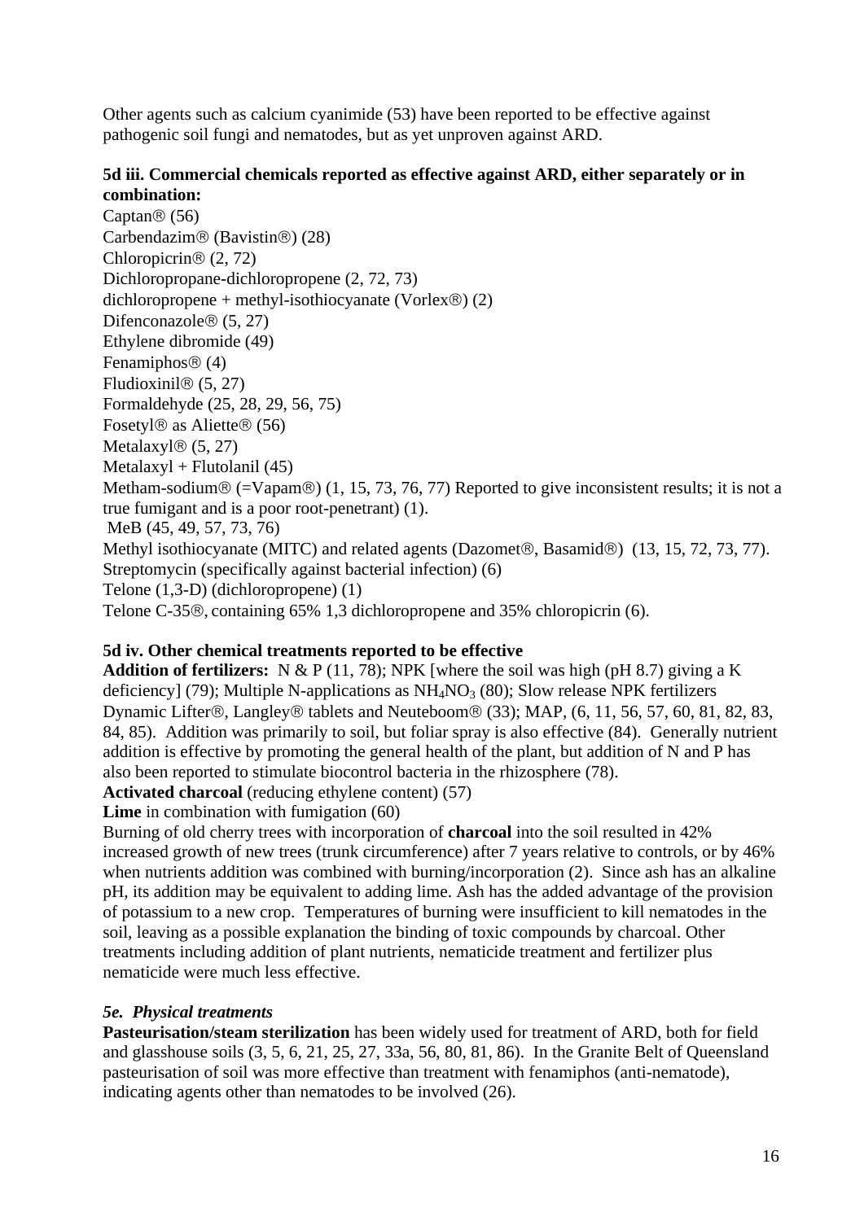Other agents such as calcium cyanimide (53) have been reported to be effective against pathogenic soil fungi and nematodes, but as yet unproven against ARD.

**5d iii. Commercial chemicals reported as effective against ARD, either separately or in combination:**

Captan® (56)
Carbendazim® (Bavistin®) (28)
Chloropicrin® (2, 72)
Dichloropropane-dichloropropene (2, 72, 73)
dichloropropene + methyl-isothiocyanate (Vorlex®) (2)
Difenconazole® (5, 27)
Ethylene dibromide (49)
Fenamiphos® (4)
Fludioxinil® (5, 27)
Formaldehyde (25, 28, 29, 56, 75)
Fosetyl® as Aliette® (56)
Metalaxyl® (5, 27)
Metalaxyl + Flutolanil (45)
Metham-sodium® (=Vapam®) (1, 15, 73, 76, 77) Reported to give inconsistent results; it is not a true fumigant and is a poor root-penetrant) (1).
MeB (45, 49, 57, 73, 76)
Methyl isothiocyanate (MITC) and related agents (Dazomet®, Basamid®) (13, 15, 72, 73, 77).
Streptomycin (specifically against bacterial infection) (6)
Telone (1,3-D) (dichloropropene) (1)
Telone C-35®, containing 65% 1,3 dichloropropene and 35% chloropicrin (6).

**5d iv. Other chemical treatments reported to be effective**

**Addition of fertilizers:** N & P (11, 78); NPK [where the soil was high (pH 8.7) giving a K deficiency] (79); Multiple N-applications as $NH_4NO_3$ (80); Slow release NPK fertilizers Dynamic Lifter®, Langley® tablets and Neuteboom® (33); MAP, (6, 11, 56, 57, 60, 81, 82, 83, 84, 85). Addition was primarily to soil, but foliar spray is also effective (84). Generally nutrient addition is effective by promoting the general health of the plant, but addition of N and P has also been reported to stimulate biocontrol bacteria in the rhizosphere (78).

**Activated charcoal** (reducing ethylene content) (57)

**Lime** in combination with fumigation (60)

Burning of old cherry trees with incorporation of **charcoal** into the soil resulted in 42% increased growth of new trees (trunk circumference) after 7 years relative to controls, or by 46% when nutrients addition was combined with burning/incorporation (2). Since ash has an alkaline pH, its addition may be equivalent to adding lime. Ash has the added advantage of the provision of potassium to a new crop. Temperatures of burning were insufficient to kill nematodes in the soil, leaving as a possible explanation the binding of toxic compounds by charcoal. Other treatments including addition of plant nutrients, nematicide treatment and fertilizer plus nematicide were much less effective.

### *5e. Physical treatments*

**Pasteurisation/steam sterilization** has been widely used for treatment of ARD, both for field and glasshouse soils (3, 5, 6, 21, 25, 27, 33a, 56, 80, 81, 86). In the Granite Belt of Queensland pasteurisation of soil was more effective than treatment with fenamiphos (anti-nematode), indicating agents other than nematodes to be involved (26).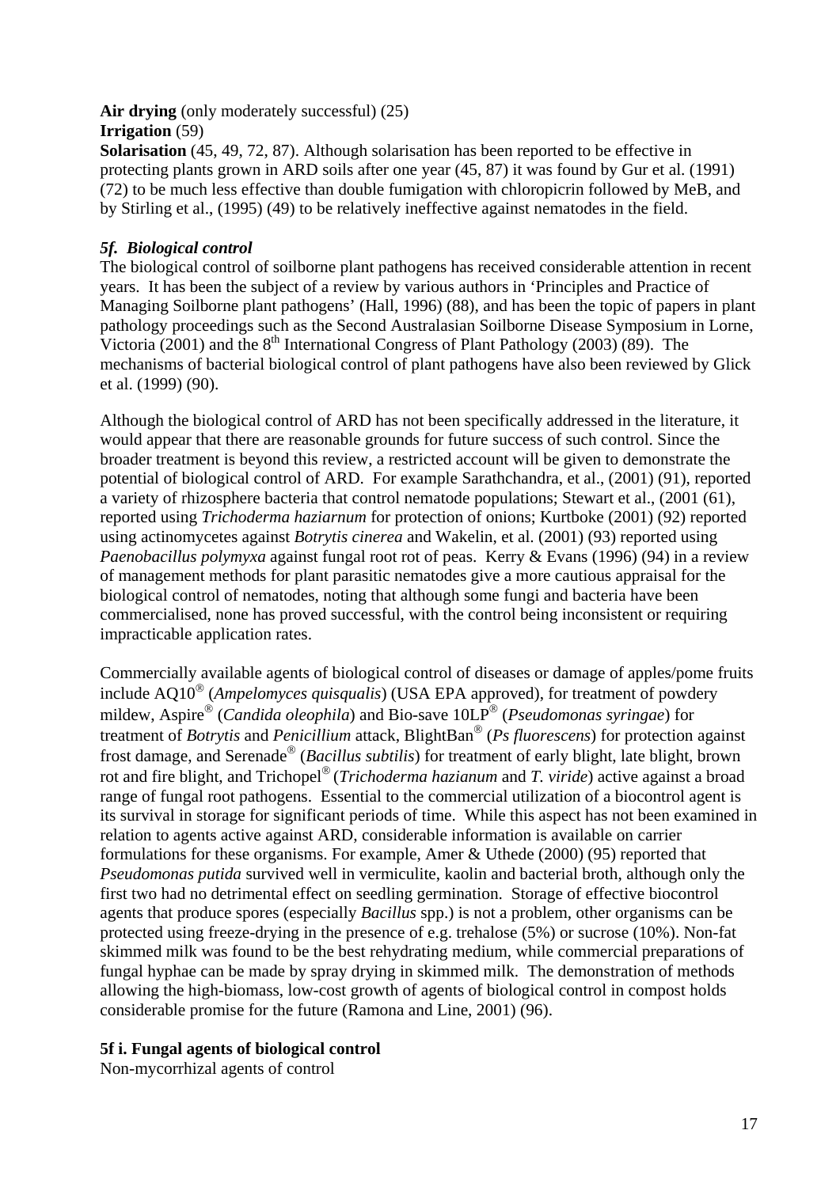**Air drying** (only moderately successful) (25)
**Irrigation** (59)
**Solarisation** (45, 49, 72, 87). Although solarisation has been reported to be effective in protecting plants grown in ARD soils after one year (45, 87) it was found by Gur et al. (1991) (72) to be much less effective than double fumigation with chloropicrin followed by MeB, and by Stirling et al., (1995) (49) to be relatively ineffective against nematodes in the field.

### *5f. Biological control*

The biological control of soilborne plant pathogens has received considerable attention in recent years. It has been the subject of a review by various authors in 'Principles and Practice of Managing Soilborne plant pathogens' (Hall, 1996) (88), and has been the topic of papers in plant pathology proceedings such as the Second Australasian Soilborne Disease Symposium in Lorne, Victoria (2001) and the 8th International Congress of Plant Pathology (2003) (89). The mechanisms of bacterial biological control of plant pathogens have also been reviewed by Glick et al. (1999) (90).

Although the biological control of ARD has not been specifically addressed in the literature, it would appear that there are reasonable grounds for future success of such control. Since the broader treatment is beyond this review, a restricted account will be given to demonstrate the potential of biological control of ARD. For example Sarathchandra, et al., (2001) (91), reported a variety of rhizosphere bacteria that control nematode populations; Stewart et al., (2001 (61), reported using *Trichoderma haziarnum* for protection of onions; Kurtboke (2001) (92) reported using actinomycetes against *Botrytis cinerea* and Wakelin, et al. (2001) (93) reported using *Paenobacillus polymyxa* against fungal root rot of peas. Kerry & Evans (1996) (94) in a review of management methods for plant parasitic nematodes give a more cautious appraisal for the biological control of nematodes, noting that although some fungi and bacteria have been commercialised, none has proved successful, with the control being inconsistent or requiring impracticable application rates.

Commercially available agents of biological control of diseases or damage of apples/pome fruits include AQ10® (*Ampelomyces quisqualis*) (USA EPA approved), for treatment of powdery mildew, Aspire® (*Candida oleophila*) and Bio-save 10LP® (*Pseudomonas syringae*) for treatment of *Botrytis* and *Penicillium* attack, BlightBan® (*Ps fluorescens*) for protection against frost damage, and Serenade® (*Bacillus subtilis*) for treatment of early blight, late blight, brown rot and fire blight, and Trichopel® (*Trichoderma hazianum* and *T. viride*) active against a broad range of fungal root pathogens. Essential to the commercial utilization of a biocontrol agent is its survival in storage for significant periods of time. While this aspect has not been examined in relation to agents active against ARD, considerable information is available on carrier formulations for these organisms. For example, Amer & Uthede (2000) (95) reported that *Pseudomonas putida* survived well in vermiculite, kaolin and bacterial broth, although only the first two had no detrimental effect on seedling germination. Storage of effective biocontrol agents that produce spores (especially *Bacillus* spp.) is not a problem, other organisms can be protected using freeze-drying in the presence of e.g. trehalose (5%) or sucrose (10%). Non-fat skimmed milk was found to be the best rehydrating medium, while commercial preparations of fungal hyphae can be made by spray drying in skimmed milk. The demonstration of methods allowing the high-biomass, low-cost growth of agents of biological control in compost holds considerable promise for the future (Ramona and Line, 2001) (96).

#### 5f i. Fungal agents of biological control

Non-mycorrhizal agents of control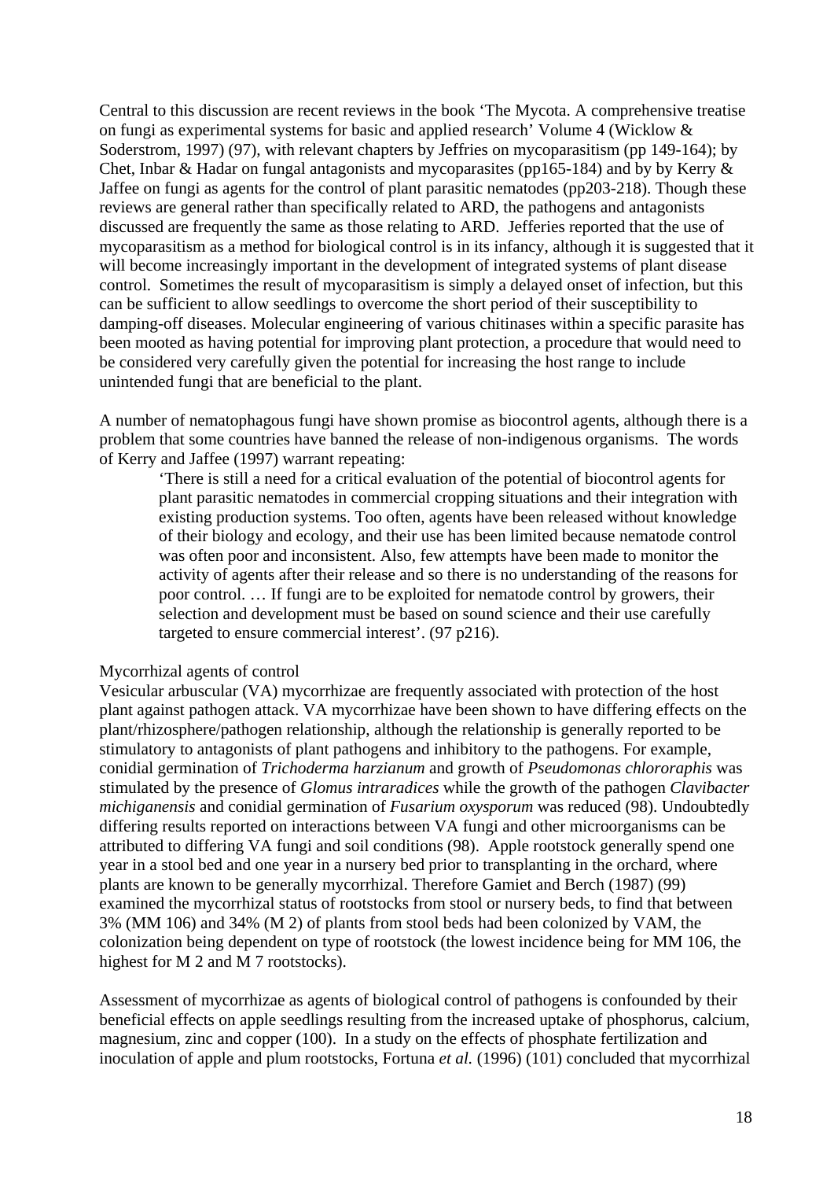Central to this discussion are recent reviews in the book 'The Mycota. A comprehensive treatise on fungi as experimental systems for basic and applied research' Volume 4 (Wicklow & Soderstrom, 1997) (97), with relevant chapters by Jeffries on mycoparasitism (pp 149-164); by Chet, Inbar & Hadar on fungal antagonists and mycoparasites (pp165-184) and by by Kerry & Jaffee on fungi as agents for the control of plant parasitic nematodes (pp203-218). Though these reviews are general rather than specifically related to ARD, the pathogens and antagonists discussed are frequently the same as those relating to ARD. Jefferies reported that the use of mycoparasitism as a method for biological control is in its infancy, although it is suggested that it will become increasingly important in the development of integrated systems of plant disease control. Sometimes the result of mycoparasitism is simply a delayed onset of infection, but this can be sufficient to allow seedlings to overcome the short period of their susceptibility to damping-off diseases. Molecular engineering of various chitinases within a specific parasite has been mooted as having potential for improving plant protection, a procedure that would need to be considered very carefully given the potential for increasing the host range to include unintended fungi that are beneficial to the plant.

A number of nematophagous fungi have shown promise as biocontrol agents, although there is a problem that some countries have banned the release of non-indigenous organisms. The words of Kerry and Jaffee (1997) warrant repeating:

> 'There is still a need for a critical evaluation of the potential of biocontrol agents for plant parasitic nematodes in commercial cropping situations and their integration with existing production systems. Too often, agents have been released without knowledge of their biology and ecology, and their use has been limited because nematode control was often poor and inconsistent. Also, few attempts have been made to monitor the activity of agents after their release and so there is no understanding of the reasons for poor control. … If fungi are to be exploited for nematode control by growers, their selection and development must be based on sound science and their use carefully targeted to ensure commercial interest'. (97 p216).

Mycorrhizal agents of control

Vesicular arbuscular (VA) mycorrhizae are frequently associated with protection of the host plant against pathogen attack. VA mycorrhizae have been shown to have differing effects on the plant/rhizosphere/pathogen relationship, although the relationship is generally reported to be stimulatory to antagonists of plant pathogens and inhibitory to the pathogens. For example, conidial germination of *Trichoderma harzianum* and growth of *Pseudomonas chlororaphis* was stimulated by the presence of *Glomus intraradices* while the growth of the pathogen *Clavibacter michiganensis* and conidial germination of *Fusarium oxysporum* was reduced (98). Undoubtedly differing results reported on interactions between VA fungi and other microorganisms can be attributed to differing VA fungi and soil conditions (98). Apple rootstock generally spend one year in a stool bed and one year in a nursery bed prior to transplanting in the orchard, where plants are known to be generally mycorrhizal. Therefore Gamiet and Berch (1987) (99) examined the mycorrhizal status of rootstocks from stool or nursery beds, to find that between 3% (MM 106) and 34% (M 2) of plants from stool beds had been colonized by VAM, the colonization being dependent on type of rootstock (the lowest incidence being for MM 106, the highest for M 2 and M 7 rootstocks).

Assessment of mycorrhizae as agents of biological control of pathogens is confounded by their beneficial effects on apple seedlings resulting from the increased uptake of phosphorus, calcium, magnesium, zinc and copper (100). In a study on the effects of phosphate fertilization and inoculation of apple and plum rootstocks, Fortuna *et al.* (1996) (101) concluded that mycorrhizal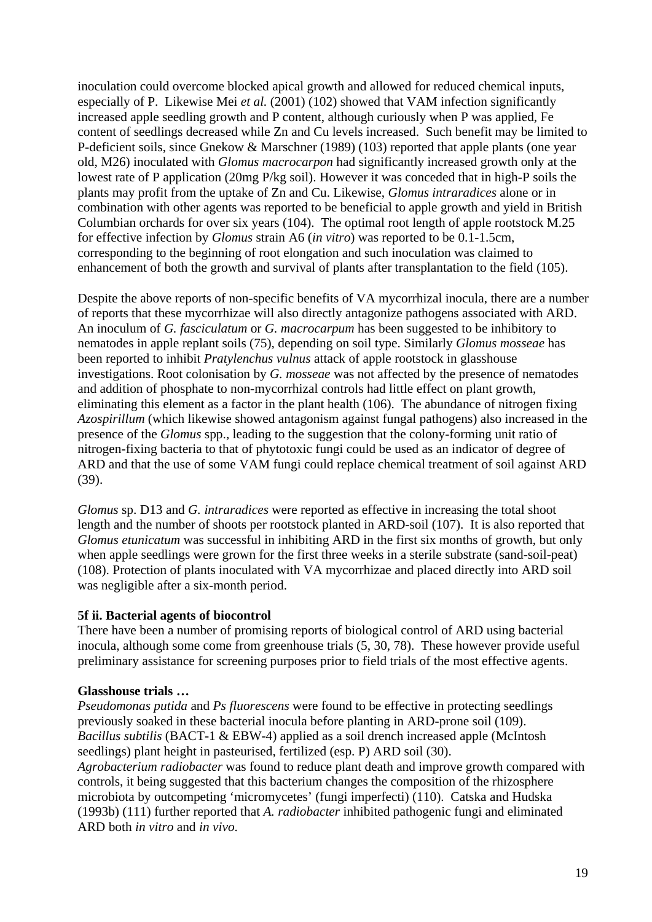inoculation could overcome blocked apical growth and allowed for reduced chemical inputs, especially of P. Likewise Mei *et al.* (2001) (102) showed that VAM infection significantly increased apple seedling growth and P content, although curiously when P was applied, Fe content of seedlings decreased while Zn and Cu levels increased. Such benefit may be limited to P-deficient soils, since Gnekow & Marschner (1989) (103) reported that apple plants (one year old, M26) inoculated with *Glomus macrocarpon* had significantly increased growth only at the lowest rate of P application (20mg P/kg soil). However it was conceded that in high-P soils the plants may profit from the uptake of Zn and Cu. Likewise, *Glomus intraradices* alone or in combination with other agents was reported to be beneficial to apple growth and yield in British Columbian orchards for over six years (104). The optimal root length of apple rootstock M.25 for effective infection by *Glomus* strain A6 (*in vitro*) was reported to be 0.1-1.5cm, corresponding to the beginning of root elongation and such inoculation was claimed to enhancement of both the growth and survival of plants after transplantation to the field (105).

Despite the above reports of non-specific benefits of VA mycorrhizal inocula, there are a number of reports that these mycorrhizae will also directly antagonize pathogens associated with ARD. An inoculum of *G. fasciculatum* or *G. macrocarpum* has been suggested to be inhibitory to nematodes in apple replant soils (75), depending on soil type. Similarly *Glomus mosseae* has been reported to inhibit *Pratylenchus vulnus* attack of apple rootstock in glasshouse investigations. Root colonisation by *G. mosseae* was not affected by the presence of nematodes and addition of phosphate to non-mycorrhizal controls had little effect on plant growth, eliminating this element as a factor in the plant health (106). The abundance of nitrogen fixing *Azospirillum* (which likewise showed antagonism against fungal pathogens) also increased in the presence of the *Glomus* spp., leading to the suggestion that the colony-forming unit ratio of nitrogen-fixing bacteria to that of phytotoxic fungi could be used as an indicator of degree of ARD and that the use of some VAM fungi could replace chemical treatment of soil against ARD (39).

*Glomus* sp. D13 and *G. intraradices* were reported as effective in increasing the total shoot length and the number of shoots per rootstock planted in ARD-soil (107). It is also reported that *Glomus etunicatum* was successful in inhibiting ARD in the first six months of growth, but only when apple seedlings were grown for the first three weeks in a sterile substrate (sand-soil-peat) (108). Protection of plants inoculated with VA mycorrhizae and placed directly into ARD soil was negligible after a six-month period.

### 5f ii. Bacterial agents of biocontrol

There have been a number of promising reports of biological control of ARD using bacterial inocula, although some come from greenhouse trials (5, 30, 78). These however provide useful preliminary assistance for screening purposes prior to field trials of the most effective agents.

**Glasshouse trials …**

*Pseudomonas putida* and *Ps fluorescens* were found to be effective in protecting seedlings previously soaked in these bacterial inocula before planting in ARD-prone soil (109).
*Bacillus subtilis* (BACT-1 & EBW-4) applied as a soil drench increased apple (McIntosh seedlings) plant height in pasteurised, fertilized (esp. P) ARD soil (30).
*Agrobacterium radiobacter* was found to reduce plant death and improve growth compared with controls, it being suggested that this bacterium changes the composition of the rhizosphere microbiota by outcompeting 'micromycetes' (fungi imperfecti) (110). Catska and Hudska (1993b) (111) further reported that *A. radiobacter* inhibited pathogenic fungi and eliminated ARD both *in vitro* and *in vivo*.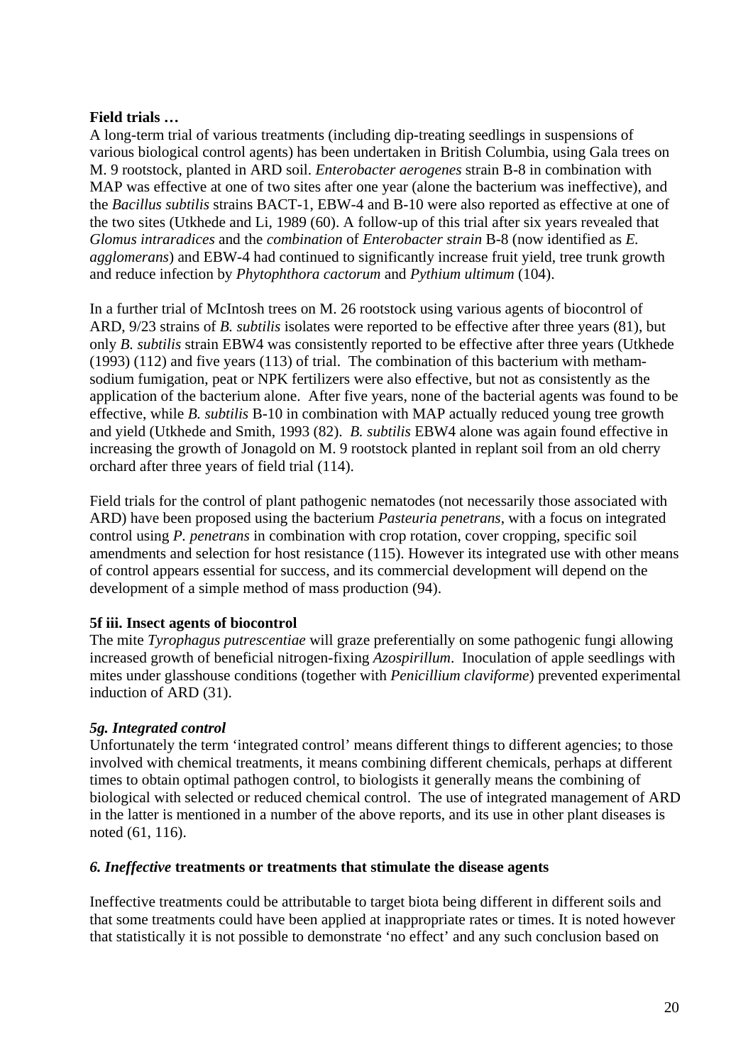**Field trials …**

A long-term trial of various treatments (including dip-treating seedlings in suspensions of various biological control agents) has been undertaken in British Columbia, using Gala trees on M. 9 rootstock, planted in ARD soil. *Enterobacter aerogenes* strain B-8 in combination with MAP was effective at one of two sites after one year (alone the bacterium was ineffective), and the *Bacillus subtilis* strains BACT-1, EBW-4 and B-10 were also reported as effective at one of the two sites (Utkhede and Li, 1989 (60). A follow-up of this trial after six years revealed that *Glomus intraradices* and the *combination* of *Enterobacter strain* B-8 (now identified as *E. agglomerans*) and EBW-4 had continued to significantly increase fruit yield, tree trunk growth and reduce infection by *Phytophthora cactorum* and *Pythium ultimum* (104).

In a further trial of McIntosh trees on M. 26 rootstock using various agents of biocontrol of ARD, 9/23 strains of *B. subtilis* isolates were reported to be effective after three years (81), but only *B. subtilis* strain EBW4 was consistently reported to be effective after three years (Utkhede (1993) (112) and five years (113) of trial. The combination of this bacterium with metham-sodium fumigation, peat or NPK fertilizers were also effective, but not as consistently as the application of the bacterium alone. After five years, none of the bacterial agents was found to be effective, while *B. subtilis* B-10 in combination with MAP actually reduced young tree growth and yield (Utkhede and Smith, 1993 (82). *B. subtilis* EBW4 alone was again found effective in increasing the growth of Jonagold on M. 9 rootstock planted in replant soil from an old cherry orchard after three years of field trial (114).

Field trials for the control of plant pathogenic nematodes (not necessarily those associated with ARD) have been proposed using the bacterium *Pasteuria penetrans*, with a focus on integrated control using *P. penetrans* in combination with crop rotation, cover cropping, specific soil amendments and selection for host resistance (115). However its integrated use with other means of control appears essential for success, and its commercial development will depend on the development of a simple method of mass production (94).

**5f iii. Insect agents of biocontrol**

The mite *Tyrophagus putrescentiae* will graze preferentially on some pathogenic fungi allowing increased growth of beneficial nitrogen-fixing *Azospirillum*. Inoculation of apple seedlings with mites under glasshouse conditions (together with *Penicillium claviforme*) prevented experimental induction of ARD (31).

***5g. Integrated control***

Unfortunately the term 'integrated control' means different things to different agencies; to those involved with chemical treatments, it means combining different chemicals, perhaps at different times to obtain optimal pathogen control, to biologists it generally means the combining of biological with selected or reduced chemical control. The use of integrated management of ARD in the latter is mentioned in a number of the above reports, and its use in other plant diseases is noted (61, 116).

***6. Ineffective* treatments or treatments that stimulate the disease agents**

Ineffective treatments could be attributable to target biota being different in different soils and that some treatments could have been applied at inappropriate rates or times. It is noted however that statistically it is not possible to demonstrate 'no effect' and any such conclusion based on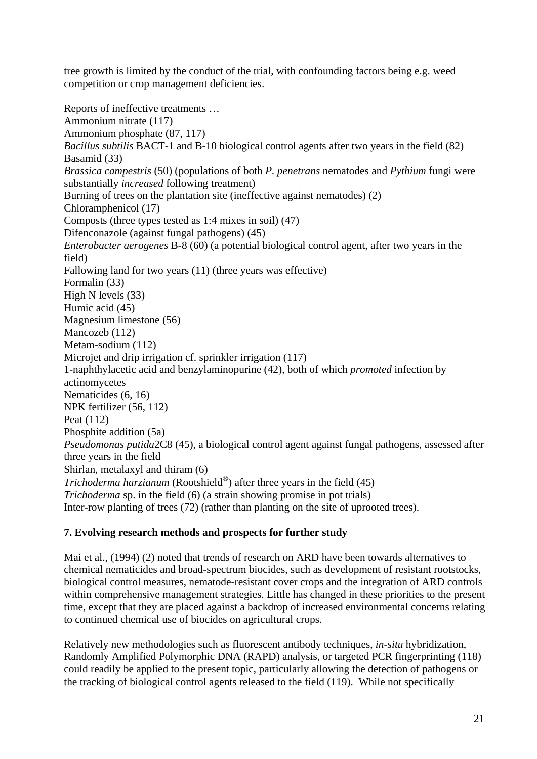tree growth is limited by the conduct of the trial, with confounding factors being e.g. weed competition or crop management deficiencies.

Reports of ineffective treatments …
Ammonium nitrate (117)
Ammonium phosphate (87, 117)
*Bacillus subtilis* BACT-1 and B-10 biological control agents after two years in the field (82)
Basamid (33)
*Brassica campestris* (50) (populations of both *P. penetrans* nematodes and *Pythium* fungi were substantially *increased* following treatment)
Burning of trees on the plantation site (ineffective against nematodes) (2)
Chloramphenicol (17)
Composts (three types tested as 1:4 mixes in soil) (47)
Difenconazole (against fungal pathogens) (45)
*Enterobacter aerogenes* B-8 (60) (a potential biological control agent, after two years in the field)
Fallowing land for two years (11) (three years was effective)
Formalin (33)
High N levels (33)
Humic acid (45)
Magnesium limestone (56)
Mancozeb (112)
Metam-sodium (112)
Microjet and drip irrigation cf. sprinkler irrigation (117)
1-naphthylacetic acid and benzylaminopurine (42), both of which *promoted* infection by actinomycetes
Nematicides (6, 16)
NPK fertilizer (56, 112)
Peat (112)
Phosphite addition (5a)
*Pseudomonas putida*2C8 (45), a biological control agent against fungal pathogens, assessed after three years in the field
Shirlan, metalaxyl and thiram (6)
*Trichoderma harzianum* (Rootshield®) after three years in the field (45)
*Trichoderma* sp. in the field (6) (a strain showing promise in pot trials)
Inter-row planting of trees (72) (rather than planting on the site of uprooted trees).

## 7. Evolving research methods and prospects for further study

Mai et al., (1994) (2) noted that trends of research on ARD have been towards alternatives to chemical nematicides and broad-spectrum biocides, such as development of resistant rootstocks, biological control measures, nematode-resistant cover crops and the integration of ARD controls within comprehensive management strategies. Little has changed in these priorities to the present time, except that they are placed against a backdrop of increased environmental concerns relating to continued chemical use of biocides on agricultural crops.

Relatively new methodologies such as fluorescent antibody techniques, *in-situ* hybridization, Randomly Amplified Polymorphic DNA (RAPD) analysis, or targeted PCR fingerprinting (118) could readily be applied to the present topic, particularly allowing the detection of pathogens or the tracking of biological control agents released to the field (119). While not specifically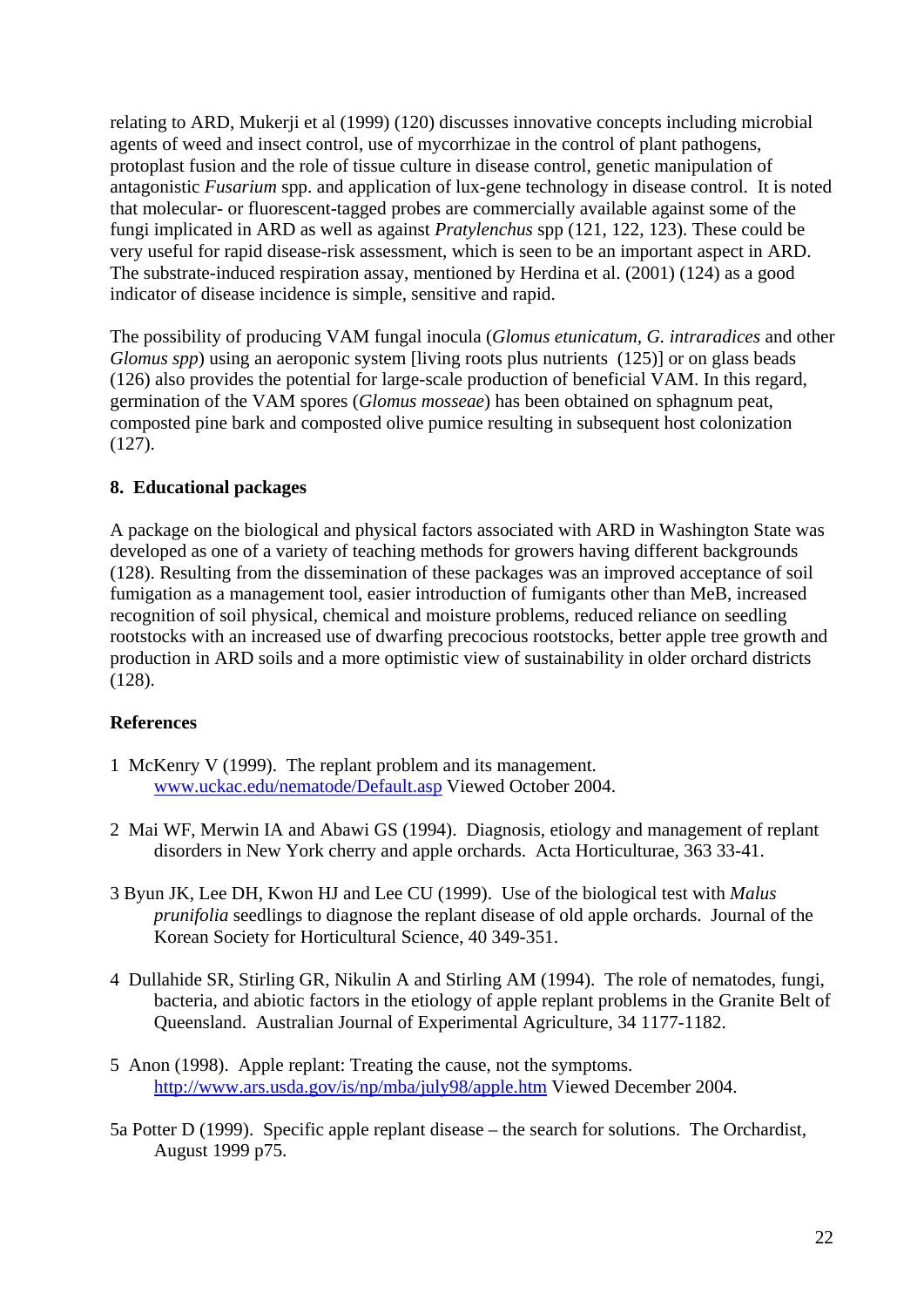relating to ARD, Mukerji et al (1999) (120) discusses innovative concepts including microbial agents of weed and insect control, use of mycorrhizae in the control of plant pathogens, protoplast fusion and the role of tissue culture in disease control, genetic manipulation of antagonistic *Fusarium* spp. and application of lux-gene technology in disease control. It is noted that molecular- or fluorescent-tagged probes are commercially available against some of the fungi implicated in ARD as well as against *Pratylenchus* spp (121, 122, 123). These could be very useful for rapid disease-risk assessment, which is seen to be an important aspect in ARD. The substrate-induced respiration assay, mentioned by Herdina et al. (2001) (124) as a good indicator of disease incidence is simple, sensitive and rapid.

The possibility of producing VAM fungal inocula (*Glomus etunicatum, G. intraradices* and other *Glomus spp*) using an aeroponic system [living roots plus nutrients (125)] or on glass beads (126) also provides the potential for large-scale production of beneficial VAM. In this regard, germination of the VAM spores (*Glomus mosseae*) has been obtained on sphagnum peat, composted pine bark and composted olive pumice resulting in subsequent host colonization (127).

**8. Educational packages**

A package on the biological and physical factors associated with ARD in Washington State was developed as one of a variety of teaching methods for growers having different backgrounds (128). Resulting from the dissemination of these packages was an improved acceptance of soil fumigation as a management tool, easier introduction of fumigants other than MeB, increased recognition of soil physical, chemical and moisture problems, reduced reliance on seedling rootstocks with an increased use of dwarfing precocious rootstocks, better apple tree growth and production in ARD soils and a more optimistic view of sustainability in older orchard districts (128).

**References**

1 McKenry V (1999). The replant problem and its management. www.uckac.edu/nematode/Default.asp Viewed October 2004.

2 Mai WF, Merwin IA and Abawi GS (1994). Diagnosis, etiology and management of replant disorders in New York cherry and apple orchards. Acta Horticulturae, 363 33-41.

3 Byun JK, Lee DH, Kwon HJ and Lee CU (1999). Use of the biological test with *Malus prunifolia* seedlings to diagnose the replant disease of old apple orchards. Journal of the Korean Society for Horticultural Science, 40 349-351.

4 Dullahide SR, Stirling GR, Nikulin A and Stirling AM (1994). The role of nematodes, fungi, bacteria, and abiotic factors in the etiology of apple replant problems in the Granite Belt of Queensland. Australian Journal of Experimental Agriculture, 34 1177-1182.

5 Anon (1998). Apple replant: Treating the cause, not the symptoms. http://www.ars.usda.gov/is/np/mba/july98/apple.htm Viewed December 2004.

5a Potter D (1999). Specific apple replant disease – the search for solutions. The Orchardist, August 1999 p75.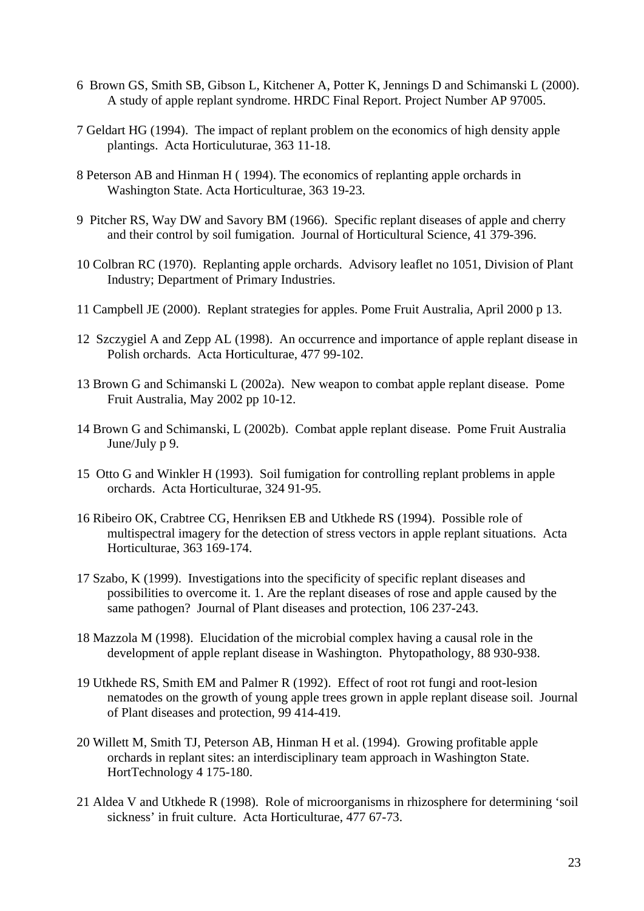6 Brown GS, Smith SB, Gibson L, Kitchener A, Potter K, Jennings D and Schimanski L (2000). A study of apple replant syndrome. HRDC Final Report. Project Number AP 97005.

7 Geldart HG (1994). The impact of replant problem on the economics of high density apple plantings. Acta Horticuluturae, 363 11-18.

8 Peterson AB and Hinman H ( 1994). The economics of replanting apple orchards in Washington State. Acta Horticulturae, 363 19-23.

9 Pitcher RS, Way DW and Savory BM (1966). Specific replant diseases of apple and cherry and their control by soil fumigation. Journal of Horticultural Science, 41 379-396.

10 Colbran RC (1970). Replanting apple orchards. Advisory leaflet no 1051, Division of Plant Industry; Department of Primary Industries.

11 Campbell JE (2000). Replant strategies for apples. Pome Fruit Australia, April 2000 p 13.

12 Szczygiel A and Zepp AL (1998). An occurrence and importance of apple replant disease in Polish orchards. Acta Horticulturae, 477 99-102.

13 Brown G and Schimanski L (2002a). New weapon to combat apple replant disease. Pome Fruit Australia, May 2002 pp 10-12.

14 Brown G and Schimanski, L (2002b). Combat apple replant disease. Pome Fruit Australia June/July p 9.

15 Otto G and Winkler H (1993). Soil fumigation for controlling replant problems in apple orchards. Acta Horticulturae, 324 91-95.

16 Ribeiro OK, Crabtree CG, Henriksen EB and Utkhede RS (1994). Possible role of multispectral imagery for the detection of stress vectors in apple replant situations. Acta Horticulturae, 363 169-174.

17 Szabo, K (1999). Investigations into the specificity of specific replant diseases and possibilities to overcome it. 1. Are the replant diseases of rose and apple caused by the same pathogen? Journal of Plant diseases and protection, 106 237-243.

18 Mazzola M (1998). Elucidation of the microbial complex having a causal role in the development of apple replant disease in Washington. Phytopathology, 88 930-938.

19 Utkhede RS, Smith EM and Palmer R (1992). Effect of root rot fungi and root-lesion nematodes on the growth of young apple trees grown in apple replant disease soil. Journal of Plant diseases and protection, 99 414-419.

20 Willett M, Smith TJ, Peterson AB, Hinman H et al. (1994). Growing profitable apple orchards in replant sites: an interdisciplinary team approach in Washington State. HortTechnology 4 175-180.

21 Aldea V and Utkhede R (1998). Role of microorganisms in rhizosphere for determining 'soil sickness' in fruit culture. Acta Horticulturae, 477 67-73.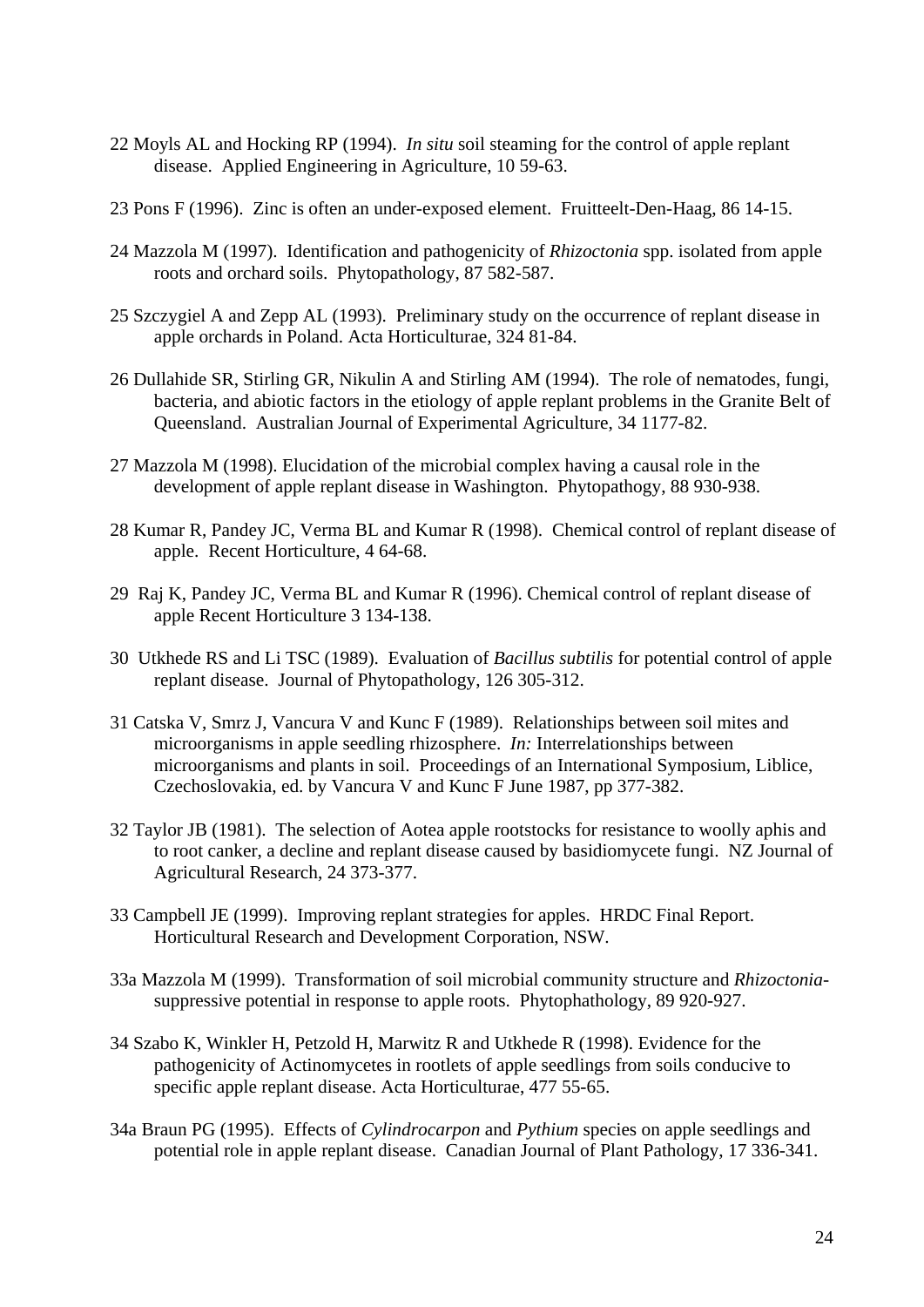22 Moyls AL and Hocking RP (1994). *In situ* soil steaming for the control of apple replant disease. Applied Engineering in Agriculture, 10 59-63.

23 Pons F (1996). Zinc is often an under-exposed element. Fruitteelt-Den-Haag, 86 14-15.

24 Mazzola M (1997). Identification and pathogenicity of *Rhizoctonia* spp. isolated from apple roots and orchard soils. Phytopathology, 87 582-587.

25 Szczygiel A and Zepp AL (1993). Preliminary study on the occurrence of replant disease in apple orchards in Poland. Acta Horticulturae, 324 81-84.

26 Dullahide SR, Stirling GR, Nikulin A and Stirling AM (1994). The role of nematodes, fungi, bacteria, and abiotic factors in the etiology of apple replant problems in the Granite Belt of Queensland. Australian Journal of Experimental Agriculture, 34 1177-82.

27 Mazzola M (1998). Elucidation of the microbial complex having a causal role in the development of apple replant disease in Washington. Phytopathogy, 88 930-938.

28 Kumar R, Pandey JC, Verma BL and Kumar R (1998). Chemical control of replant disease of apple. Recent Horticulture, 4 64-68.

29 Raj K, Pandey JC, Verma BL and Kumar R (1996). Chemical control of replant disease of apple Recent Horticulture 3 134-138.

30 Utkhede RS and Li TSC (1989). Evaluation of *Bacillus subtilis* for potential control of apple replant disease. Journal of Phytopathology, 126 305-312.

31 Catska V, Smrz J, Vancura V and Kunc F (1989). Relationships between soil mites and microorganisms in apple seedling rhizosphere. *In:* Interrelationships between microorganisms and plants in soil. Proceedings of an International Symposium, Liblice, Czechoslovakia, ed. by Vancura V and Kunc F June 1987, pp 377-382.

32 Taylor JB (1981). The selection of Aotea apple rootstocks for resistance to woolly aphis and to root canker, a decline and replant disease caused by basidiomycete fungi. NZ Journal of Agricultural Research, 24 373-377.

33 Campbell JE (1999). Improving replant strategies for apples. HRDC Final Report. Horticultural Research and Development Corporation, NSW.

33a Mazzola M (1999). Transformation of soil microbial community structure and *Rhizoctonia*-suppressive potential in response to apple roots. Phytophathology, 89 920-927.

34 Szabo K, Winkler H, Petzold H, Marwitz R and Utkhede R (1998). Evidence for the pathogenicity of Actinomycetes in rootlets of apple seedlings from soils conducive to specific apple replant disease. Acta Horticulturae, 477 55-65.

34a Braun PG (1995). Effects of *Cylindrocarpon* and *Pythium* species on apple seedlings and potential role in apple replant disease. Canadian Journal of Plant Pathology, 17 336-341.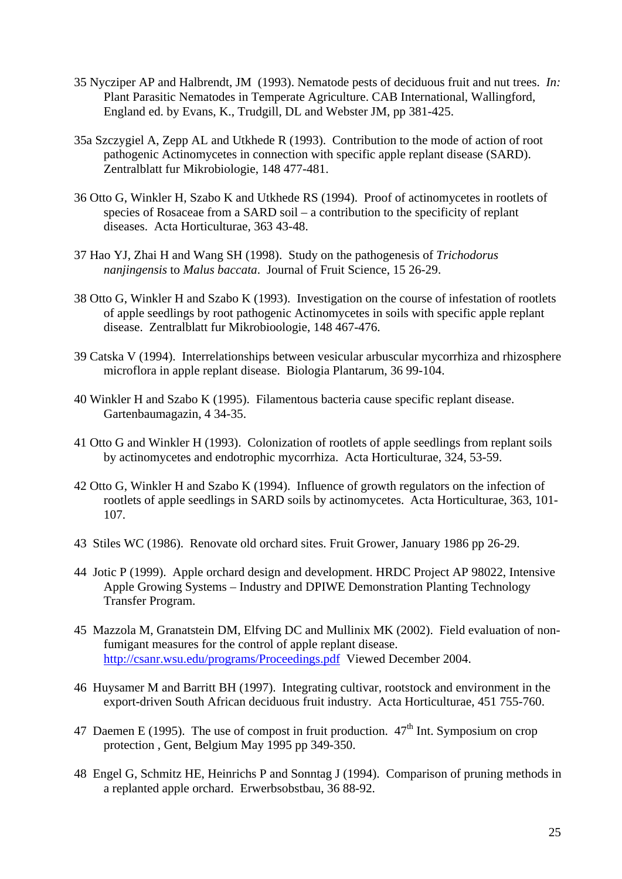35 Nycziper AP and Halbrendt, JM (1993). Nematode pests of deciduous fruit and nut trees. *In:* Plant Parasitic Nematodes in Temperate Agriculture. CAB International, Wallingford, England ed. by Evans, K., Trudgill, DL and Webster JM, pp 381-425.

35a Szczygiel A, Zepp AL and Utkhede R (1993). Contribution to the mode of action of root pathogenic Actinomycetes in connection with specific apple replant disease (SARD). Zentralblatt fur Mikrobiologie, 148 477-481.

36 Otto G, Winkler H, Szabo K and Utkhede RS (1994). Proof of actinomycetes in rootlets of species of Rosaceae from a SARD soil – a contribution to the specificity of replant diseases. Acta Horticulturae, 363 43-48.

37 Hao YJ, Zhai H and Wang SH (1998). Study on the pathogenesis of *Trichodorus nanjingensis* to *Malus baccata*. Journal of Fruit Science, 15 26-29.

38 Otto G, Winkler H and Szabo K (1993). Investigation on the course of infestation of rootlets of apple seedlings by root pathogenic Actinomycetes in soils with specific apple replant disease. Zentralblatt fur Mikrobioologie, 148 467-476.

39 Catska V (1994). Interrelationships between vesicular arbuscular mycorrhiza and rhizosphere microflora in apple replant disease. Biologia Plantarum, 36 99-104.

40 Winkler H and Szabo K (1995). Filamentous bacteria cause specific replant disease. Gartenbaumagazin, 4 34-35.

41 Otto G and Winkler H (1993). Colonization of rootlets of apple seedlings from replant soils by actinomycetes and endotrophic mycorrhiza. Acta Horticulturae, 324, 53-59.

42 Otto G, Winkler H and Szabo K (1994). Influence of growth regulators on the infection of rootlets of apple seedlings in SARD soils by actinomycetes. Acta Horticulturae, 363, 101-107.

43 Stiles WC (1986). Renovate old orchard sites. Fruit Grower, January 1986 pp 26-29.

44 Jotic P (1999). Apple orchard design and development. HRDC Project AP 98022, Intensive Apple Growing Systems – Industry and DPIWE Demonstration Planting Technology Transfer Program.

45 Mazzola M, Granatstein DM, Elfving DC and Mullinix MK (2002). Field evaluation of non-fumigant measures for the control of apple replant disease. http://csanr.wsu.edu/programs/Proceedings.pdf Viewed December 2004.

46 Huysamer M and Barritt BH (1997). Integrating cultivar, rootstock and environment in the export-driven South African deciduous fruit industry. Acta Horticulturae, 451 755-760.

47 Daemen E (1995). The use of compost in fruit production. 47th Int. Symposium on crop protection , Gent, Belgium May 1995 pp 349-350.

48 Engel G, Schmitz HE, Heinrichs P and Sonntag J (1994). Comparison of pruning methods in a replanted apple orchard. Erwerbsobstbau, 36 88-92.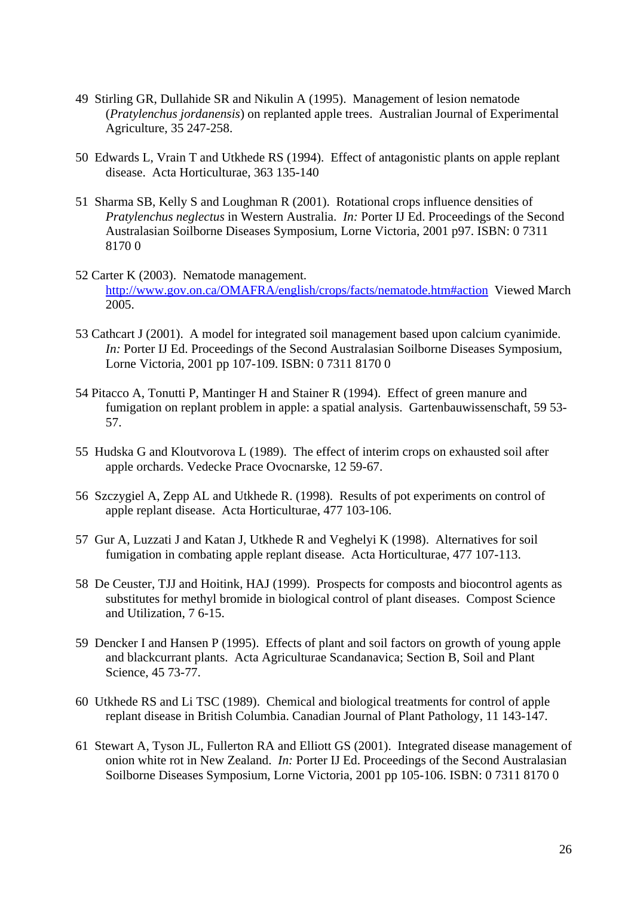49 Stirling GR, Dullahide SR and Nikulin A (1995). Management of lesion nematode (*Pratylenchus jordanensis*) on replanted apple trees. Australian Journal of Experimental Agriculture, 35 247-258.

50 Edwards L, Vrain T and Utkhede RS (1994). Effect of antagonistic plants on apple replant disease. Acta Horticulturae, 363 135-140

51 Sharma SB, Kelly S and Loughman R (2001). Rotational crops influence densities of *Pratylenchus neglectus* in Western Australia. *In:* Porter IJ Ed. Proceedings of the Second Australasian Soilborne Diseases Symposium, Lorne Victoria, 2001 p97. ISBN: 0 7311 8170 0

52 Carter K (2003). Nematode management. http://www.gov.on.ca/OMAFRA/english/crops/facts/nematode.htm#action Viewed March 2005.

53 Cathcart J (2001). A model for integrated soil management based upon calcium cyanimide. *In:* Porter IJ Ed. Proceedings of the Second Australasian Soilborne Diseases Symposium, Lorne Victoria, 2001 pp 107-109. ISBN: 0 7311 8170 0

54 Pitacco A, Tonutti P, Mantinger H and Stainer R (1994). Effect of green manure and fumigation on replant problem in apple: a spatial analysis. Gartenbauwissenschaft, 59 53-57.

55 Hudska G and Kloutvorova L (1989). The effect of interim crops on exhausted soil after apple orchards. Vedecke Prace Ovocnarske, 12 59-67.

56 Szczygiel A, Zepp AL and Utkhede R. (1998). Results of pot experiments on control of apple replant disease. Acta Horticulturae, 477 103-106.

57 Gur A, Luzzati J and Katan J, Utkhede R and Veghelyi K (1998). Alternatives for soil fumigation in combating apple replant disease. Acta Horticulturae, 477 107-113.

58 De Ceuster, TJJ and Hoitink, HAJ (1999). Prospects for composts and biocontrol agents as substitutes for methyl bromide in biological control of plant diseases. Compost Science and Utilization, 7 6-15.

59 Dencker I and Hansen P (1995). Effects of plant and soil factors on growth of young apple and blackcurrant plants. Acta Agriculturae Scandanavica; Section B, Soil and Plant Science, 45 73-77.

60 Utkhede RS and Li TSC (1989). Chemical and biological treatments for control of apple replant disease in British Columbia. Canadian Journal of Plant Pathology, 11 143-147.

61 Stewart A, Tyson JL, Fullerton RA and Elliott GS (2001). Integrated disease management of onion white rot in New Zealand. *In:* Porter IJ Ed. Proceedings of the Second Australasian Soilborne Diseases Symposium, Lorne Victoria, 2001 pp 105-106. ISBN: 0 7311 8170 0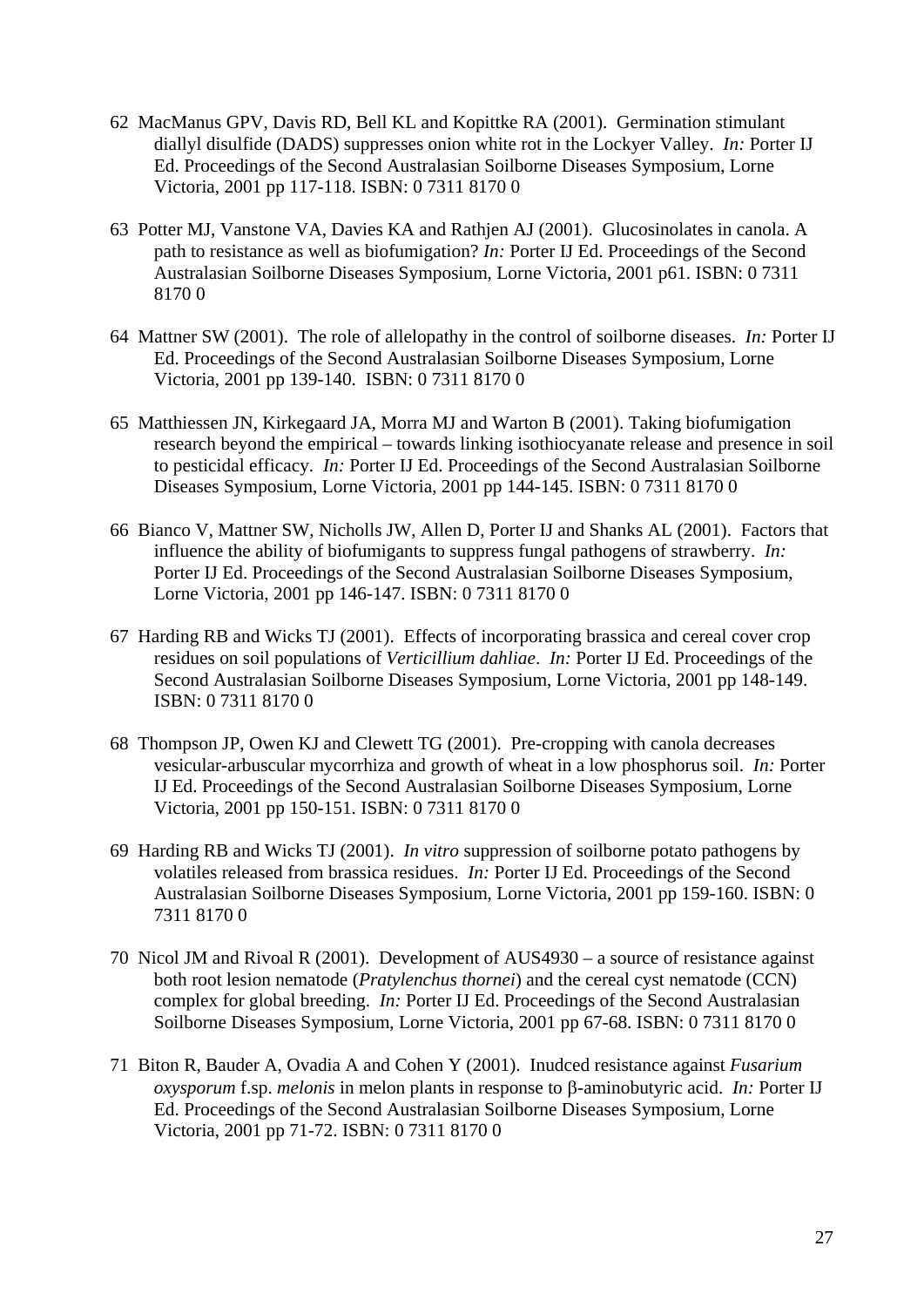62 MacManus GPV, Davis RD, Bell KL and Kopittke RA (2001). Germination stimulant diallyl disulfide (DADS) suppresses onion white rot in the Lockyer Valley. *In:* Porter IJ Ed. Proceedings of the Second Australasian Soilborne Diseases Symposium, Lorne Victoria, 2001 pp 117-118. ISBN: 0 7311 8170 0

63 Potter MJ, Vanstone VA, Davies KA and Rathjen AJ (2001). Glucosinolates in canola. A path to resistance as well as biofumigation? *In:* Porter IJ Ed. Proceedings of the Second Australasian Soilborne Diseases Symposium, Lorne Victoria, 2001 p61. ISBN: 0 7311 8170 0

64 Mattner SW (2001). The role of allelopathy in the control of soilborne diseases. *In:* Porter IJ Ed. Proceedings of the Second Australasian Soilborne Diseases Symposium, Lorne Victoria, 2001 pp 139-140. ISBN: 0 7311 8170 0

65 Matthiessen JN, Kirkegaard JA, Morra MJ and Warton B (2001). Taking biofumigation research beyond the empirical – towards linking isothiocyanate release and presence in soil to pesticidal efficacy. *In:* Porter IJ Ed. Proceedings of the Second Australasian Soilborne Diseases Symposium, Lorne Victoria, 2001 pp 144-145. ISBN: 0 7311 8170 0

66 Bianco V, Mattner SW, Nicholls JW, Allen D, Porter IJ and Shanks AL (2001). Factors that influence the ability of biofumigants to suppress fungal pathogens of strawberry. *In:* Porter IJ Ed. Proceedings of the Second Australasian Soilborne Diseases Symposium, Lorne Victoria, 2001 pp 146-147. ISBN: 0 7311 8170 0

67 Harding RB and Wicks TJ (2001). Effects of incorporating brassica and cereal cover crop residues on soil populations of *Verticillium dahliae*. *In:* Porter IJ Ed. Proceedings of the Second Australasian Soilborne Diseases Symposium, Lorne Victoria, 2001 pp 148-149. ISBN: 0 7311 8170 0

68 Thompson JP, Owen KJ and Clewett TG (2001). Pre-cropping with canola decreases vesicular-arbuscular mycorrhiza and growth of wheat in a low phosphorus soil. *In:* Porter IJ Ed. Proceedings of the Second Australasian Soilborne Diseases Symposium, Lorne Victoria, 2001 pp 150-151. ISBN: 0 7311 8170 0

69 Harding RB and Wicks TJ (2001). *In vitro* suppression of soilborne potato pathogens by volatiles released from brassica residues. *In:* Porter IJ Ed. Proceedings of the Second Australasian Soilborne Diseases Symposium, Lorne Victoria, 2001 pp 159-160. ISBN: 0 7311 8170 0

70 Nicol JM and Rivoal R (2001). Development of AUS4930 – a source of resistance against both root lesion nematode (*Pratylenchus thornei*) and the cereal cyst nematode (CCN) complex for global breeding. *In:* Porter IJ Ed. Proceedings of the Second Australasian Soilborne Diseases Symposium, Lorne Victoria, 2001 pp 67-68. ISBN: 0 7311 8170 0

71 Biton R, Bauder A, Ovadia A and Cohen Y (2001). Inudced resistance against *Fusarium oxysporum* f.sp. *melonis* in melon plants in response to β-aminobutyric acid. *In:* Porter IJ Ed. Proceedings of the Second Australasian Soilborne Diseases Symposium, Lorne Victoria, 2001 pp 71-72. ISBN: 0 7311 8170 0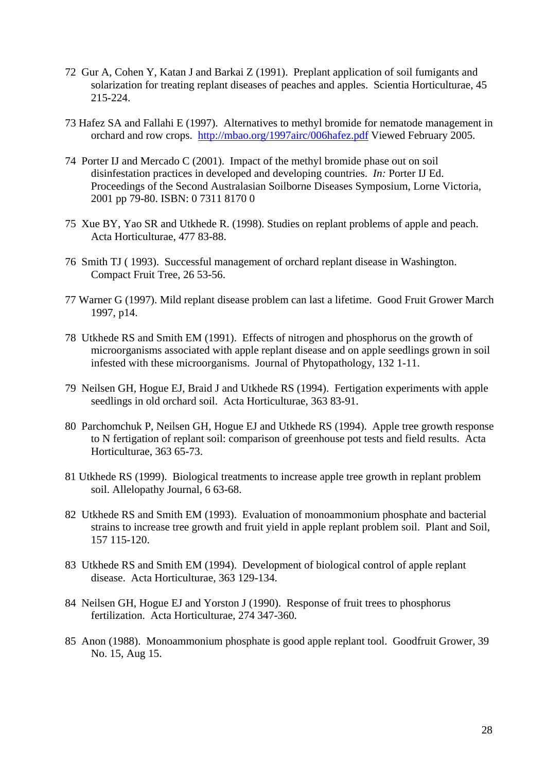72 Gur A, Cohen Y, Katan J and Barkai Z (1991). Preplant application of soil fumigants and solarization for treating replant diseases of peaches and apples. Scientia Horticulturae, 45 215-224.

73 Hafez SA and Fallahi E (1997). Alternatives to methyl bromide for nematode management in orchard and row crops. http://mbao.org/1997airc/006hafez.pdf Viewed February 2005.

74 Porter IJ and Mercado C (2001). Impact of the methyl bromide phase out on soil disinfestation practices in developed and developing countries. *In:* Porter IJ Ed. Proceedings of the Second Australasian Soilborne Diseases Symposium, Lorne Victoria, 2001 pp 79-80. ISBN: 0 7311 8170 0

75 Xue BY, Yao SR and Utkhede R. (1998). Studies on replant problems of apple and peach. Acta Horticulturae, 477 83-88.

76 Smith TJ ( 1993). Successful management of orchard replant disease in Washington. Compact Fruit Tree, 26 53-56.

77 Warner G (1997). Mild replant disease problem can last a lifetime. Good Fruit Grower March 1997, p14.

78 Utkhede RS and Smith EM (1991). Effects of nitrogen and phosphorus on the growth of microorganisms associated with apple replant disease and on apple seedlings grown in soil infested with these microorganisms. Journal of Phytopathology, 132 1-11.

79 Neilsen GH, Hogue EJ, Braid J and Utkhede RS (1994). Fertigation experiments with apple seedlings in old orchard soil. Acta Horticulturae, 363 83-91.

80 Parchomchuk P, Neilsen GH, Hogue EJ and Utkhede RS (1994). Apple tree growth response to N fertigation of replant soil: comparison of greenhouse pot tests and field results. Acta Horticulturae, 363 65-73.

81 Utkhede RS (1999). Biological treatments to increase apple tree growth in replant problem soil. Allelopathy Journal, 6 63-68.

82 Utkhede RS and Smith EM (1993). Evaluation of monoammonium phosphate and bacterial strains to increase tree growth and fruit yield in apple replant problem soil. Plant and Soil, 157 115-120.

83 Utkhede RS and Smith EM (1994). Development of biological control of apple replant disease. Acta Horticulturae, 363 129-134.

84 Neilsen GH, Hogue EJ and Yorston J (1990). Response of fruit trees to phosphorus fertilization. Acta Horticulturae, 274 347-360.

85 Anon (1988). Monoammonium phosphate is good apple replant tool. Goodfruit Grower, 39 No. 15, Aug 15.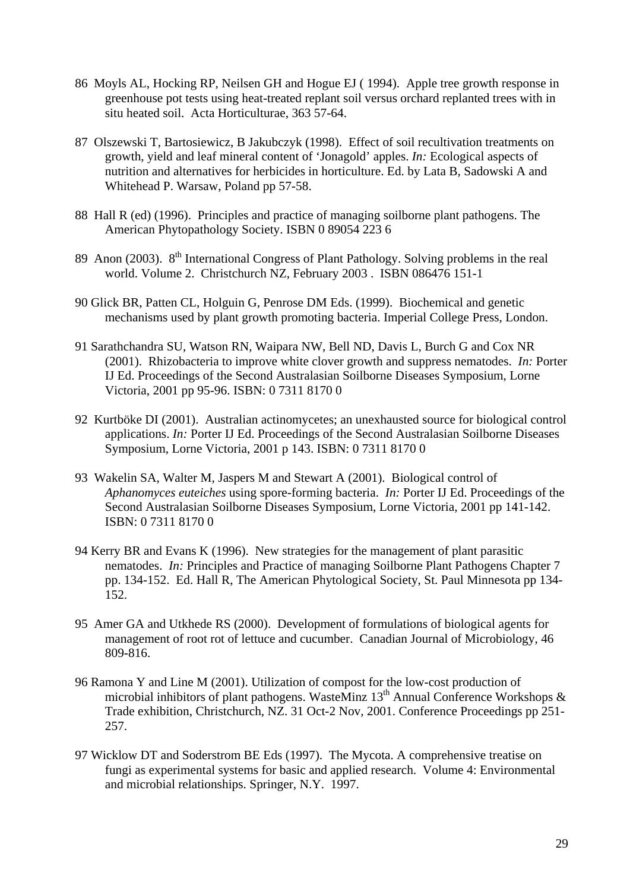86 Moyls AL, Hocking RP, Neilsen GH and Hogue EJ ( 1994). Apple tree growth response in greenhouse pot tests using heat-treated replant soil versus orchard replanted trees with in situ heated soil. Acta Horticulturae, 363 57-64.

87 Olszewski T, Bartosiewicz, B Jakubczyk (1998). Effect of soil recultivation treatments on growth, yield and leaf mineral content of 'Jonagold' apples. *In:* Ecological aspects of nutrition and alternatives for herbicides in horticulture. Ed. by Lata B, Sadowski A and Whitehead P. Warsaw, Poland pp 57-58.

88 Hall R (ed) (1996). Principles and practice of managing soilborne plant pathogens. The American Phytopathology Society. ISBN 0 89054 223 6

89 Anon (2003). 8th International Congress of Plant Pathology. Solving problems in the real world. Volume 2. Christchurch NZ, February 2003 . ISBN 086476 151-1

90 Glick BR, Patten CL, Holguin G, Penrose DM Eds. (1999). Biochemical and genetic mechanisms used by plant growth promoting bacteria. Imperial College Press, London.

91 Sarathchandra SU, Watson RN, Waipara NW, Bell ND, Davis L, Burch G and Cox NR (2001). Rhizobacteria to improve white clover growth and suppress nematodes. *In:* Porter IJ Ed. Proceedings of the Second Australasian Soilborne Diseases Symposium, Lorne Victoria, 2001 pp 95-96. ISBN: 0 7311 8170 0

92 Kurtböke DI (2001). Australian actinomycetes; an unexhausted source for biological control applications. *In:* Porter IJ Ed. Proceedings of the Second Australasian Soilborne Diseases Symposium, Lorne Victoria, 2001 p 143. ISBN: 0 7311 8170 0

93 Wakelin SA, Walter M, Jaspers M and Stewart A (2001). Biological control of *Aphanomyces euteiches* using spore-forming bacteria. *In:* Porter IJ Ed. Proceedings of the Second Australasian Soilborne Diseases Symposium, Lorne Victoria, 2001 pp 141-142. ISBN: 0 7311 8170 0

94 Kerry BR and Evans K (1996). New strategies for the management of plant parasitic nematodes. *In:* Principles and Practice of managing Soilborne Plant Pathogens Chapter 7 pp. 134-152. Ed. Hall R, The American Phytological Society, St. Paul Minnesota pp 134-152.

95 Amer GA and Utkhede RS (2000). Development of formulations of biological agents for management of root rot of lettuce and cucumber. Canadian Journal of Microbiology, 46 809-816.

96 Ramona Y and Line M (2001). Utilization of compost for the low-cost production of microbial inhibitors of plant pathogens. WasteMinz 13th Annual Conference Workshops & Trade exhibition, Christchurch, NZ. 31 Oct-2 Nov, 2001. Conference Proceedings pp 251-257.

97 Wicklow DT and Soderstrom BE Eds (1997). The Mycota. A comprehensive treatise on fungi as experimental systems for basic and applied research. Volume 4: Environmental and microbial relationships. Springer, N.Y. 1997.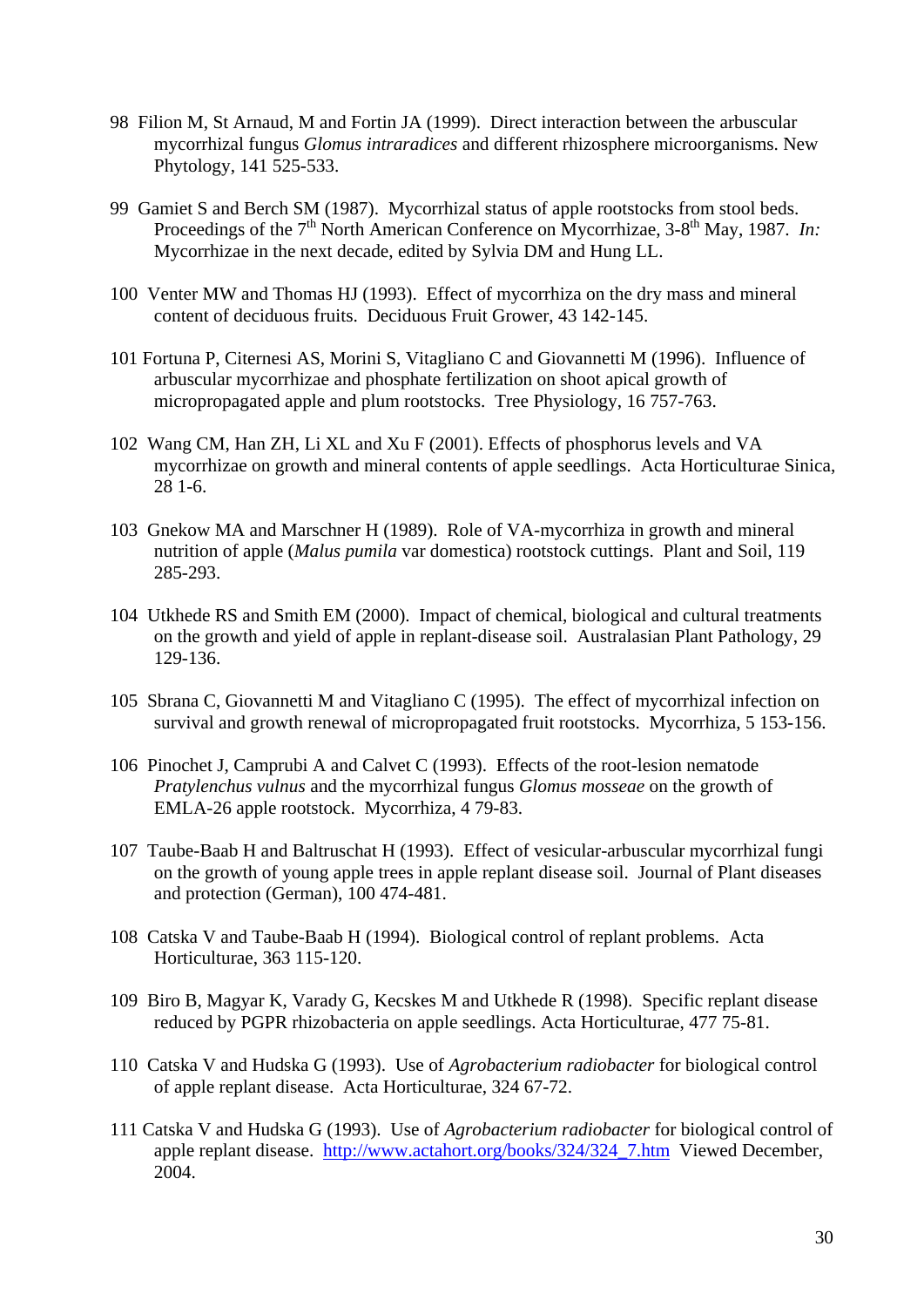98 Filion M, St Arnaud, M and Fortin JA (1999). Direct interaction between the arbuscular mycorrhizal fungus *Glomus intraradices* and different rhizosphere microorganisms. New Phytology, 141 525-533.

99 Gamiet S and Berch SM (1987). Mycorrhizal status of apple rootstocks from stool beds. Proceedings of the 7th North American Conference on Mycorrhizae, 3-8th May, 1987. *In:* Mycorrhizae in the next decade, edited by Sylvia DM and Hung LL.

100 Venter MW and Thomas HJ (1993). Effect of mycorrhiza on the dry mass and mineral content of deciduous fruits. Deciduous Fruit Grower, 43 142-145.

101 Fortuna P, Citernesi AS, Morini S, Vitagliano C and Giovannetti M (1996). Influence of arbuscular mycorrhizae and phosphate fertilization on shoot apical growth of micropropagated apple and plum rootstocks. Tree Physiology, 16 757-763.

102 Wang CM, Han ZH, Li XL and Xu F (2001). Effects of phosphorus levels and VA mycorrhizae on growth and mineral contents of apple seedlings. Acta Horticulturae Sinica, 28 1-6.

103 Gnekow MA and Marschner H (1989). Role of VA-mycorrhiza in growth and mineral nutrition of apple (*Malus pumila* var domestica) rootstock cuttings. Plant and Soil, 119 285-293.

104 Utkhede RS and Smith EM (2000). Impact of chemical, biological and cultural treatments on the growth and yield of apple in replant-disease soil. Australasian Plant Pathology, 29 129-136.

105 Sbrana C, Giovannetti M and Vitagliano C (1995). The effect of mycorrhizal infection on survival and growth renewal of micropropagated fruit rootstocks. Mycorrhiza, 5 153-156.

106 Pinochet J, Camprubi A and Calvet C (1993). Effects of the root-lesion nematode *Pratylenchus vulnus* and the mycorrhizal fungus *Glomus mosseae* on the growth of EMLA-26 apple rootstock. Mycorrhiza, 4 79-83.

107 Taube-Baab H and Baltruschat H (1993). Effect of vesicular-arbuscular mycorrhizal fungi on the growth of young apple trees in apple replant disease soil. Journal of Plant diseases and protection (German), 100 474-481.

108 Catska V and Taube-Baab H (1994). Biological control of replant problems. Acta Horticulturae, 363 115-120.

109 Biro B, Magyar K, Varady G, Kecskes M and Utkhede R (1998). Specific replant disease reduced by PGPR rhizobacteria on apple seedlings. Acta Horticulturae, 477 75-81.

110 Catska V and Hudska G (1993). Use of *Agrobacterium radiobacter* for biological control of apple replant disease. Acta Horticulturae, 324 67-72.

111 Catska V and Hudska G (1993). Use of *Agrobacterium radiobacter* for biological control of apple replant disease. http://www.actahort.org/books/324/324_7.htm Viewed December, 2004.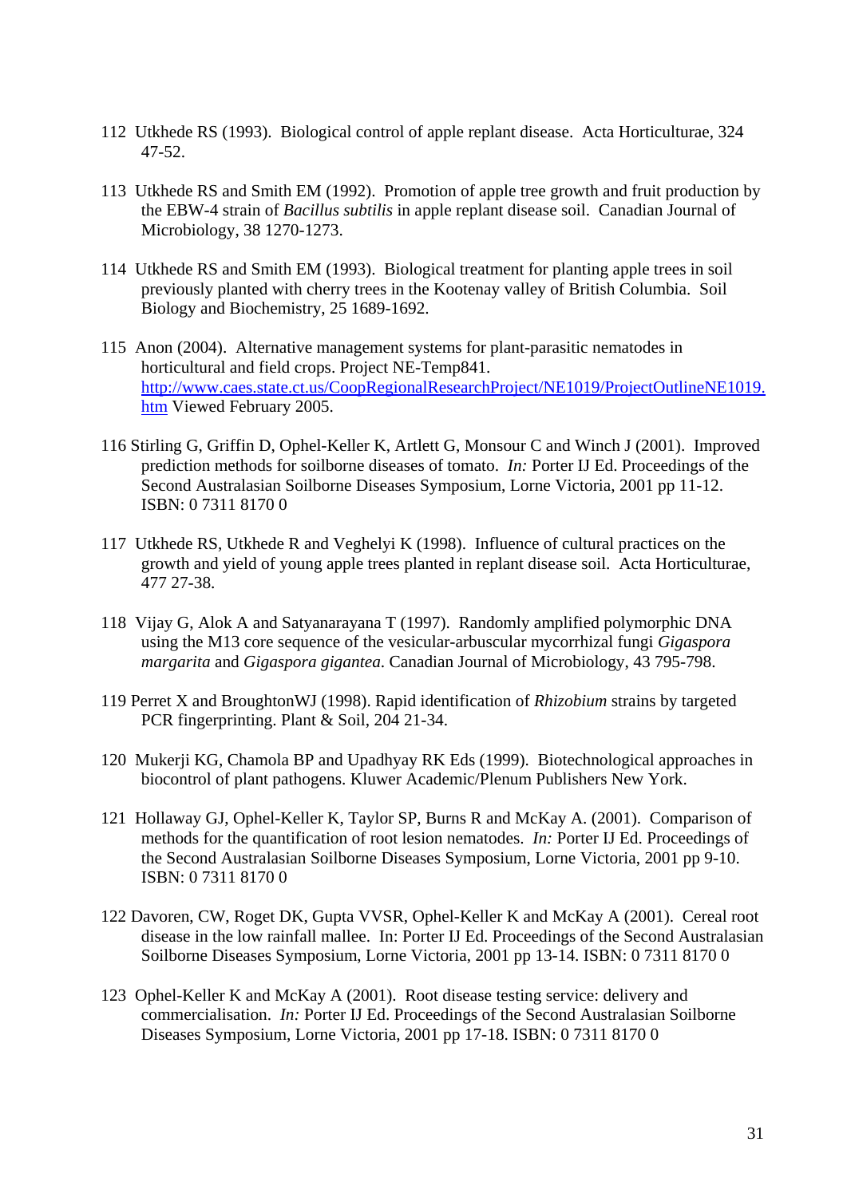112 Utkhede RS (1993). Biological control of apple replant disease. Acta Horticulturae, 324 47-52.

113 Utkhede RS and Smith EM (1992). Promotion of apple tree growth and fruit production by the EBW-4 strain of *Bacillus subtilis* in apple replant disease soil. Canadian Journal of Microbiology, 38 1270-1273.

114 Utkhede RS and Smith EM (1993). Biological treatment for planting apple trees in soil previously planted with cherry trees in the Kootenay valley of British Columbia. Soil Biology and Biochemistry, 25 1689-1692.

115 Anon (2004). Alternative management systems for plant-parasitic nematodes in horticultural and field crops. Project NE-Temp841. [http://www.caes.state.ct.us/CoopRegionalResearchProject/NE1019/ProjectOutlineNE1019.htm](http://www.caes.state.ct.us/CoopRegionalResearchProject/NE1019/ProjectOutlineNE1019.htm) Viewed February 2005.

116 Stirling G, Griffin D, Ophel-Keller K, Artlett G, Monsour C and Winch J (2001). Improved prediction methods for soilborne diseases of tomato. *In:* Porter IJ Ed. Proceedings of the Second Australasian Soilborne Diseases Symposium, Lorne Victoria, 2001 pp 11-12. ISBN: 0 7311 8170 0

117 Utkhede RS, Utkhede R and Veghelyi K (1998). Influence of cultural practices on the growth and yield of young apple trees planted in replant disease soil. Acta Horticulturae, 477 27-38.

118 Vijay G, Alok A and Satyanarayana T (1997). Randomly amplified polymorphic DNA using the M13 core sequence of the vesicular-arbuscular mycorrhizal fungi *Gigaspora margarita* and *Gigaspora gigantea*. Canadian Journal of Microbiology, 43 795-798.

119 Perret X and BroughtonWJ (1998). Rapid identification of *Rhizobium* strains by targeted PCR fingerprinting. Plant & Soil, 204 21-34.

120 Mukerji KG, Chamola BP and Upadhyay RK Eds (1999). Biotechnological approaches in biocontrol of plant pathogens. Kluwer Academic/Plenum Publishers New York.

121 Hollaway GJ, Ophel-Keller K, Taylor SP, Burns R and McKay A. (2001). Comparison of methods for the quantification of root lesion nematodes. *In:* Porter IJ Ed. Proceedings of the Second Australasian Soilborne Diseases Symposium, Lorne Victoria, 2001 pp 9-10. ISBN: 0 7311 8170 0

122 Davoren, CW, Roget DK, Gupta VVSR, Ophel-Keller K and McKay A (2001). Cereal root disease in the low rainfall mallee. In: Porter IJ Ed. Proceedings of the Second Australasian Soilborne Diseases Symposium, Lorne Victoria, 2001 pp 13-14. ISBN: 0 7311 8170 0

123 Ophel-Keller K and McKay A (2001). Root disease testing service: delivery and commercialisation. *In:* Porter IJ Ed. Proceedings of the Second Australasian Soilborne Diseases Symposium, Lorne Victoria, 2001 pp 17-18. ISBN: 0 7311 8170 0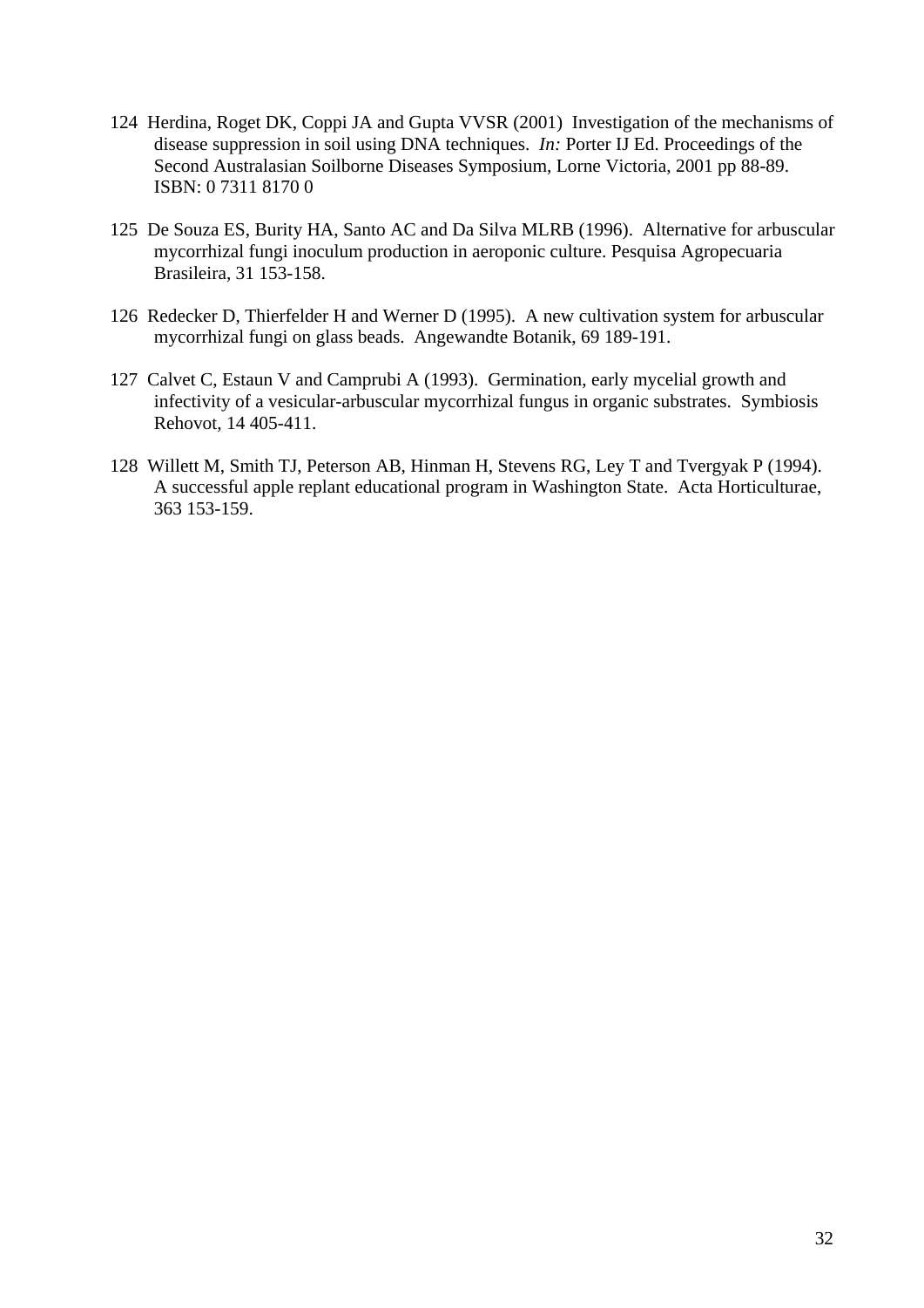124 Herdina, Roget DK, Coppi JA and Gupta VVSR (2001) Investigation of the mechanisms of disease suppression in soil using DNA techniques. *In:* Porter IJ Ed. Proceedings of the Second Australasian Soilborne Diseases Symposium, Lorne Victoria, 2001 pp 88-89. ISBN: 0 7311 8170 0

125 De Souza ES, Burity HA, Santo AC and Da Silva MLRB (1996). Alternative for arbuscular mycorrhizal fungi inoculum production in aeroponic culture. Pesquisa Agropecuaria Brasileira, 31 153-158.

126 Redecker D, Thierfelder H and Werner D (1995). A new cultivation system for arbuscular mycorrhizal fungi on glass beads. Angewandte Botanik, 69 189-191.

127 Calvet C, Estaun V and Camprubi A (1993). Germination, early mycelial growth and infectivity of a vesicular-arbuscular mycorrhizal fungus in organic substrates. Symbiosis Rehovot, 14 405-411.

128 Willett M, Smith TJ, Peterson AB, Hinman H, Stevens RG, Ley T and Tvergyak P (1994). A successful apple replant educational program in Washington State. Acta Horticulturae, 363 153-159.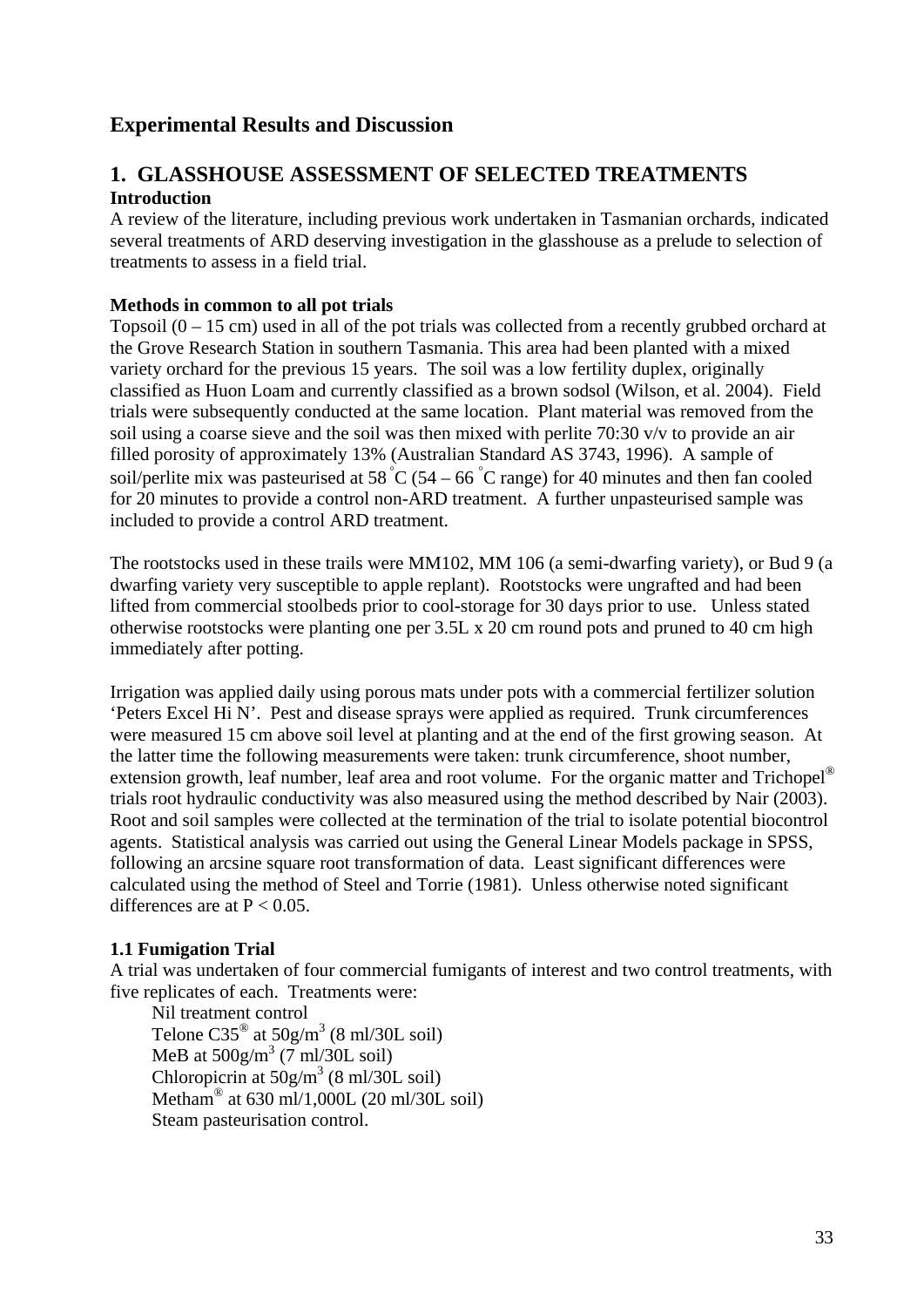# Experimental Results and Discussion

## 1. GLASSHOUSE ASSESSMENT OF SELECTED TREATMENTS

**Introduction**

A review of the literature, including previous work undertaken in Tasmanian orchards, indicated several treatments of ARD deserving investigation in the glasshouse as a prelude to selection of treatments to assess in a field trial.

**Methods in common to all pot trials**

Topsoil (0 – 15 cm) used in all of the pot trials was collected from a recently grubbed orchard at the Grove Research Station in southern Tasmania. This area had been planted with a mixed variety orchard for the previous 15 years. The soil was a low fertility duplex, originally classified as Huon Loam and currently classified as a brown sodsol (Wilson, et al. 2004). Field trials were subsequently conducted at the same location. Plant material was removed from the soil using a coarse sieve and the soil was then mixed with perlite 70:30 v/v to provide an air filled porosity of approximately 13% (Australian Standard AS 3743, 1996). A sample of soil/perlite mix was pasteurised at 58 °C (54 – 66 °C range) for 40 minutes and then fan cooled for 20 minutes to provide a control non-ARD treatment. A further unpasteurised sample was included to provide a control ARD treatment.

The rootstocks used in these trails were MM102, MM 106 (a semi-dwarfing variety), or Bud 9 (a dwarfing variety very susceptible to apple replant). Rootstocks were ungrafted and had been lifted from commercial stoolbeds prior to cool-storage for 30 days prior to use. Unless stated otherwise rootstocks were planting one per 3.5L x 20 cm round pots and pruned to 40 cm high immediately after potting.

Irrigation was applied daily using porous mats under pots with a commercial fertilizer solution 'Peters Excel Hi N'. Pest and disease sprays were applied as required. Trunk circumferences were measured 15 cm above soil level at planting and at the end of the first growing season. At the latter time the following measurements were taken: trunk circumference, shoot number, extension growth, leaf number, leaf area and root volume. For the organic matter and Trichopel® trials root hydraulic conductivity was also measured using the method described by Nair (2003). Root and soil samples were collected at the termination of the trial to isolate potential biocontrol agents. Statistical analysis was carried out using the General Linear Models package in SPSS, following an arcsine square root transformation of data. Least significant differences were calculated using the method of Steel and Torrie (1981). Unless otherwise noted significant differences are at $P < 0.05$.

**1.1 Fumigation Trial**

A trial was undertaken of four commercial fumigants of interest and two control treatments, with five replicates of each. Treatments were:

- Nil treatment control
- Telone C35® at $50 g/m^3$ (8 ml/30L soil)
- MeB at $500 g/m^3$ (7 ml/30L soil)
- Chloropicrin at $50 g/m^3$ (8 ml/30L soil)
- Metham® at 630 ml/1,000L (20 ml/30L soil)
- Steam pasteurisation control.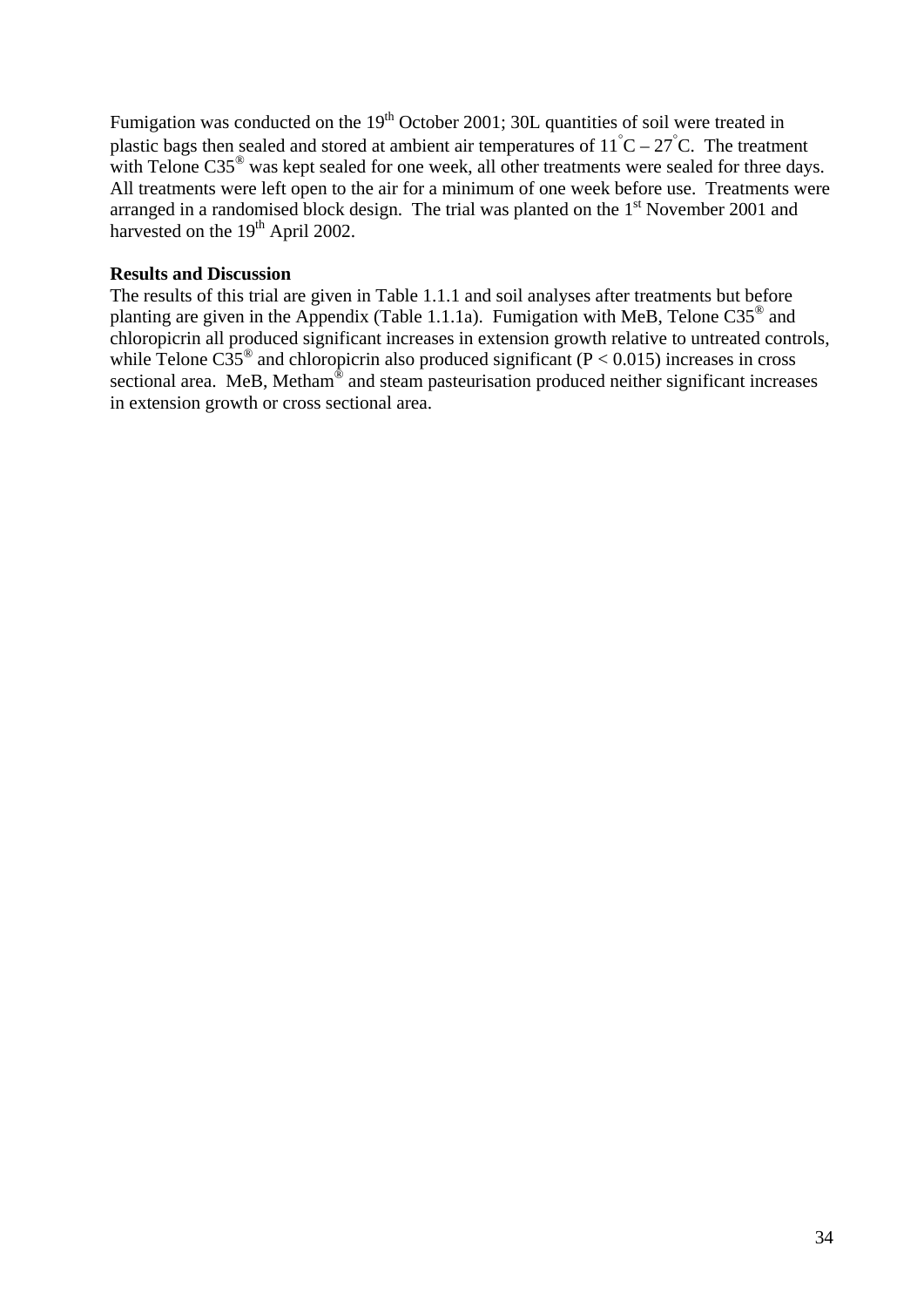Fumigation was conducted on the 19th October 2001; 30L quantities of soil were treated in plastic bags then sealed and stored at ambient air temperatures of $11^{\circ}C – 27^{\circ}C$. The treatment with Telone C35® was kept sealed for one week, all other treatments were sealed for three days. All treatments were left open to the air for a minimum of one week before use. Treatments were arranged in a randomised block design. The trial was planted on the 1st November 2001 and harvested on the 19th April 2002.

**Results and Discussion**

The results of this trial are given in Table 1.1.1 and soil analyses after treatments but before planting are given in the Appendix (Table 1.1.1a). Fumigation with MeB, Telone C35® and chloropicrin all produced significant increases in extension growth relative to untreated controls, while Telone C35® and chloropicrin also produced significant ($P < 0.015$) increases in cross sectional area. MeB, Metham® and steam pasteurisation produced neither significant increases in extension growth or cross sectional area.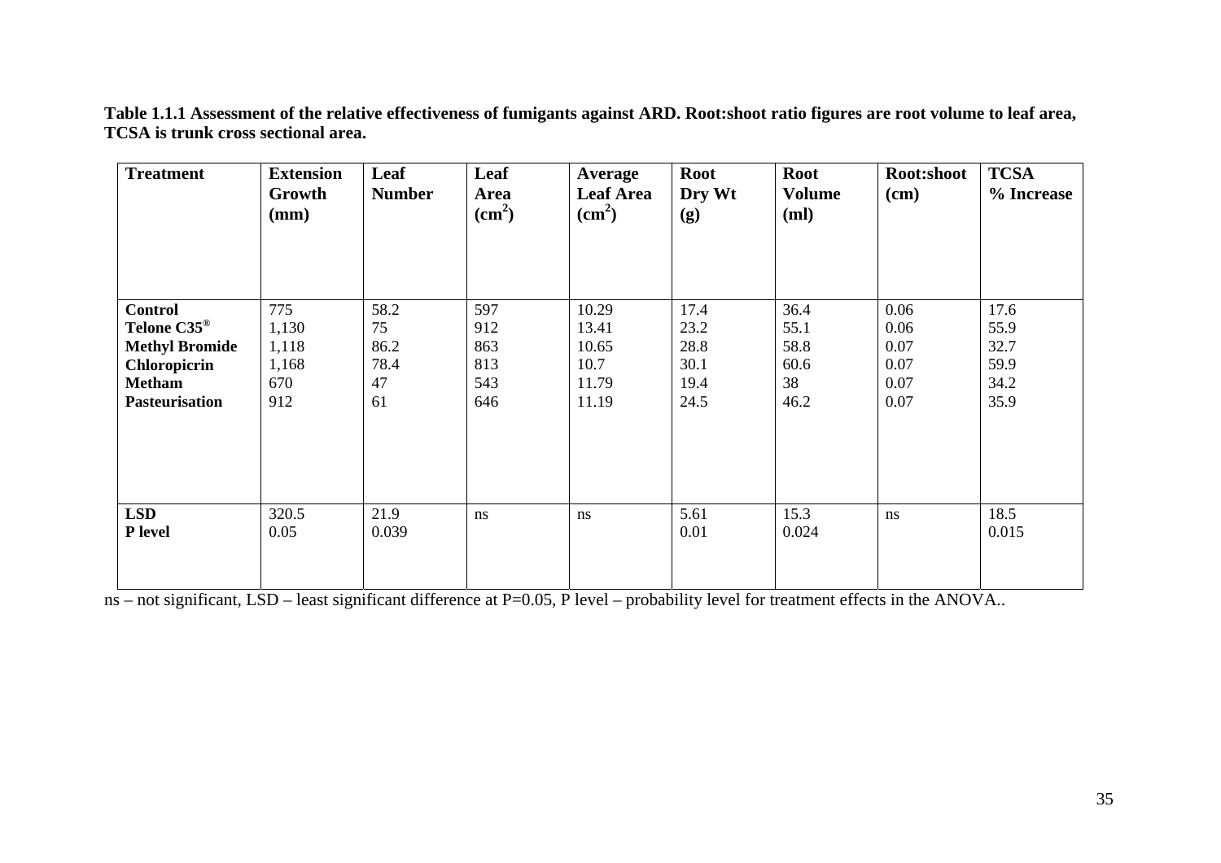**Table 1.1.1 Assessment of the relative effectiveness of fumigants against ARD. Root:shoot ratio figures are root volume to leaf area, TCSA is trunk cross sectional area.**

| Treatment | Extension Growth (mm) | Leaf Number | Leaf Area ($cm^2$) | Average Leaf Area ($cm^2$) | Root Dry Wt (g) | Root Volume (ml) | Root:shoot (cm) | TCSA % Increase |
|---|---|---|---|---|---|---|---|---|
| **Control** | 775 | 58.2 | 597 | 10.29 | 17.4 | 36.4 | 0.06 | 17.6 |
| **Telone C35®** | 1,130 | 75 | 912 | 13.41 | 23.2 | 55.1 | 0.06 | 55.9 |
| **Methyl Bromide** | 1,118 | 86.2 | 863 | 10.65 | 28.8 | 58.8 | 0.07 | 32.7 |
| **Chloropicrin** | 1,168 | 78.4 | 813 | 10.7 | 30.1 | 60.6 | 0.07 | 59.9 |
| **Metham** | 670 | 47 | 543 | 11.79 | 19.4 | 38 | 0.07 | 34.2 |
| **Pasteurisation** | 912 | 61 | 646 | 11.19 | 24.5 | 46.2 | 0.07 | 35.9 |
| **LSD** | 320.5 | 21.9 | ns | ns | 5.61 | 15.3 | ns | 18.5 |
| **P level** | 0.05 | 0.039 | | | 0.01 | 0.024 | | 0.015 |

ns – not significant, LSD – least significant difference at P=0.05, P level – probability level for treatment effects in the ANOVA..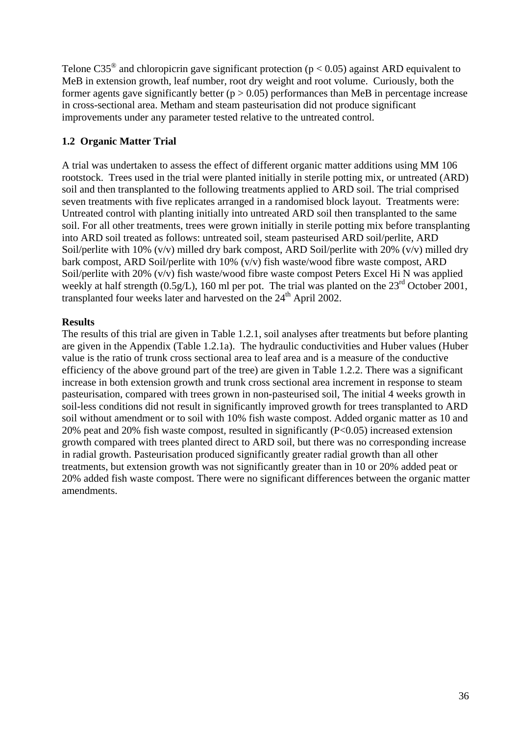Telone C35® and chloropicrin gave significant protection ($p < 0.05$) against ARD equivalent to MeB in extension growth, leaf number, root dry weight and root volume. Curiously, both the former agents gave significantly better ($p > 0.05$) performances than MeB in percentage increase in cross-sectional area. Metham and steam pasteurisation did not produce significant improvements under any parameter tested relative to the untreated control.

### 1.2 Organic Matter Trial

A trial was undertaken to assess the effect of different organic matter additions using MM 106 rootstock. Trees used in the trial were planted initially in sterile potting mix, or untreated (ARD) soil and then transplanted to the following treatments applied to ARD soil. The trial comprised seven treatments with five replicates arranged in a randomised block layout. Treatments were: Untreated control with planting initially into untreated ARD soil then transplanted to the same soil. For all other treatments, trees were grown initially in sterile potting mix before transplanting into ARD soil treated as follows: untreated soil, steam pasteurised ARD soil/perlite, ARD Soil/perlite with 10% (v/v) milled dry bark compost, ARD Soil/perlite with 20% (v/v) milled dry bark compost, ARD Soil/perlite with 10% (v/v) fish waste/wood fibre waste compost, ARD Soil/perlite with 20% (v/v) fish waste/wood fibre waste compost Peters Excel Hi N was applied weekly at half strength (0.5g/L), 160 ml per pot. The trial was planted on the 23rd October 2001, transplanted four weeks later and harvested on the 24th April 2002.

**Results**

The results of this trial are given in Table 1.2.1, soil analyses after treatments but before planting are given in the Appendix (Table 1.2.1a). The hydraulic conductivities and Huber values (Huber value is the ratio of trunk cross sectional area to leaf area and is a measure of the conductive efficiency of the above ground part of the tree) are given in Table 1.2.2. There was a significant increase in both extension growth and trunk cross sectional area increment in response to steam pasteurisation, compared with trees grown in non-pasteurised soil, The initial 4 weeks growth in soil-less conditions did not result in significantly improved growth for trees transplanted to ARD soil without amendment or to soil with 10% fish waste compost. Added organic matter as 10 and 20% peat and 20% fish waste compost, resulted in significantly ($P<0.05$) increased extension growth compared with trees planted direct to ARD soil, but there was no corresponding increase in radial growth. Pasteurisation produced significantly greater radial growth than all other treatments, but extension growth was not significantly greater than in 10 or 20% added peat or 20% added fish waste compost. There were no significant differences between the organic matter amendments.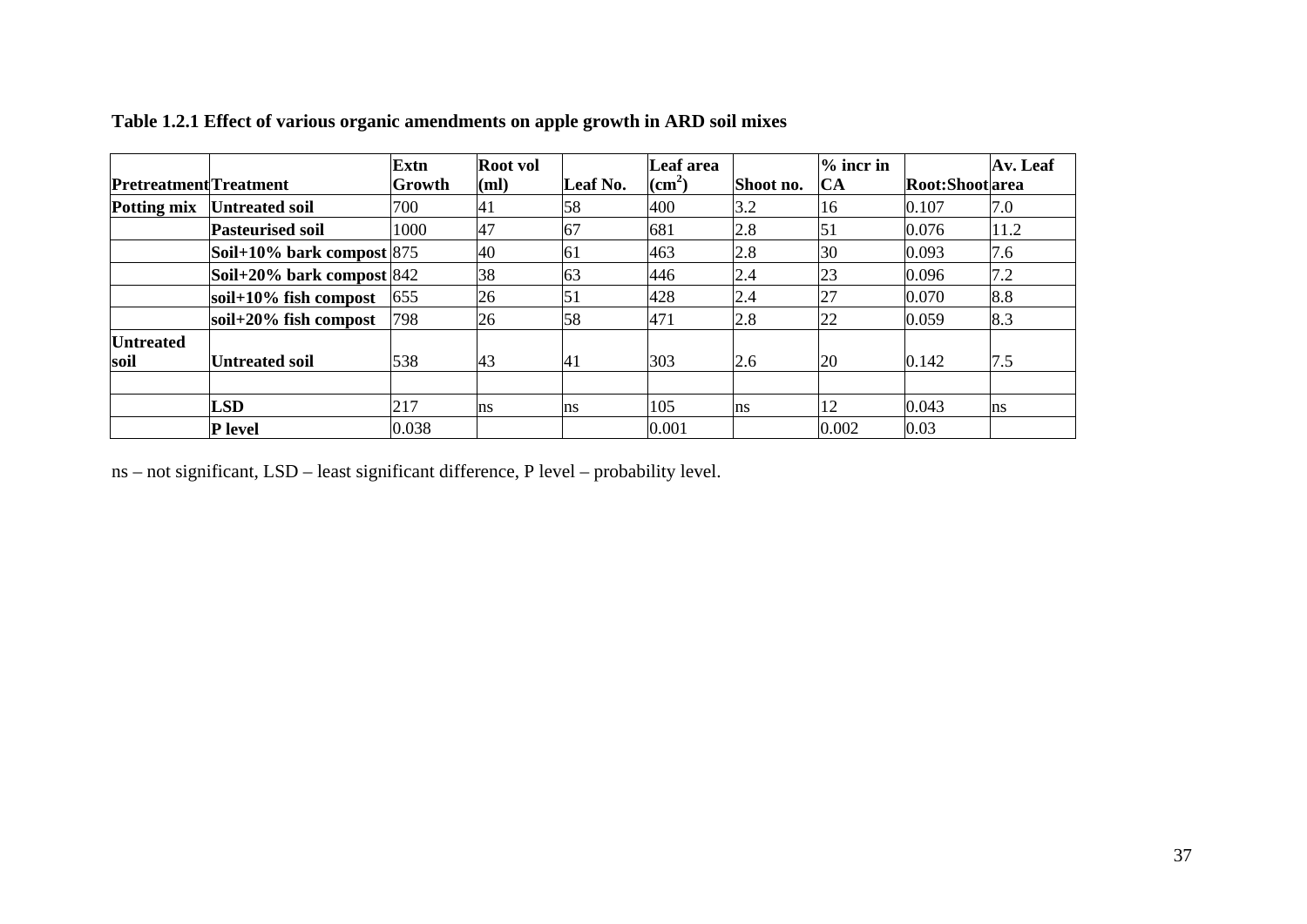**Table 1.2.1 Effect of various organic amendments on apple growth in ARD soil mixes**

| Pretreatment | Treatment | Extn Growth | Root vol (ml) | Leaf No. | Leaf area ($cm^2$) | Shoot no. | % incr in CA | Root:Shoot | Av. Leaf area |
|---|---|---|---|---|---|---|---|---|---|
| **Potting mix** | **Untreated soil** | 700 | 41 | 58 | 400 | 3.2 | 16 | 0.107 | 7.0 |
| | **Pasteurised soil** | 1000 | 47 | 67 | 681 | 2.8 | 51 | 0.076 | 11.2 |
| | **Soil+10% bark compost** | 875 | 40 | 61 | 463 | 2.8 | 30 | 0.093 | 7.6 |
| | **Soil+20% bark compost** | 842 | 38 | 63 | 446 | 2.4 | 23 | 0.096 | 7.2 |
| | **soil+10% fish compost** | 655 | 26 | 51 | 428 | 2.4 | 27 | 0.070 | 8.8 |
| | **soil+20% fish compost** | 798 | 26 | 58 | 471 | 2.8 | 22 | 0.059 | 8.3 |
| **Untreated soil** | **Untreated soil** | 538 | 43 | 41 | 303 | 2.6 | 20 | 0.142 | 7.5 |
| | | | | | | | | | |
| | **LSD** | 217 | ns | ns | 105 | ns | 12 | 0.043 | ns |
| | **P level** | 0.038 | | | 0.001 | | 0.002 | 0.03 | |

ns – not significant, LSD – least significant difference, P level – probability level.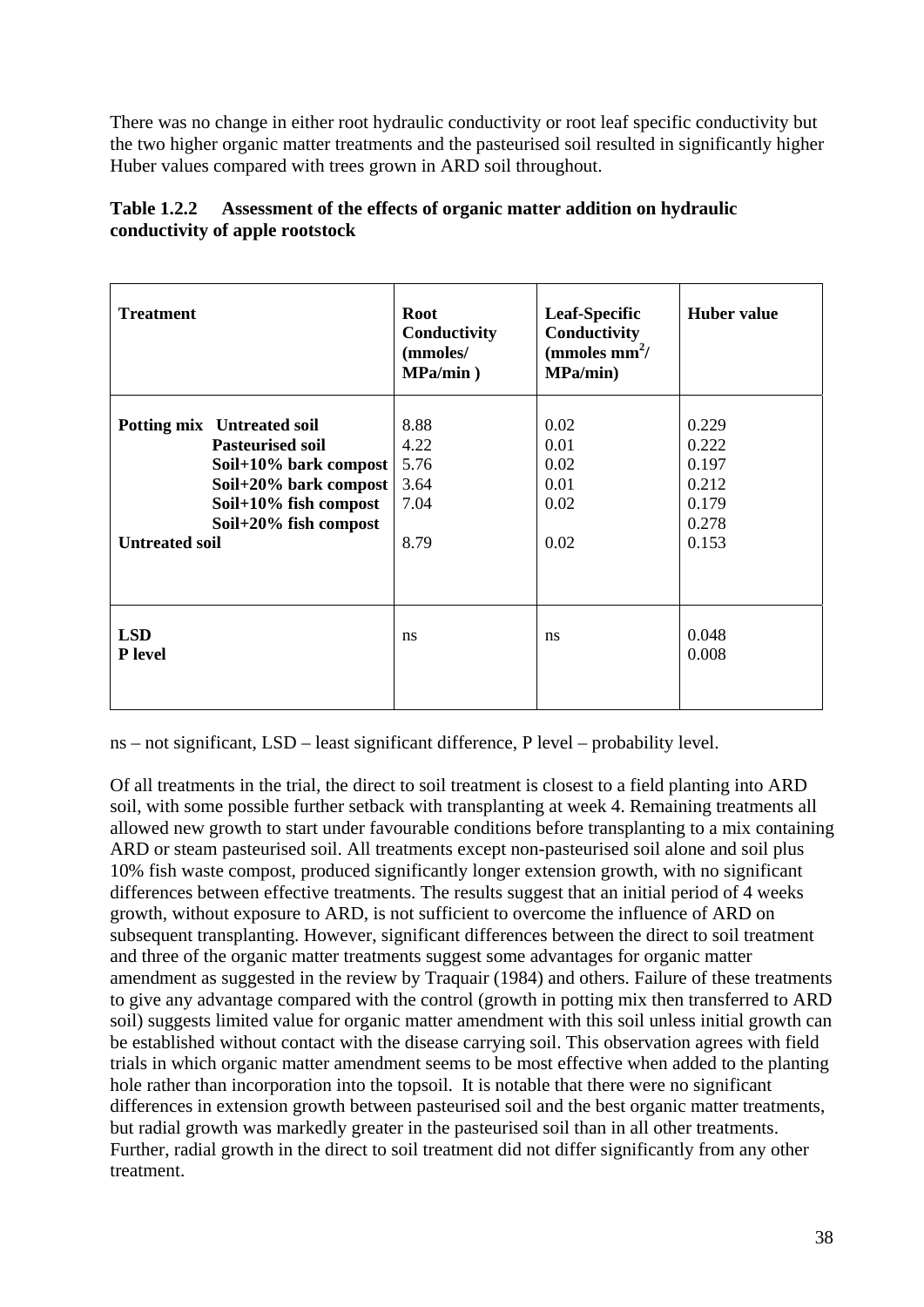There was no change in either root hydraulic conductivity or root leaf specific conductivity but the two higher organic matter treatments and the pasteurised soil resulted in significantly higher Huber values compared with trees grown in ARD soil throughout.

**Table 1.2.2 Assessment of the effects of organic matter addition on hydraulic conductivity of apple rootstock**

| Treatment | | Root Conductivity (mmoles/ MPa/min ) | Leaf-Specific Conductivity (mmoles $mm^2$/ MPa/min) | Huber value |
|---|---|---|---|---|
| **Potting mix** | **Untreated soil** | 8.88 | 0.02 | 0.229 |
| | **Pasteurised soil** | 4.22 | 0.01 | 0.222 |
| | **Soil+10% bark compost** | 5.76 | 0.02 | 0.197 |
| | **Soil+20% bark compost** | 3.64 | 0.01 | 0.212 |
| | **Soil+10% fish compost** | 7.04 | 0.02 | 0.179 |
| | **Soil+20% fish compost** | | | 0.278 |
| **Untreated soil** | | 8.79 | 0.02 | 0.153 |
| **LSD** | | ns | ns | 0.048 |
| **P level** | | | | 0.008 |

ns – not significant, LSD – least significant difference, P level – probability level.

Of all treatments in the trial, the direct to soil treatment is closest to a field planting into ARD soil, with some possible further setback with transplanting at week 4. Remaining treatments all allowed new growth to start under favourable conditions before transplanting to a mix containing ARD or steam pasteurised soil. All treatments except non-pasteurised soil alone and soil plus 10% fish waste compost, produced significantly longer extension growth, with no significant differences between effective treatments. The results suggest that an initial period of 4 weeks growth, without exposure to ARD, is not sufficient to overcome the influence of ARD on subsequent transplanting. However, significant differences between the direct to soil treatment and three of the organic matter treatments suggest some advantages for organic matter amendment as suggested in the review by Traquair (1984) and others. Failure of these treatments to give any advantage compared with the control (growth in potting mix then transferred to ARD soil) suggests limited value for organic matter amendment with this soil unless initial growth can be established without contact with the disease carrying soil. This observation agrees with field trials in which organic matter amendment seems to be most effective when added to the planting hole rather than incorporation into the topsoil. It is notable that there were no significant differences in extension growth between pasteurised soil and the best organic matter treatments, but radial growth was markedly greater in the pasteurised soil than in all other treatments. Further, radial growth in the direct to soil treatment did not differ significantly from any other treatment.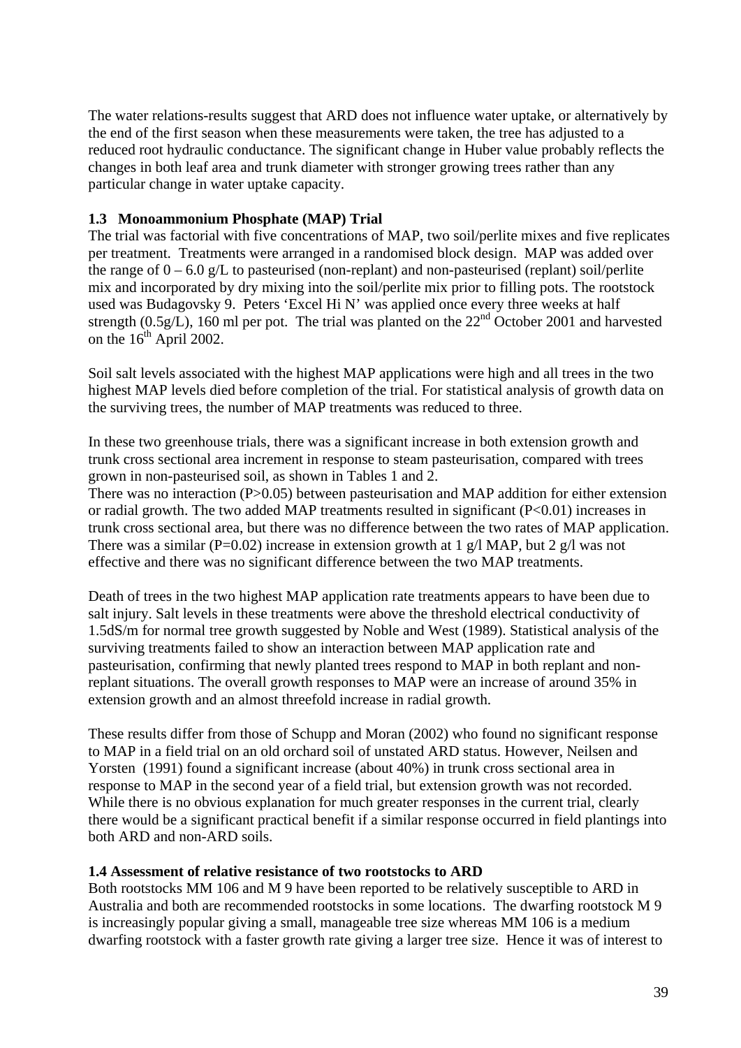The water relations-results suggest that ARD does not influence water uptake, or alternatively by the end of the first season when these measurements were taken, the tree has adjusted to a reduced root hydraulic conductance. The significant change in Huber value probably reflects the changes in both leaf area and trunk diameter with stronger growing trees rather than any particular change in water uptake capacity.

### 1.3 Monoammonium Phosphate (MAP) Trial

The trial was factorial with five concentrations of MAP, two soil/perlite mixes and five replicates per treatment. Treatments were arranged in a randomised block design. MAP was added over the range of 0 – 6.0 g/L to pasteurised (non-replant) and non-pasteurised (replant) soil/perlite mix and incorporated by dry mixing into the soil/perlite mix prior to filling pots. The rootstock used was Budagovsky 9. Peters 'Excel Hi N' was applied once every three weeks at half strength (0.5g/L), 160 ml per pot. The trial was planted on the 22nd October 2001 and harvested on the 16th April 2002.

Soil salt levels associated with the highest MAP applications were high and all trees in the two highest MAP levels died before completion of the trial. For statistical analysis of growth data on the surviving trees, the number of MAP treatments was reduced to three.

In these two greenhouse trials, there was a significant increase in both extension growth and trunk cross sectional area increment in response to steam pasteurisation, compared with trees grown in non-pasteurised soil, as shown in Tables 1 and 2.

There was no interaction ($P>0.05$) between pasteurisation and MAP addition for either extension or radial growth. The two added MAP treatments resulted in significant ($P<0.01$) increases in trunk cross sectional area, but there was no difference between the two rates of MAP application. There was a similar ($P=0.02$) increase in extension growth at 1 g/l MAP, but 2 g/l was not effective and there was no significant difference between the two MAP treatments.

Death of trees in the two highest MAP application rate treatments appears to have been due to salt injury. Salt levels in these treatments were above the threshold electrical conductivity of 1.5dS/m for normal tree growth suggested by Noble and West (1989). Statistical analysis of the surviving treatments failed to show an interaction between MAP application rate and pasteurisation, confirming that newly planted trees respond to MAP in both replant and non-replant situations. The overall growth responses to MAP were an increase of around 35% in extension growth and an almost threefold increase in radial growth.

These results differ from those of Schupp and Moran (2002) who found no significant response to MAP in a field trial on an old orchard soil of unstated ARD status. However, Neilsen and Yorsten (1991) found a significant increase (about 40%) in trunk cross sectional area in response to MAP in the second year of a field trial, but extension growth was not recorded. While there is no obvious explanation for much greater responses in the current trial, clearly there would be a significant practical benefit if a similar response occurred in field plantings into both ARD and non-ARD soils.

### 1.4 Assessment of relative resistance of two rootstocks to ARD

Both rootstocks MM 106 and M 9 have been reported to be relatively susceptible to ARD in Australia and both are recommended rootstocks in some locations. The dwarfing rootstock M 9 is increasingly popular giving a small, manageable tree size whereas MM 106 is a medium dwarfing rootstock with a faster growth rate giving a larger tree size. Hence it was of interest to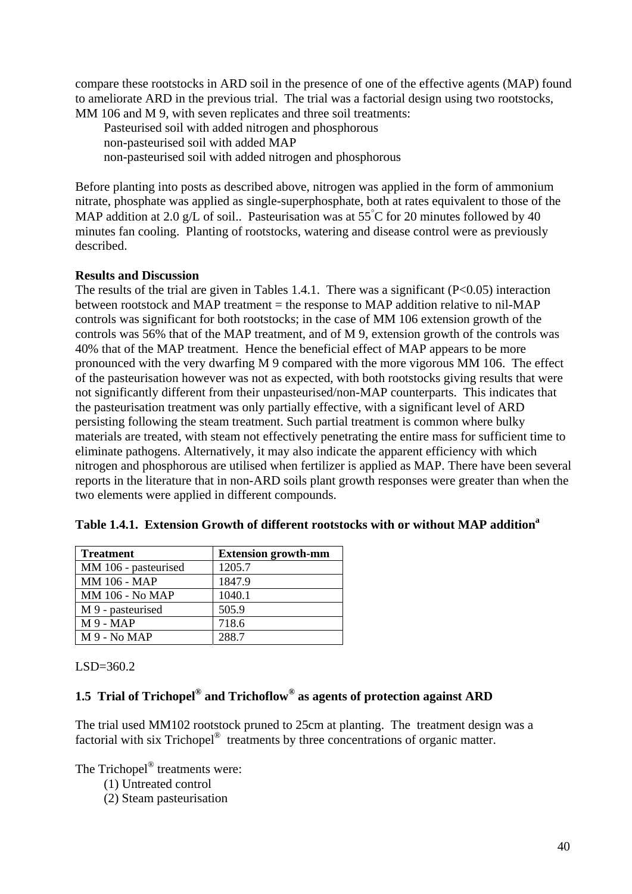compare these rootstocks in ARD soil in the presence of one of the effective agents (MAP) found to ameliorate ARD in the previous trial. The trial was a factorial design using two rootstocks, MM 106 and M 9, with seven replicates and three soil treatments:

- Pasteurised soil with added nitrogen and phosphorous
- non-pasteurised soil with added MAP
- non-pasteurised soil with added nitrogen and phosphorous

Before planting into posts as described above, nitrogen was applied in the form of ammonium nitrate, phosphate was applied as single-superphosphate, both at rates equivalent to those of the MAP addition at 2.0 g/L of soil.. Pasteurisation was at 55°C for 20 minutes followed by 40 minutes fan cooling. Planting of rootstocks, watering and disease control were as previously described.

**Results and Discussion**

The results of the trial are given in Tables 1.4.1. There was a significant ($P<0.05$) interaction between rootstock and MAP treatment = the response to MAP addition relative to nil-MAP controls was significant for both rootstocks; in the case of MM 106 extension growth of the controls was 56% that of the MAP treatment, and of M 9, extension growth of the controls was 40% that of the MAP treatment. Hence the beneficial effect of MAP appears to be more pronounced with the very dwarfing M 9 compared with the more vigorous MM 106. The effect of the pasteurisation however was not as expected, with both rootstocks giving results that were not significantly different from their unpasteurised/non-MAP counterparts. This indicates that the pasteurisation treatment was only partially effective, with a significant level of ARD persisting following the steam treatment. Such partial treatment is common where bulky materials are treated, with steam not effectively penetrating the entire mass for sufficient time to eliminate pathogens. Alternatively, it may also indicate the apparent efficiency with which nitrogen and phosphorous are utilised when fertilizer is applied as MAP. There have been several reports in the literature that in non-ARD soils plant growth responses were greater than when the two elements were applied in different compounds.

**Table 1.4.1. Extension Growth of different rootstocks with or without MAP addition[a]**

| Treatment | Extension growth-mm |
|---|---|
| MM 106 - pasteurised | 1205.7 |
| MM 106 - MAP | 1847.9 |
| MM 106 - No MAP | 1040.1 |
| M 9 - pasteurised | 505.9 |
| M 9 - MAP | 718.6 |
| M 9 - No MAP | 288.7 |

LSD=360.2

## 1.5 Trial of Trichopel® and Trichoflow® as agents of protection against ARD

The trial used MM102 rootstock pruned to 25cm at planting. The treatment design was a factorial with six Trichopel® treatments by three concentrations of organic matter.

The Trichopel® treatments were:

(1) Untreated control
(2) Steam pasteurisation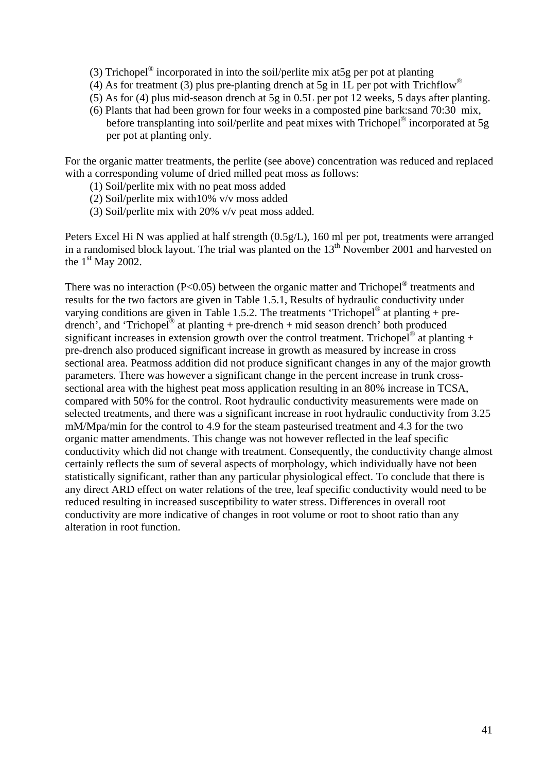(3) Trichopel® incorporated in into the soil/perlite mix at5g per pot at planting
(4) As for treatment (3) plus pre-planting drench at 5g in 1L per pot with Trichflow®
(5) As for (4) plus mid-season drench at 5g in 0.5L per pot 12 weeks, 5 days after planting.
(6) Plants that had been grown for four weeks in a composted pine bark:sand 70:30 mix, before transplanting into soil/perlite and peat mixes with Trichopel® incorporated at 5g per pot at planting only.

For the organic matter treatments, the perlite (see above) concentration was reduced and replaced with a corresponding volume of dried milled peat moss as follows:

(1) Soil/perlite mix with no peat moss added
(2) Soil/perlite mix with10% v/v moss added
(3) Soil/perlite mix with 20% v/v peat moss added.

Peters Excel Hi N was applied at half strength (0.5g/L), 160 ml per pot, treatments were arranged in a randomised block layout. The trial was planted on the 13th November 2001 and harvested on the 1st May 2002.

There was no interaction ($P<0.05$) between the organic matter and Trichopel® treatments and results for the two factors are given in Table 1.5.1, Results of hydraulic conductivity under varying conditions are given in Table 1.5.2. The treatments 'Trichopel® at planting + pre-drench', and 'Trichopel® at planting + pre-drench + mid season drench' both produced significant increases in extension growth over the control treatment. Trichopel® at planting + pre-drench also produced significant increase in growth as measured by increase in cross sectional area. Peatmoss addition did not produce significant changes in any of the major growth parameters. There was however a significant change in the percent increase in trunk cross-sectional area with the highest peat moss application resulting in an 80% increase in TCSA, compared with 50% for the control. Root hydraulic conductivity measurements were made on selected treatments, and there was a significant increase in root hydraulic conductivity from 3.25 mM/Mpa/min for the control to 4.9 for the steam pasteurised treatment and 4.3 for the two organic matter amendments. This change was not however reflected in the leaf specific conductivity which did not change with treatment. Consequently, the conductivity change almost certainly reflects the sum of several aspects of morphology, which individually have not been statistically significant, rather than any particular physiological effect. To conclude that there is any direct ARD effect on water relations of the tree, leaf specific conductivity would need to be reduced resulting in increased susceptibility to water stress. Differences in overall root conductivity are more indicative of changes in root volume or root to shoot ratio than any alteration in root function.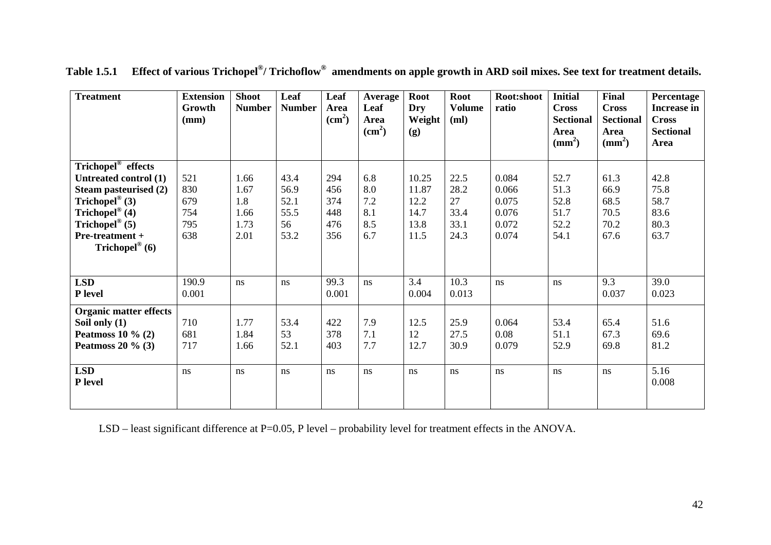**Table 1.5.1 Effect of various Trichopel®/ Trichoflow® amendments on apple growth in ARD soil mixes. See text for treatment details.**

| Treatment | Extension Growth (mm) | Shoot Number | Leaf Number | Leaf Area ($cm^2$) | Average Leaf Area ($cm^2$) | Root Dry Weight (g) | Root Volume (ml) | Root:shoot ratio | Initial Cross Sectional Area ($mm^2$) | Final Cross Sectional Area ($mm^2$) | Percentage Increase in Cross Sectional Area |
|---|---|---|---|---|---|---|---|---|---|---|---|
| **Trichopel® effects** | | | | | | | | | | | |
| **Untreated control (1)** | 521 | 1.66 | 43.4 | 294 | 6.8 | 10.25 | 22.5 | 0.084 | 52.7 | 61.3 | 42.8 |
| **Steam pasteurised (2)** | 830 | 1.67 | 56.9 | 456 | 8.0 | 11.87 | 28.2 | 0.066 | 51.3 | 66.9 | 75.8 |
| **Trichopel® (3)** | 679 | 1.8 | 52.1 | 374 | 7.2 | 12.2 | 27 | 0.075 | 52.8 | 68.5 | 58.7 |
| **Trichopel® (4)** | 754 | 1.66 | 55.5 | 448 | 8.1 | 14.7 | 33.4 | 0.076 | 51.7 | 70.5 | 83.6 |
| **Trichopel® (5)** | 795 | 1.73 | 56 | 476 | 8.5 | 13.8 | 33.1 | 0.072 | 52.2 | 70.2 | 80.3 |
| **Pre-treatment + Trichopel® (6)** | 638 | 2.01 | 53.2 | 356 | 6.7 | 11.5 | 24.3 | 0.074 | 54.1 | 67.6 | 63.7 |
| **LSD** | 190.9 | ns | ns | 99.3 | ns | 3.4 | 10.3 | ns | ns | 9.3 | 39.0 |
| **P level** | 0.001 | | | 0.001 | | 0.004 | 0.013 | | | 0.037 | 0.023 |
| **Organic matter effects** | | | | | | | | | | | |
| **Soil only (1)** | 710 | 1.77 | 53.4 | 422 | 7.9 | 12.5 | 25.9 | 0.064 | 53.4 | 65.4 | 51.6 |
| **Peatmoss 10 % (2)** | 681 | 1.84 | 53 | 378 | 7.1 | 12 | 27.5 | 0.08 | 51.1 | 67.3 | 69.6 |
| **Peatmoss 20 % (3)** | 717 | 1.66 | 52.1 | 403 | 7.7 | 12.7 | 30.9 | 0.079 | 52.9 | 69.8 | 81.2 |
| **LSD** | ns | ns | ns | ns | ns | ns | ns | ns | ns | ns | 5.16 |
| **P level** | | | | | | | | | | | 0.008 |

LSD – least significant difference at P=0.05, P level – probability level for treatment effects in the ANOVA.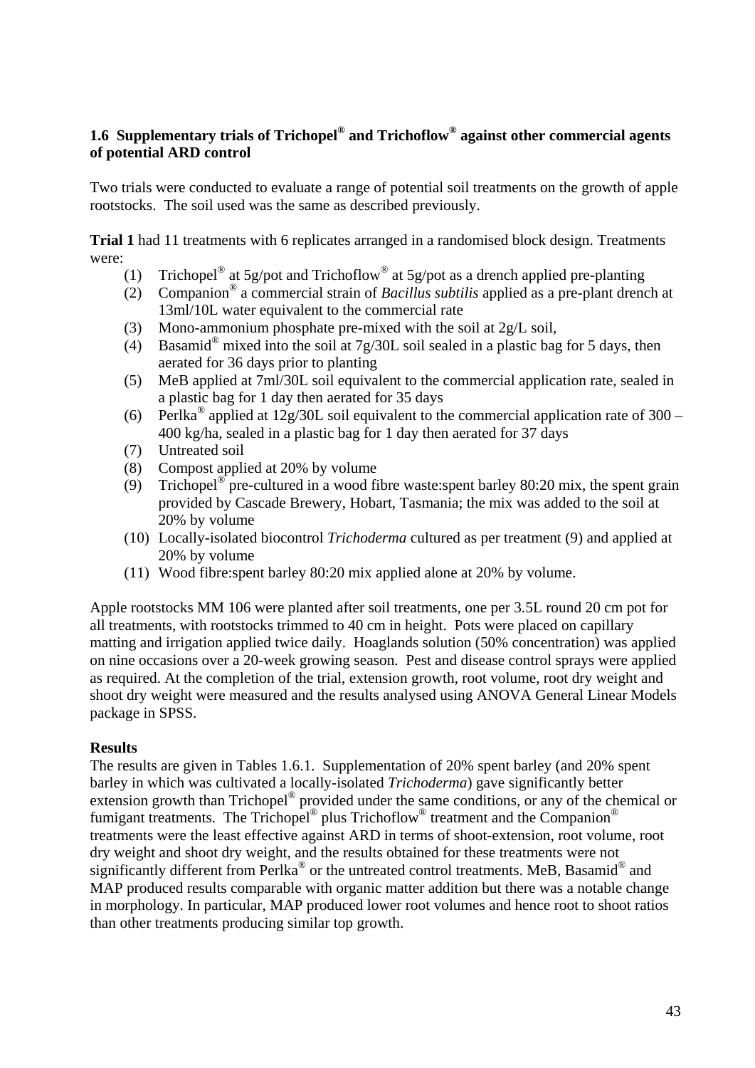## 1.6 Supplementary trials of Trichopel® and Trichoflow® against other commercial agents of potential ARD control

Two trials were conducted to evaluate a range of potential soil treatments on the growth of apple rootstocks. The soil used was the same as described previously.

**Trial 1** had 11 treatments with 6 replicates arranged in a randomised block design. Treatments were:

(1) Trichopel® at 5g/pot and Trichoflow® at 5g/pot as a drench applied pre-planting
(2) Companion® a commercial strain of *Bacillus subtilis* applied as a pre-plant drench at 13ml/10L water equivalent to the commercial rate
(3) Mono-ammonium phosphate pre-mixed with the soil at 2g/L soil,
(4) Basamid® mixed into the soil at 7g/30L soil sealed in a plastic bag for 5 days, then aerated for 36 days prior to planting
(5) MeB applied at 7ml/30L soil equivalent to the commercial application rate, sealed in a plastic bag for 1 day then aerated for 35 days
(6) Perlka® applied at 12g/30L soil equivalent to the commercial application rate of 300 – 400 kg/ha, sealed in a plastic bag for 1 day then aerated for 37 days
(7) Untreated soil
(8) Compost applied at 20% by volume
(9) Trichopel® pre-cultured in a wood fibre waste:spent barley 80:20 mix, the spent grain provided by Cascade Brewery, Hobart, Tasmania; the mix was added to the soil at 20% by volume
(10) Locally-isolated biocontrol *Trichoderma* cultured as per treatment (9) and applied at 20% by volume
(11) Wood fibre:spent barley 80:20 mix applied alone at 20% by volume.

Apple rootstocks MM 106 were planted after soil treatments, one per 3.5L round 20 cm pot for all treatments, with rootstocks trimmed to 40 cm in height. Pots were placed on capillary matting and irrigation applied twice daily. Hoaglands solution (50% concentration) was applied on nine occasions over a 20-week growing season. Pest and disease control sprays were applied as required. At the completion of the trial, extension growth, root volume, root dry weight and shoot dry weight were measured and the results analysed using ANOVA General Linear Models package in SPSS.

### Results

The results are given in Tables 1.6.1. Supplementation of 20% spent barley (and 20% spent barley in which was cultivated a locally-isolated *Trichoderma*) gave significantly better extension growth than Trichopel® provided under the same conditions, or any of the chemical or fumigant treatments. The Trichopel® plus Trichoflow® treatment and the Companion® treatments were the least effective against ARD in terms of shoot-extension, root volume, root dry weight and shoot dry weight, and the results obtained for these treatments were not significantly different from Perlka® or the untreated control treatments. MeB, Basamid® and MAP produced results comparable with organic matter addition but there was a notable change in morphology. In particular, MAP produced lower root volumes and hence root to shoot ratios than other treatments producing similar top growth.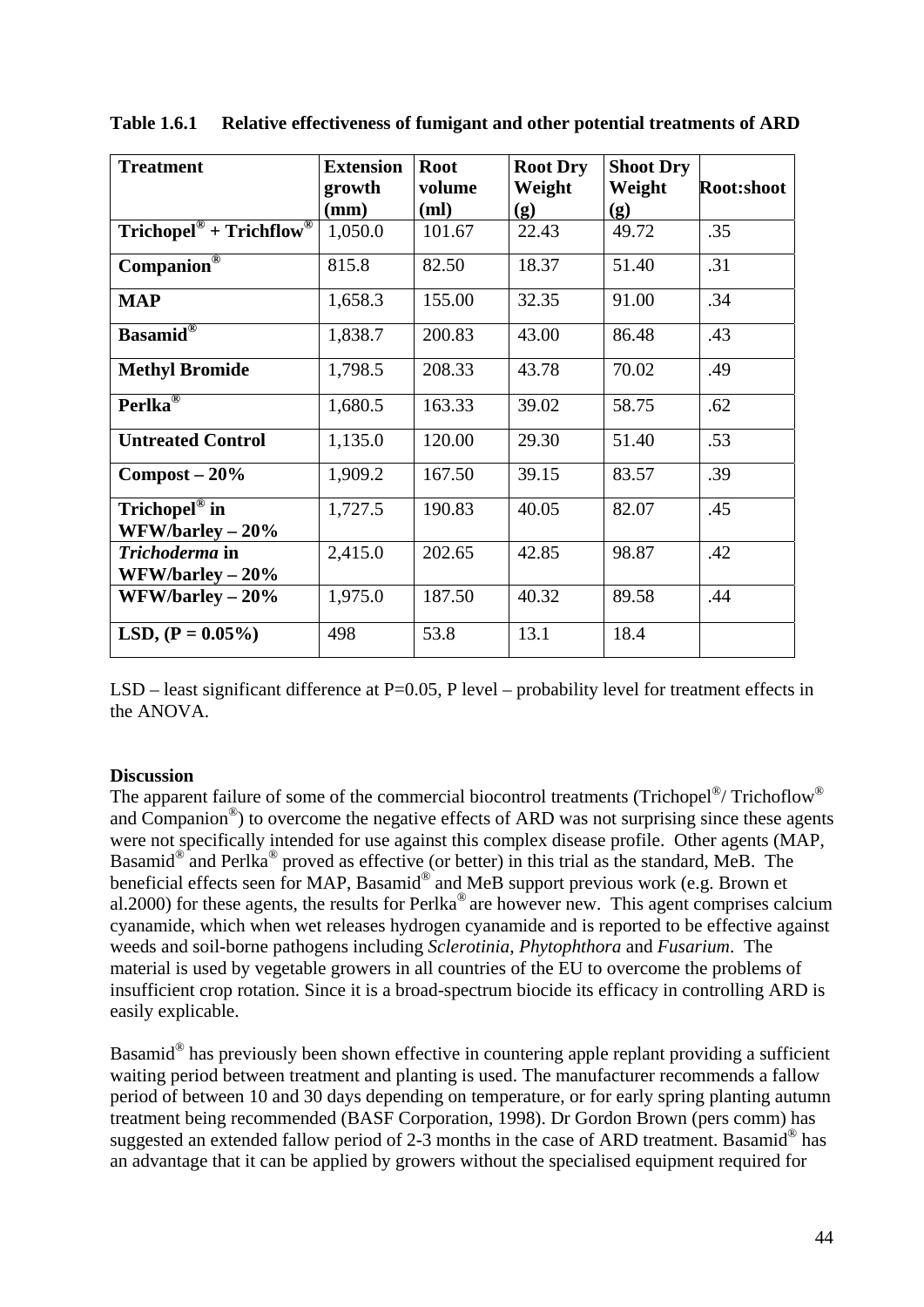**Table 1.6.1 Relative effectiveness of fumigant and other potential treatments of ARD**

| Treatment | Extension growth (mm) | Root volume (ml) | Root Dry Weight (g) | Shoot Dry Weight (g) | Root:shoot |
|---|---|---|---|---|---|
| **Trichopel® + Trichflow®** | 1,050.0 | 101.67 | 22.43 | 49.72 | .35 |
| **Companion®** | 815.8 | 82.50 | 18.37 | 51.40 | .31 |
| **MAP** | 1,658.3 | 155.00 | 32.35 | 91.00 | .34 |
| **Basamid®** | 1,838.7 | 200.83 | 43.00 | 86.48 | .43 |
| **Methyl Bromide** | 1,798.5 | 208.33 | 43.78 | 70.02 | .49 |
| **Perlka®** | 1,680.5 | 163.33 | 39.02 | 58.75 | .62 |
| **Untreated Control** | 1,135.0 | 120.00 | 29.30 | 51.40 | .53 |
| **Compost – 20%** | 1,909.2 | 167.50 | 39.15 | 83.57 | .39 |
| **Trichopel® in WFW/barley – 20%** | 1,727.5 | 190.83 | 40.05 | 82.07 | .45 |
| ***Trichoderma* in WFW/barley – 20%** | 2,415.0 | 202.65 | 42.85 | 98.87 | .42 |
| **WFW/barley – 20%** | 1,975.0 | 187.50 | 40.32 | 89.58 | .44 |
| **LSD, (P = 0.05%)** | 498 | 53.8 | 13.1 | 18.4 | |

LSD – least significant difference at P=0.05, P level – probability level for treatment effects in the ANOVA.

**Discussion**

The apparent failure of some of the commercial biocontrol treatments (Trichopel®/ Trichoflow® and Companion®) to overcome the negative effects of ARD was not surprising since these agents were not specifically intended for use against this complex disease profile. Other agents (MAP, Basamid® and Perlka® proved as effective (or better) in this trial as the standard, MeB. The beneficial effects seen for MAP, Basamid® and MeB support previous work (e.g. Brown et al.2000) for these agents, the results for Perlka® are however new. This agent comprises calcium cyanamide, which when wet releases hydrogen cyanamide and is reported to be effective against weeds and soil-borne pathogens including *Sclerotinia*, *Phytophthora* and *Fusarium*. The material is used by vegetable growers in all countries of the EU to overcome the problems of insufficient crop rotation. Since it is a broad-spectrum biocide its efficacy in controlling ARD is easily explicable.

Basamid® has previously been shown effective in countering apple replant providing a sufficient waiting period between treatment and planting is used. The manufacturer recommends a fallow period of between 10 and 30 days depending on temperature, or for early spring planting autumn treatment being recommended (BASF Corporation, 1998). Dr Gordon Brown (pers comm) has suggested an extended fallow period of 2-3 months in the case of ARD treatment. Basamid® has an advantage that it can be applied by growers without the specialised equipment required for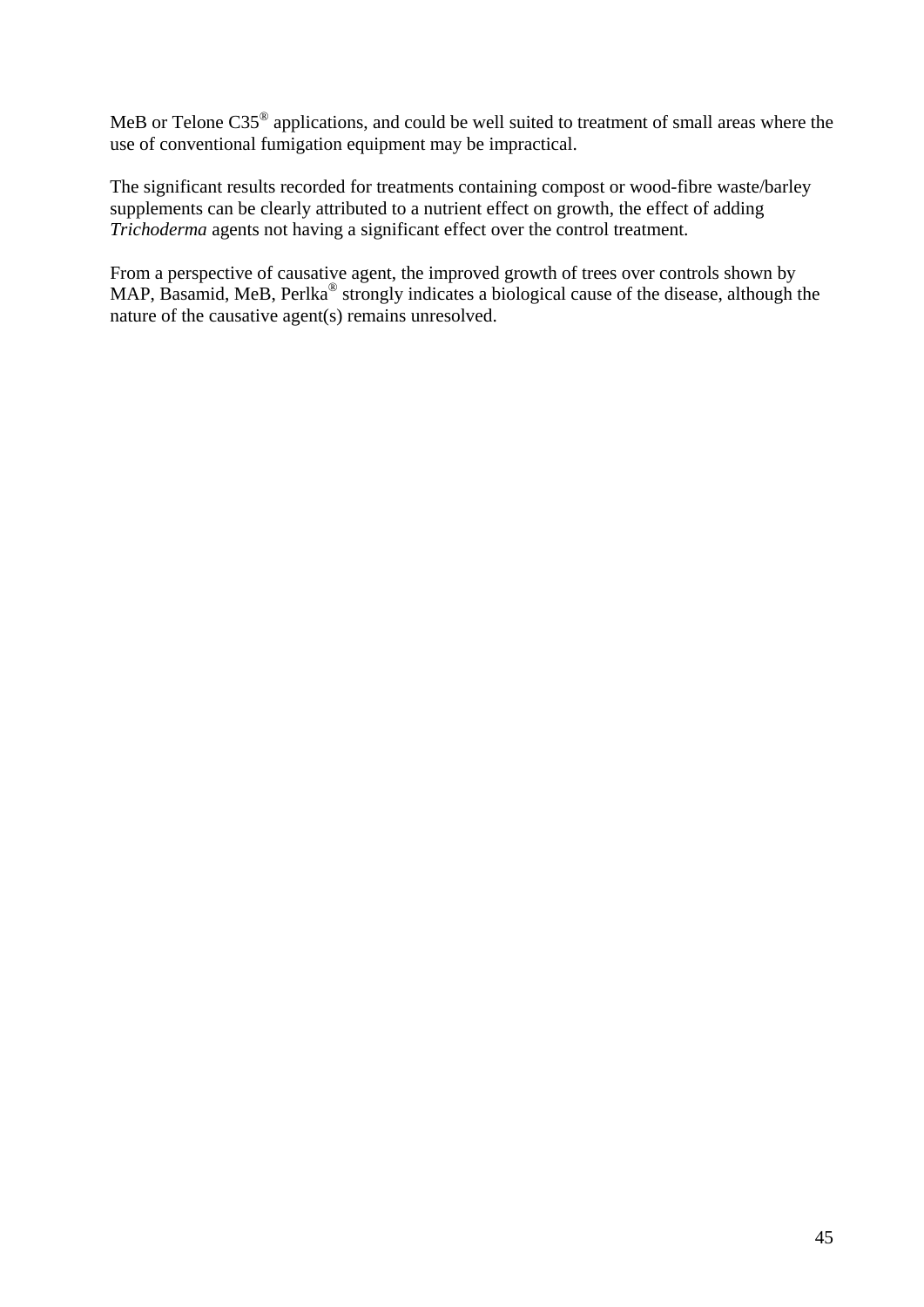MeB or Telone C35® applications, and could be well suited to treatment of small areas where the use of conventional fumigation equipment may be impractical.

The significant results recorded for treatments containing compost or wood-fibre waste/barley supplements can be clearly attributed to a nutrient effect on growth, the effect of adding *Trichoderma* agents not having a significant effect over the control treatment.

From a perspective of causative agent, the improved growth of trees over controls shown by MAP, Basamid, MeB, Perlka® strongly indicates a biological cause of the disease, although the nature of the causative agent(s) remains unresolved.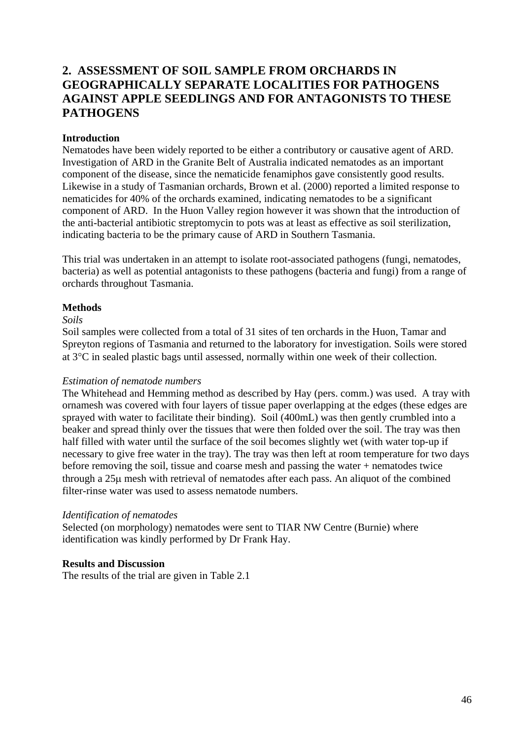## 2. ASSESSMENT OF SOIL SAMPLE FROM ORCHARDS IN GEOGRAPHICALLY SEPARATE LOCALITIES FOR PATHOGENS AGAINST APPLE SEEDLINGS AND FOR ANTAGONISTS TO THESE PATHOGENS

**Introduction**

Nematodes have been widely reported to be either a contributory or causative agent of ARD. Investigation of ARD in the Granite Belt of Australia indicated nematodes as an important component of the disease, since the nematicide fenamiphos gave consistently good results. Likewise in a study of Tasmanian orchards, Brown et al. (2000) reported a limited response to nematicides for 40% of the orchards examined, indicating nematodes to be a significant component of ARD. In the Huon Valley region however it was shown that the introduction of the anti-bacterial antibiotic streptomycin to pots was at least as effective as soil sterilization, indicating bacteria to be the primary cause of ARD in Southern Tasmania.

This trial was undertaken in an attempt to isolate root-associated pathogens (fungi, nematodes, bacteria) as well as potential antagonists to these pathogens (bacteria and fungi) from a range of orchards throughout Tasmania.

**Methods**

*Soils*

Soil samples were collected from a total of 31 sites of ten orchards in the Huon, Tamar and Spreyton regions of Tasmania and returned to the laboratory for investigation. Soils were stored at 3°C in sealed plastic bags until assessed, normally within one week of their collection.

*Estimation of nematode numbers*

The Whitehead and Hemming method as described by Hay (pers. comm.) was used. A tray with ornamesh was covered with four layers of tissue paper overlapping at the edges (these edges are sprayed with water to facilitate their binding). Soil (400mL) was then gently crumbled into a beaker and spread thinly over the tissues that were then folded over the soil. The tray was then half filled with water until the surface of the soil becomes slightly wet (with water top-up if necessary to give free water in the tray). The tray was then left at room temperature for two days before removing the soil, tissue and coarse mesh and passing the water + nematodes twice through a 25μ mesh with retrieval of nematodes after each pass. An aliquot of the combined filter-rinse water was used to assess nematode numbers.

*Identification of nematodes*

Selected (on morphology) nematodes were sent to TIAR NW Centre (Burnie) where identification was kindly performed by Dr Frank Hay.

**Results and Discussion**

The results of the trial are given in Table 2.1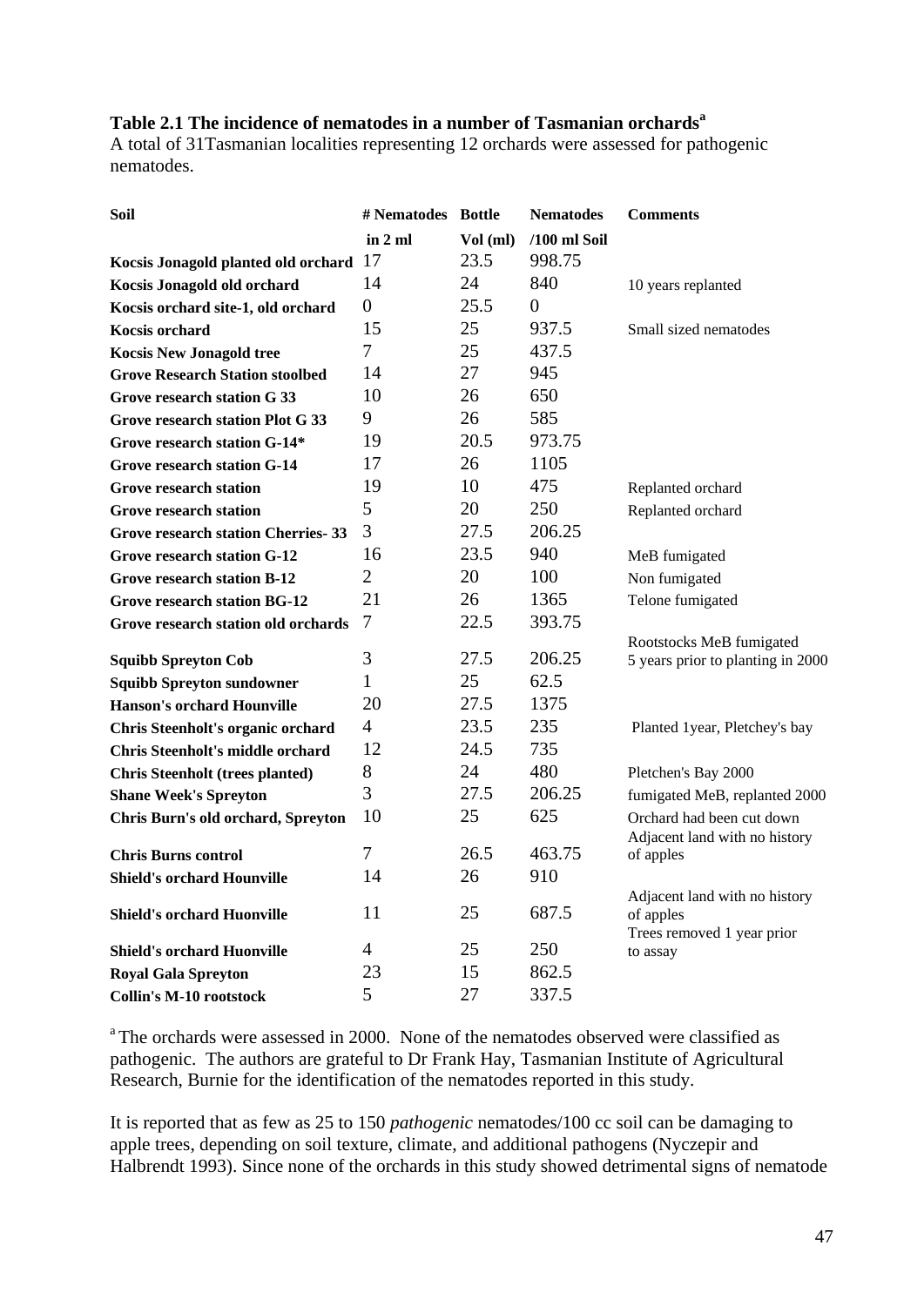**Table 2.1 The incidence of nematodes in a number of Tasmanian orchards[a]**

A total of 31Tasmanian localities representing 12 orchards were assessed for pathogenic nematodes.

| Soil | # Nematodes in 2 ml | Bottle Vol (ml) | Nematodes /100 ml Soil | Comments |
|---|---|---|---|---|
| **Kocsis Jonagold planted old orchard** | 17 | 23.5 | 998.75 | |
| **Kocsis Jonagold old orchard** | 14 | 24 | 840 | 10 years replanted |
| **Kocsis orchard site-1, old orchard** | 0 | 25.5 | 0 | |
| **Kocsis orchard** | 15 | 25 | 937.5 | Small sized nematodes |
| **Kocsis New Jonagold tree** | 7 | 25 | 437.5 | |
| **Grove Research Station stoolbed** | 14 | 27 | 945 | |
| **Grove research station G 33** | 10 | 26 | 650 | |
| **Grove research station Plot G 33** | 9 | 26 | 585 | |
| **Grove research station G-14*** | 19 | 20.5 | 973.75 | |
| **Grove research station G-14** | 17 | 26 | 1105 | |
| **Grove research station** | 19 | 10 | 475 | Replanted orchard |
| **Grove research station** | 5 | 20 | 250 | Replanted orchard |
| **Grove research station Cherries- 33** | 3 | 27.5 | 206.25 | |
| **Grove research station G-12** | 16 | 23.5 | 940 | MeB fumigated |
| **Grove research station B-12** | 2 | 20 | 100 | Non fumigated |
| **Grove research station BG-12** | 21 | 26 | 1365 | Telone fumigated |
| **Grove research station old orchards** | 7 | 22.5 | 393.75 | |
| **Squibb Spreyton Cob** | 3 | 27.5 | 206.25 | Rootstocks MeB fumigated 5 years prior to planting in 2000 |
| **Squibb Spreyton sundowner** | 1 | 25 | 62.5 | |
| **Hanson's orchard Hounville** | 20 | 27.5 | 1375 | |
| **Chris Steenholt's organic orchard** | 4 | 23.5 | 235 | Planted 1year, Pletchey's bay |
| **Chris Steenholt's middle orchard** | 12 | 24.5 | 735 | |
| **Chris Steenholt (trees planted)** | 8 | 24 | 480 | Pletchen's Bay 2000 |
| **Shane Week's Spreyton** | 3 | 27.5 | 206.25 | fumigated MeB, replanted 2000 |
| **Chris Burn's old orchard, Spreyton** | 10 | 25 | 625 | Orchard had been cut down |
| **Chris Burns control** | 7 | 26.5 | 463.75 | Adjacent land with no history of apples |
| **Shield's orchard Hounville** | 14 | 26 | 910 | |
| **Shield's orchard Huonville** | 11 | 25 | 687.5 | Adjacent land with no history of apples |
| **Shield's orchard Huonville** | 4 | 25 | 250 | Trees removed 1 year prior to assay |
| **Royal Gala Spreyton** | 23 | 15 | 862.5 | |
| **Collin's M-10 rootstock** | 5 | 27 | 337.5 | |

[a] The orchards were assessed in 2000. None of the nematodes observed were classified as pathogenic. The authors are grateful to Dr Frank Hay, Tasmanian Institute of Agricultural Research, Burnie for the identification of the nematodes reported in this study.

It is reported that as few as 25 to 150 *pathogenic* nematodes/100 cc soil can be damaging to apple trees, depending on soil texture, climate, and additional pathogens (Nyczepir and Halbrendt 1993). Since none of the orchards in this study showed detrimental signs of nematode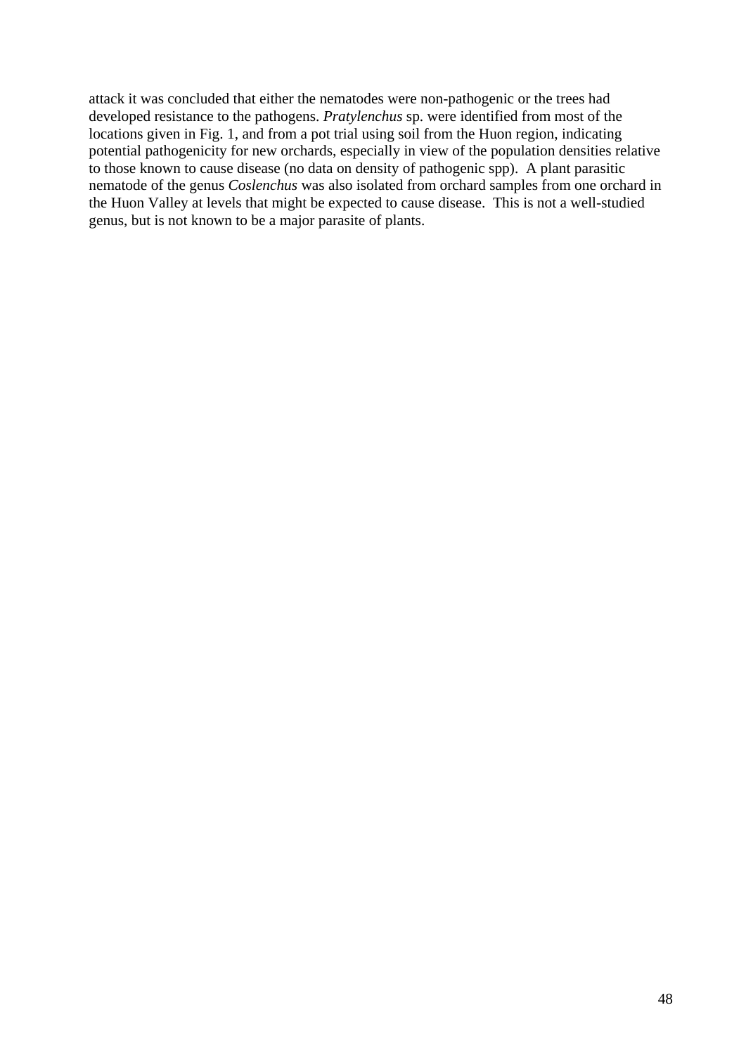attack it was concluded that either the nematodes were non-pathogenic or the trees had developed resistance to the pathogens. *Pratylenchus* sp. were identified from most of the locations given in Fig. 1, and from a pot trial using soil from the Huon region, indicating potential pathogenicity for new orchards, especially in view of the population densities relative to those known to cause disease (no data on density of pathogenic spp). A plant parasitic nematode of the genus *Coslenchus* was also isolated from orchard samples from one orchard in the Huon Valley at levels that might be expected to cause disease. This is not a well-studied genus, but is not known to be a major parasite of plants.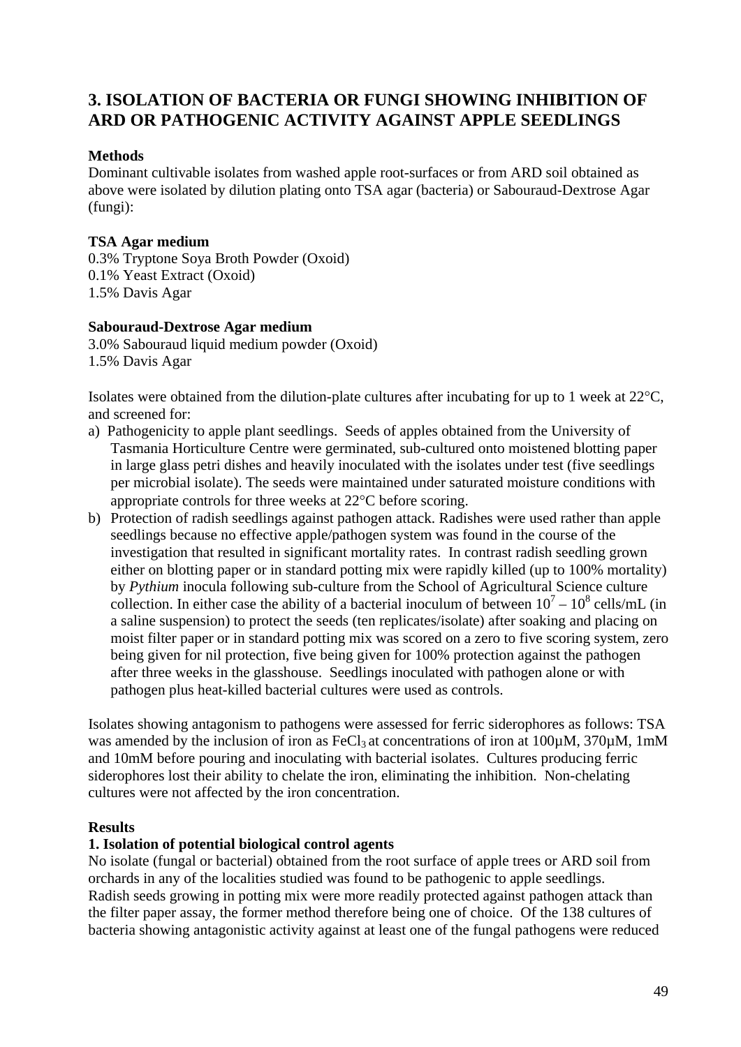## 3. ISOLATION OF BACTERIA OR FUNGI SHOWING INHIBITION OF ARD OR PATHOGENIC ACTIVITY AGAINST APPLE SEEDLINGS

**Methods**

Dominant cultivable isolates from washed apple root-surfaces or from ARD soil obtained as above were isolated by dilution plating onto TSA agar (bacteria) or Sabouraud-Dextrose Agar (fungi):

**TSA Agar medium**

0.3% Tryptone Soya Broth Powder (Oxoid)
0.1% Yeast Extract (Oxoid)
1.5% Davis Agar

**Sabouraud-Dextrose Agar medium**

3.0% Sabouraud liquid medium powder (Oxoid)
1.5% Davis Agar

Isolates were obtained from the dilution-plate cultures after incubating for up to 1 week at 22°C, and screened for:

a) Pathogenicity to apple plant seedlings. Seeds of apples obtained from the University of Tasmania Horticulture Centre were germinated, sub-cultured onto moistened blotting paper in large glass petri dishes and heavily inoculated with the isolates under test (five seedlings per microbial isolate). The seeds were maintained under saturated moisture conditions with appropriate controls for three weeks at 22°C before scoring.
b) Protection of radish seedlings against pathogen attack. Radishes were used rather than apple seedlings because no effective apple/pathogen system was found in the course of the investigation that resulted in significant mortality rates. In contrast radish seedling grown either on blotting paper or in standard potting mix were rapidly killed (up to 100% mortality) by *Pythium* inocula following sub-culture from the School of Agricultural Science culture collection. In either case the ability of a bacterial inoculum of between $10^7 – 10^8$ cells/mL (in a saline suspension) to protect the seeds (ten replicates/isolate) after soaking and placing on moist filter paper or in standard potting mix was scored on a zero to five scoring system, zero being given for nil protection, five being given for 100% protection against the pathogen after three weeks in the glasshouse. Seedlings inoculated with pathogen alone or with pathogen plus heat-killed bacterial cultures were used as controls.

Isolates showing antagonism to pathogens were assessed for ferric siderophores as follows: TSA was amended by the inclusion of iron as $FeCl_3$ at concentrations of iron at 100µM, 370µM, 1mM and 10mM before pouring and inoculating with bacterial isolates. Cultures producing ferric siderophores lost their ability to chelate the iron, eliminating the inhibition. Non-chelating cultures were not affected by the iron concentration.

**Results**

**1. Isolation of potential biological control agents**

No isolate (fungal or bacterial) obtained from the root surface of apple trees or ARD soil from orchards in any of the localities studied was found to be pathogenic to apple seedlings.
Radish seeds growing in potting mix were more readily protected against pathogen attack than the filter paper assay, the former method therefore being one of choice. Of the 138 cultures of bacteria showing antagonistic activity against at least one of the fungal pathogens were reduced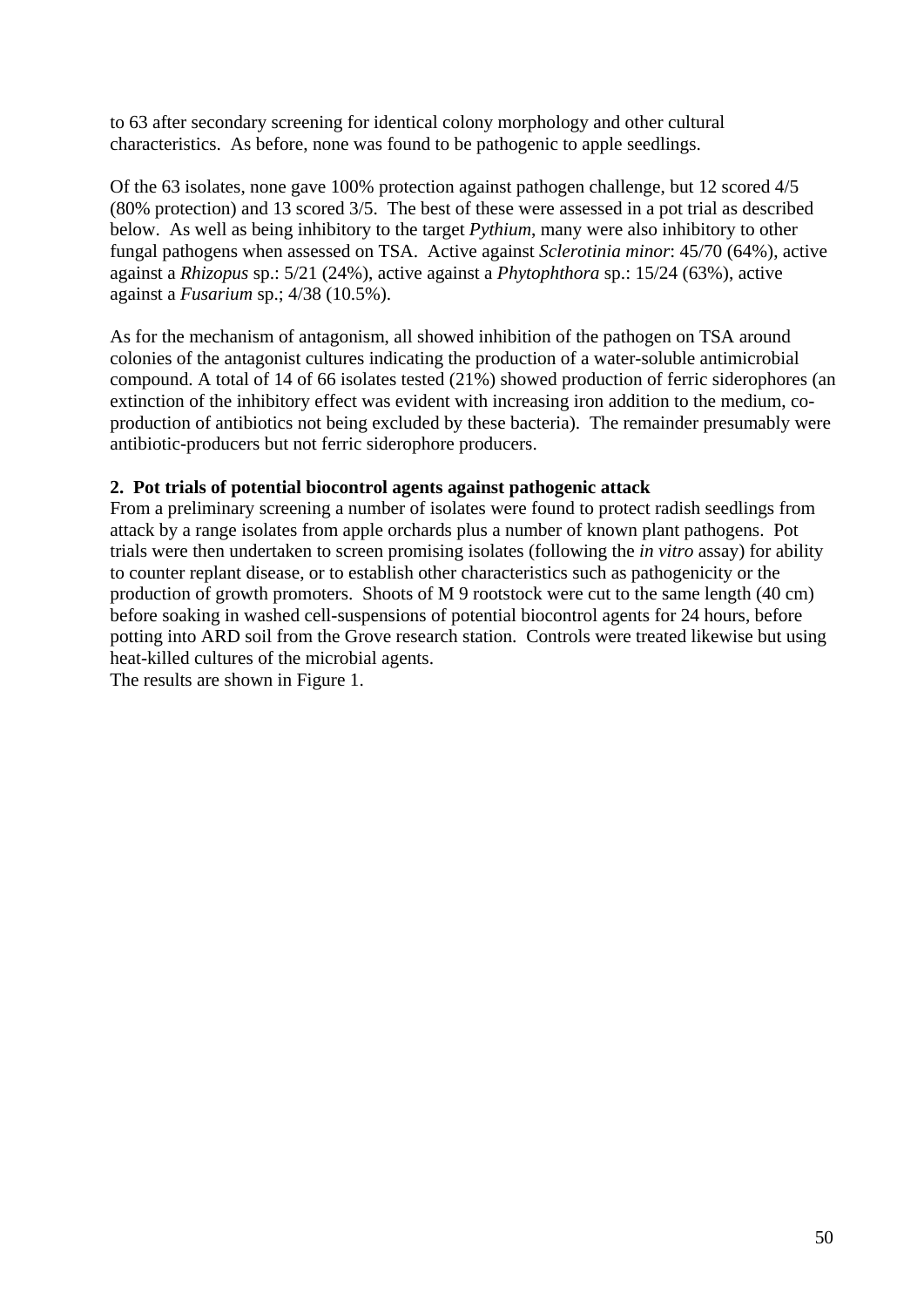to 63 after secondary screening for identical colony morphology and other cultural characteristics. As before, none was found to be pathogenic to apple seedlings.

Of the 63 isolates, none gave 100% protection against pathogen challenge, but 12 scored 4/5 (80% protection) and 13 scored 3/5. The best of these were assessed in a pot trial as described below. As well as being inhibitory to the target *Pythium*, many were also inhibitory to other fungal pathogens when assessed on TSA. Active against *Sclerotinia minor*: 45/70 (64%), active against a *Rhizopus* sp.: 5/21 (24%), active against a *Phytophthora* sp.: 15/24 (63%), active against a *Fusarium* sp.; 4/38 (10.5%).

As for the mechanism of antagonism, all showed inhibition of the pathogen on TSA around colonies of the antagonist cultures indicating the production of a water-soluble antimicrobial compound. A total of 14 of 66 isolates tested (21%) showed production of ferric siderophores (an extinction of the inhibitory effect was evident with increasing iron addition to the medium, co-production of antibiotics not being excluded by these bacteria). The remainder presumably were antibiotic-producers but not ferric siderophore producers.

**2. Pot trials of potential biocontrol agents against pathogenic attack**

From a preliminary screening a number of isolates were found to protect radish seedlings from attack by a range isolates from apple orchards plus a number of known plant pathogens. Pot trials were then undertaken to screen promising isolates (following the *in vitro* assay) for ability to counter replant disease, or to establish other characteristics such as pathogenicity or the production of growth promoters. Shoots of M 9 rootstock were cut to the same length (40 cm) before soaking in washed cell-suspensions of potential biocontrol agents for 24 hours, before potting into ARD soil from the Grove research station. Controls were treated likewise but using heat-killed cultures of the microbial agents.

The results are shown in Figure 1.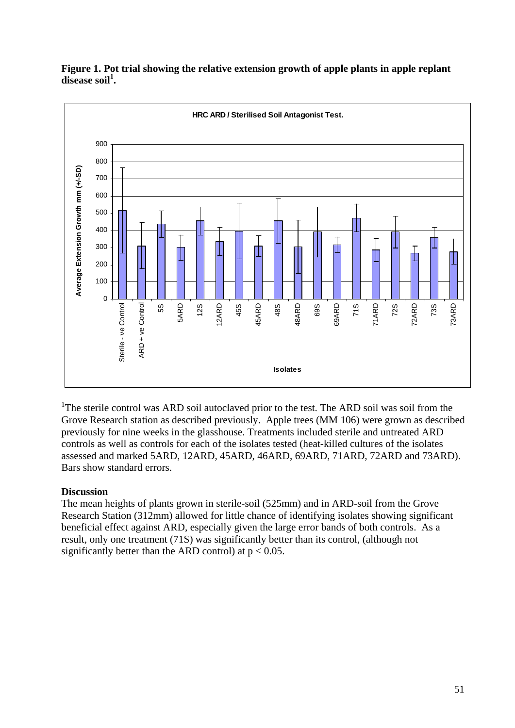**Figure 1. Pot trial showing the relative extension growth of apple plants in apple replant disease soil[1].**

[1]The sterile control was ARD soil autoclaved prior to the test. The ARD soil was soil from the Grove Research station as described previously. Apple trees (MM 106) were grown as described previously for nine weeks in the glasshouse. Treatments included sterile and untreated ARD controls as well as controls for each of the isolates tested (heat-killed cultures of the isolates assessed and marked 5ARD, 12ARD, 45ARD, 46ARD, 69ARD, 71ARD, 72ARD and 73ARD). Bars show standard errors.

## Discussion

The mean heights of plants grown in sterile-soil (525mm) and in ARD-soil from the Grove Research Station (312mm) allowed for little chance of identifying isolates showing significant beneficial effect against ARD, especially given the large error bands of both controls. As a result, only one treatment (71S) was significantly better than its control, (although not significantly better than the ARD control) at $p < 0.05$.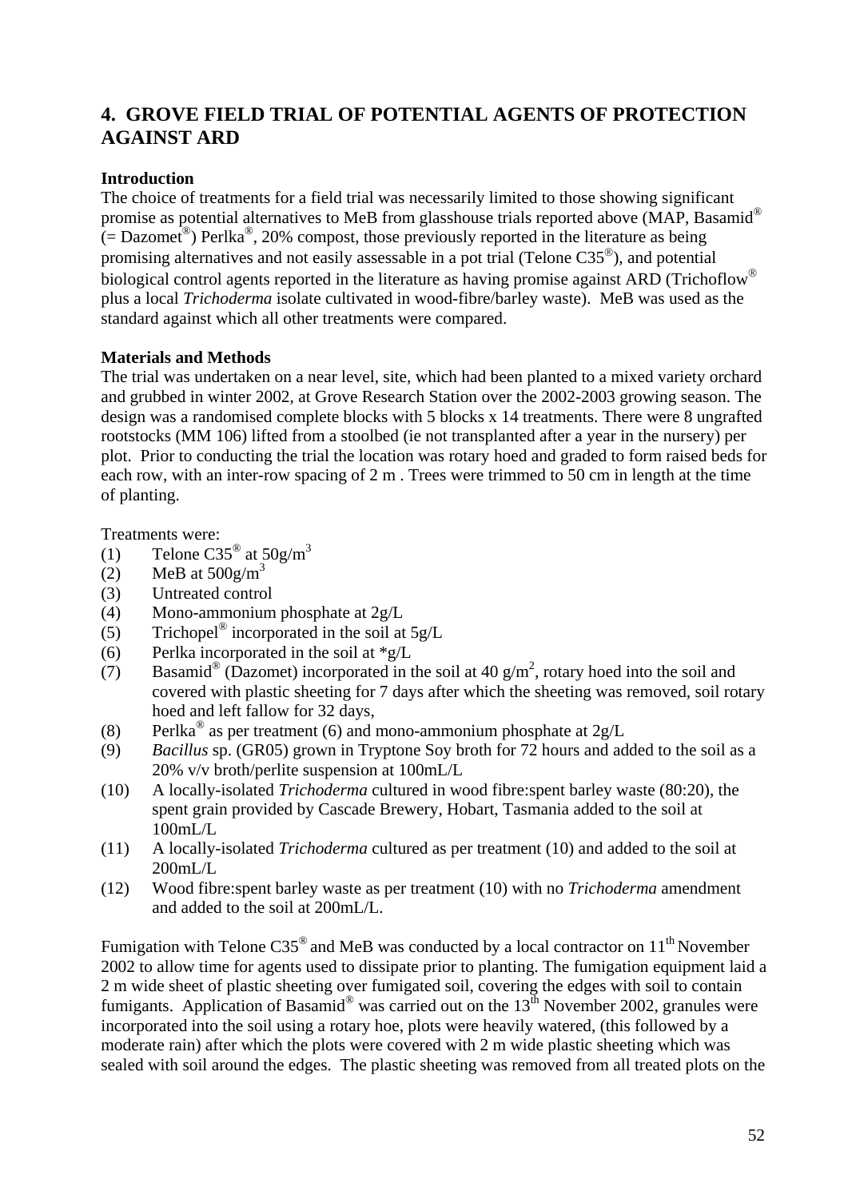## 4. GROVE FIELD TRIAL OF POTENTIAL AGENTS OF PROTECTION AGAINST ARD

### Introduction

The choice of treatments for a field trial was necessarily limited to those showing significant promise as potential alternatives to MeB from glasshouse trials reported above (MAP, Basamid® (= Dazomet®) Perlka®, 20% compost, those previously reported in the literature as being promising alternatives and not easily assessable in a pot trial (Telone C35®), and potential biological control agents reported in the literature as having promise against ARD (Trichoflow® plus a local *Trichoderma* isolate cultivated in wood-fibre/barley waste). MeB was used as the standard against which all other treatments were compared.

### Materials and Methods

The trial was undertaken on a near level, site, which had been planted to a mixed variety orchard and grubbed in winter 2002, at Grove Research Station over the 2002-2003 growing season. The design was a randomised complete blocks with 5 blocks x 14 treatments. There were 8 ungrafted rootstocks (MM 106) lifted from a stoolbed (ie not transplanted after a year in the nursery) per plot. Prior to conducting the trial the location was rotary hoed and graded to form raised beds for each row, with an inter-row spacing of 2 m . Trees were trimmed to 50 cm in length at the time of planting.

Treatments were:

(1) Telone C35® at $50g/m^3$
(2) MeB at $500g/m^3$
(3) Untreated control
(4) Mono-ammonium phosphate at 2g/L
(5) Trichopel® incorporated in the soil at 5g/L
(6) Perlka incorporated in the soil at *g/L
(7) Basamid® (Dazomet) incorporated in the soil at 40 $g/m^2$, rotary hoed into the soil and covered with plastic sheeting for 7 days after which the sheeting was removed, soil rotary hoed and left fallow for 32 days,
(8) Perlka® as per treatment (6) and mono-ammonium phosphate at 2g/L
(9) *Bacillus* sp. (GR05) grown in Tryptone Soy broth for 72 hours and added to the soil as a 20% v/v broth/perlite suspension at 100mL/L
(10) A locally-isolated *Trichoderma* cultured in wood fibre:spent barley waste (80:20), the spent grain provided by Cascade Brewery, Hobart, Tasmania added to the soil at 100mL/L
(11) A locally-isolated *Trichoderma* cultured as per treatment (10) and added to the soil at 200mL/L
(12) Wood fibre:spent barley waste as per treatment (10) with no *Trichoderma* amendment and added to the soil at 200mL/L.

Fumigation with Telone C35® and MeB was conducted by a local contractor on 11th November 2002 to allow time for agents used to dissipate prior to planting. The fumigation equipment laid a 2 m wide sheet of plastic sheeting over fumigated soil, covering the edges with soil to contain fumigants. Application of Basamid® was carried out on the 13th November 2002, granules were incorporated into the soil using a rotary hoe, plots were heavily watered, (this followed by a moderate rain) after which the plots were covered with 2 m wide plastic sheeting which was sealed with soil around the edges. The plastic sheeting was removed from all treated plots on the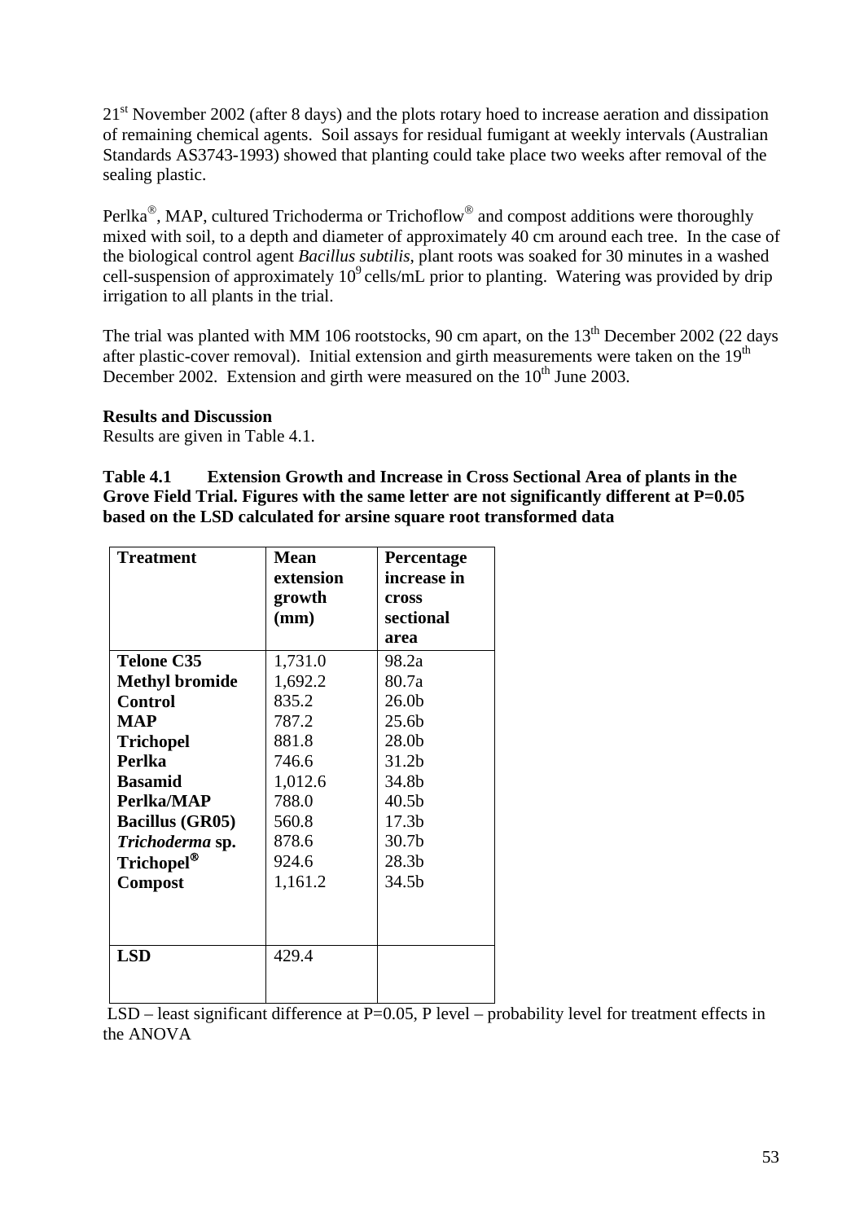21[st] November 2002 (after 8 days) and the plots rotary hoed to increase aeration and dissipation of remaining chemical agents. Soil assays for residual fumigant at weekly intervals (Australian Standards AS3743-1993) showed that planting could take place two weeks after removal of the sealing plastic.

Perlka®, MAP, cultured Trichoderma or Trichoflow® and compost additions were thoroughly mixed with soil, to a depth and diameter of approximately 40 cm around each tree. In the case of the biological control agent *Bacillus subtilis*, plant roots was soaked for 30 minutes in a washed cell-suspension of approximately $10^9$ cells/mL prior to planting. Watering was provided by drip irrigation to all plants in the trial.

The trial was planted with MM 106 rootstocks, 90 cm apart, on the 13[th] December 2002 (22 days after plastic-cover removal). Initial extension and girth measurements were taken on the 19[th] December 2002. Extension and girth were measured on the 10[th] June 2003.

**Results and Discussion**

Results are given in Table 4.1.

**Table 4.1 Extension Growth and Increase in Cross Sectional Area of plants in the Grove Field Trial. Figures with the same letter are not significantly different at P=0.05 based on the LSD calculated for arsine square root transformed data**

| Treatment | Mean extension growth (mm) | Percentage increase in cross sectional area |
|---|---|---|
| **Telone C35** | 1,731.0 | 98.2a |
| **Methyl bromide** | 1,692.2 | 80.7a |
| **Control** | 835.2 | 26.0b |
| **MAP** | 787.2 | 25.6b |
| **Trichopel** | 881.8 | 28.0b |
| **Perlka** | 746.6 | 31.2b |
| **Basamid** | 1,012.6 | 34.8b |
| **Perlka/MAP** | 788.0 | 40.5b |
| **Bacillus (GR05)** | 560.8 | 17.3b |
| ***Trichoderma* sp.** | 878.6 | 30.7b |
| **Trichopel®** | 924.6 | 28.3b |
| **Compost** | 1,161.2 | 34.5b |
| **LSD** | 429.4 | |

LSD – least significant difference at P=0.05, P level – probability level for treatment effects in the ANOVA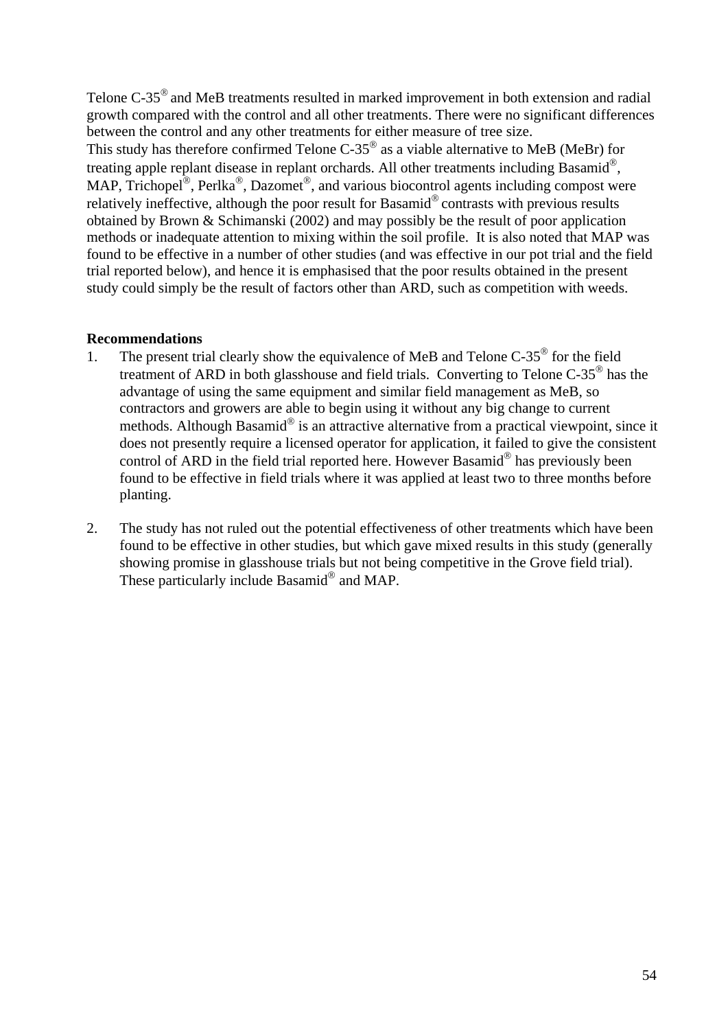Telone C-35® and MeB treatments resulted in marked improvement in both extension and radial growth compared with the control and all other treatments. There were no significant differences between the control and any other treatments for either measure of tree size.
This study has therefore confirmed Telone C-35® as a viable alternative to MeB (MeBr) for treating apple replant disease in replant orchards. All other treatments including Basamid®, MAP, Trichopel®, Perlka®, Dazomet®, and various biocontrol agents including compost were relatively ineffective, although the poor result for Basamid® contrasts with previous results obtained by Brown & Schimanski (2002) and may possibly be the result of poor application methods or inadequate attention to mixing within the soil profile. It is also noted that MAP was found to be effective in a number of other studies (and was effective in our pot trial and the field trial reported below), and hence it is emphasised that the poor results obtained in the present study could simply be the result of factors other than ARD, such as competition with weeds.

**Recommendations**

1. The present trial clearly show the equivalence of MeB and Telone C-35® for the field treatment of ARD in both glasshouse and field trials. Converting to Telone C-35® has the advantage of using the same equipment and similar field management as MeB, so contractors and growers are able to begin using it without any big change to current methods. Although Basamid® is an attractive alternative from a practical viewpoint, since it does not presently require a licensed operator for application, it failed to give the consistent control of ARD in the field trial reported here. However Basamid® has previously been found to be effective in field trials where it was applied at least two to three months before planting.

2. The study has not ruled out the potential effectiveness of other treatments which have been found to be effective in other studies, but which gave mixed results in this study (generally showing promise in glasshouse trials but not being competitive in the Grove field trial). These particularly include Basamid® and MAP.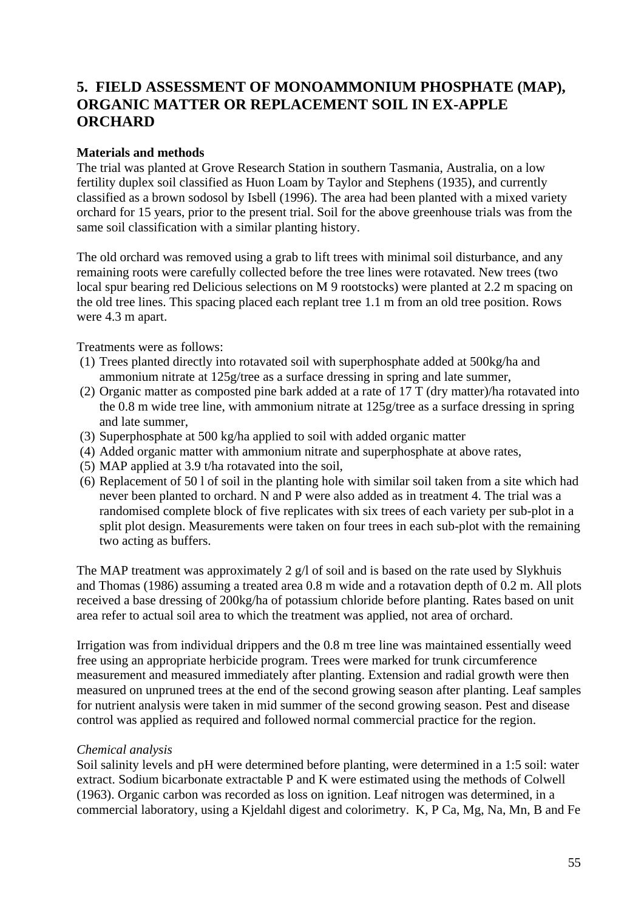## 5. FIELD ASSESSMENT OF MONOAMMONIUM PHOSPHATE (MAP), ORGANIC MATTER OR REPLACEMENT SOIL IN EX-APPLE ORCHARD

**Materials and methods**

The trial was planted at Grove Research Station in southern Tasmania, Australia, on a low fertility duplex soil classified as Huon Loam by Taylor and Stephens (1935), and currently classified as a brown sodosol by Isbell (1996). The area had been planted with a mixed variety orchard for 15 years, prior to the present trial. Soil for the above greenhouse trials was from the same soil classification with a similar planting history.

The old orchard was removed using a grab to lift trees with minimal soil disturbance, and any remaining roots were carefully collected before the tree lines were rotavated. New trees (two local spur bearing red Delicious selections on M 9 rootstocks) were planted at 2.2 m spacing on the old tree lines. This spacing placed each replant tree 1.1 m from an old tree position. Rows were 4.3 m apart.

Treatments were as follows:

(1) Trees planted directly into rotavated soil with superphosphate added at 500kg/ha and ammonium nitrate at 125g/tree as a surface dressing in spring and late summer,
(2) Organic matter as composted pine bark added at a rate of 17 T (dry matter)/ha rotavated into the 0.8 m wide tree line, with ammonium nitrate at 125g/tree as a surface dressing in spring and late summer,
(3) Superphosphate at 500 kg/ha applied to soil with added organic matter
(4) Added organic matter with ammonium nitrate and superphosphate at above rates,
(5) MAP applied at 3.9 t/ha rotavated into the soil,
(6) Replacement of 50 l of soil in the planting hole with similar soil taken from a site which had never been planted to orchard. N and P were also added as in treatment 4. The trial was a randomised complete block of five replicates with six trees of each variety per sub-plot in a split plot design. Measurements were taken on four trees in each sub-plot with the remaining two acting as buffers.

The MAP treatment was approximately 2 g/l of soil and is based on the rate used by Slykhuis and Thomas (1986) assuming a treated area 0.8 m wide and a rotavation depth of 0.2 m. All plots received a base dressing of 200kg/ha of potassium chloride before planting. Rates based on unit area refer to actual soil area to which the treatment was applied, not area of orchard.

Irrigation was from individual drippers and the 0.8 m tree line was maintained essentially weed free using an appropriate herbicide program. Trees were marked for trunk circumference measurement and measured immediately after planting. Extension and radial growth were then measured on unpruned trees at the end of the second growing season after planting. Leaf samples for nutrient analysis were taken in mid summer of the second growing season. Pest and disease control was applied as required and followed normal commercial practice for the region.

*Chemical analysis*

Soil salinity levels and pH were determined before planting, were determined in a 1:5 soil: water extract. Sodium bicarbonate extractable P and K were estimated using the methods of Colwell (1963). Organic carbon was recorded as loss on ignition. Leaf nitrogen was determined, in a commercial laboratory, using a Kjeldahl digest and colorimetry. K, P Ca, Mg, Na, Mn, B and Fe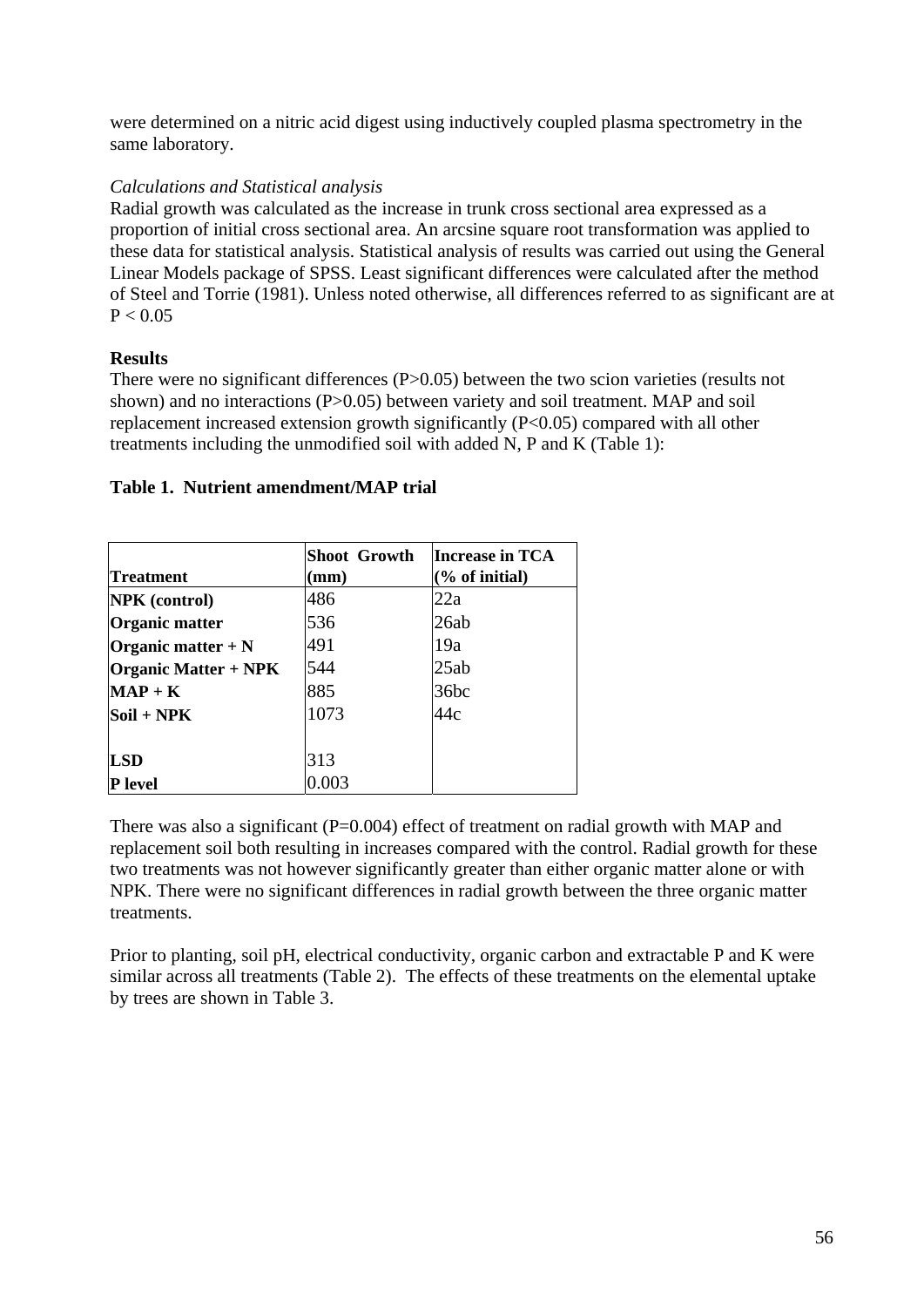were determined on a nitric acid digest using inductively coupled plasma spectrometry in the same laboratory.

*Calculations and Statistical analysis*

Radial growth was calculated as the increase in trunk cross sectional area expressed as a proportion of initial cross sectional area. An arcsine square root transformation was applied to these data for statistical analysis. Statistical analysis of results was carried out using the General Linear Models package of SPSS. Least significant differences were calculated after the method of Steel and Torrie (1981). Unless noted otherwise, all differences referred to as significant are at $P < 0.05$

**Results**

There were no significant differences ($P>0.05$) between the two scion varieties (results not shown) and no interactions ($P>0.05$) between variety and soil treatment. MAP and soil replacement increased extension growth significantly ($P<0.05$) compared with all other treatments including the unmodified soil with added N, P and K (Table 1):

**Table 1. Nutrient amendment/MAP trial**

| Treatment | Shoot Growth (mm) | Increase in TCA (% of initial) |
|---|---|---|
| **NPK (control)** | 486 | 22a |
| **Organic matter** | 536 | 26ab |
| **Organic matter + N** | 491 | 19a |
| **Organic Matter + NPK** | 544 | 25ab |
| **MAP + K** | 885 | 36bc |
| **Soil + NPK** | 1073 | 44c |
| | | |
| **LSD** | 313 | |
| **P level** | 0.003 | |

There was also a significant ($P=0.004$) effect of treatment on radial growth with MAP and replacement soil both resulting in increases compared with the control. Radial growth for these two treatments was not however significantly greater than either organic matter alone or with NPK. There were no significant differences in radial growth between the three organic matter treatments.

Prior to planting, soil pH, electrical conductivity, organic carbon and extractable P and K were similar across all treatments (Table 2). The effects of these treatments on the elemental uptake by trees are shown in Table 3.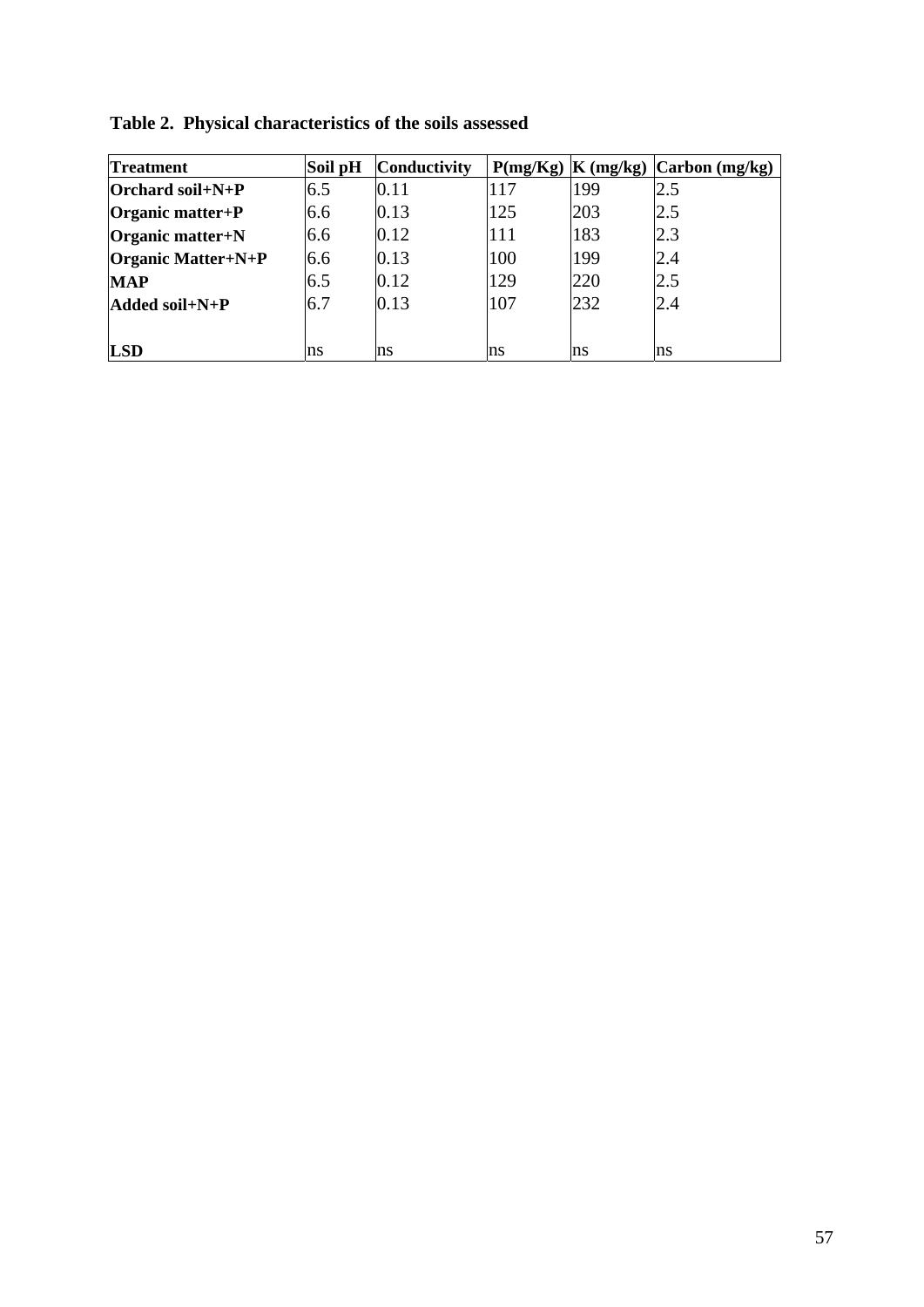**Table 2. Physical characteristics of the soils assessed**

| Treatment | Soil pH | Conductivity | P(mg/Kg) | K (mg/kg) | Carbon (mg/kg) |
|---|---|---|---|---|---|
| **Orchard soil+N+P** | 6.5 | 0.11 | 117 | 199 | 2.5 |
| **Organic matter+P** | 6.6 | 0.13 | 125 | 203 | 2.5 |
| **Organic matter+N** | 6.6 | 0.12 | 111 | 183 | 2.3 |
| **Organic Matter+N+P** | 6.6 | 0.13 | 100 | 199 | 2.4 |
| **MAP** | 6.5 | 0.12 | 129 | 220 | 2.5 |
| **Added soil+N+P** | 6.7 | 0.13 | 107 | 232 | 2.4 |
| | | | | | |
| **LSD** | ns | ns | ns | ns | ns |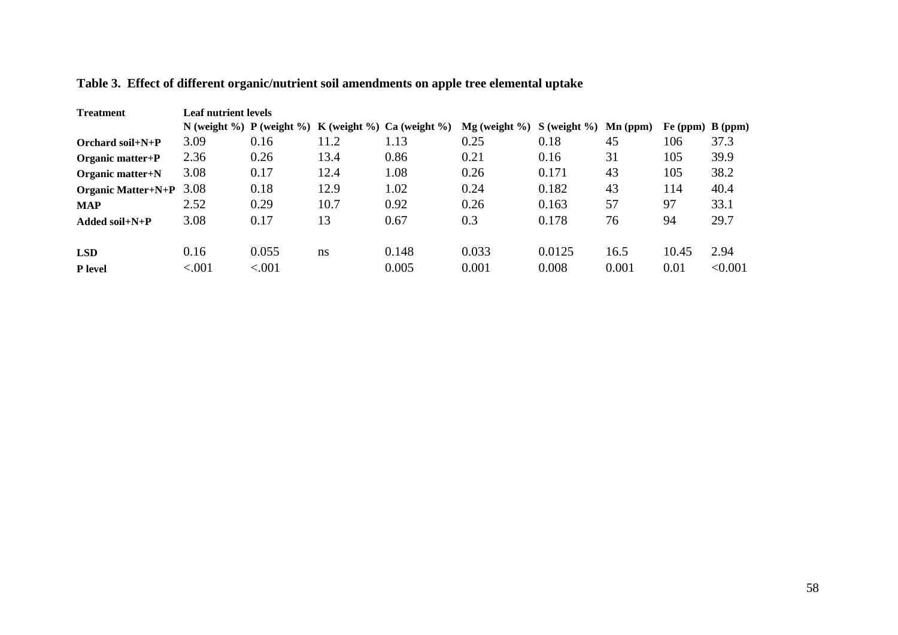**Table 3. Effect of different organic/nutrient soil amendments on apple tree elemental uptake**

| Treatment | Leaf nutrient levels | | | | | | | | |
|---|---|---|---|---|---|---|---|---|---|
| | N (weight %) | P (weight %) | K (weight %) | Ca (weight %) | Mg (weight %) | S (weight %) | Mn (ppm) | Fe (ppm) | B (ppm) |
| **Orchard soil+N+P** | 3.09 | 0.16 | 11.2 | 1.13 | 0.25 | 0.18 | 45 | 106 | 37.3 |
| **Organic matter+P** | 2.36 | 0.26 | 13.4 | 0.86 | 0.21 | 0.16 | 31 | 105 | 39.9 |
| **Organic matter+N** | 3.08 | 0.17 | 12.4 | 1.08 | 0.26 | 0.171 | 43 | 105 | 38.2 |
| **Organic Matter+N+P** | 3.08 | 0.18 | 12.9 | 1.02 | 0.24 | 0.182 | 43 | 114 | 40.4 |
| **MAP** | 2.52 | 0.29 | 10.7 | 0.92 | 0.26 | 0.163 | 57 | 97 | 33.1 |
| **Added soil+N+P** | 3.08 | 0.17 | 13 | 0.67 | 0.3 | 0.178 | 76 | 94 | 29.7 |
| | | | | | | | | | |
| **LSD** | 0.16 | 0.055 | ns | 0.148 | 0.033 | 0.0125 | 16.5 | 10.45 | 2.94 |
| **P level** | <.001 | <.001 | | 0.005 | 0.001 | 0.008 | 0.001 | 0.01 | <0.001 |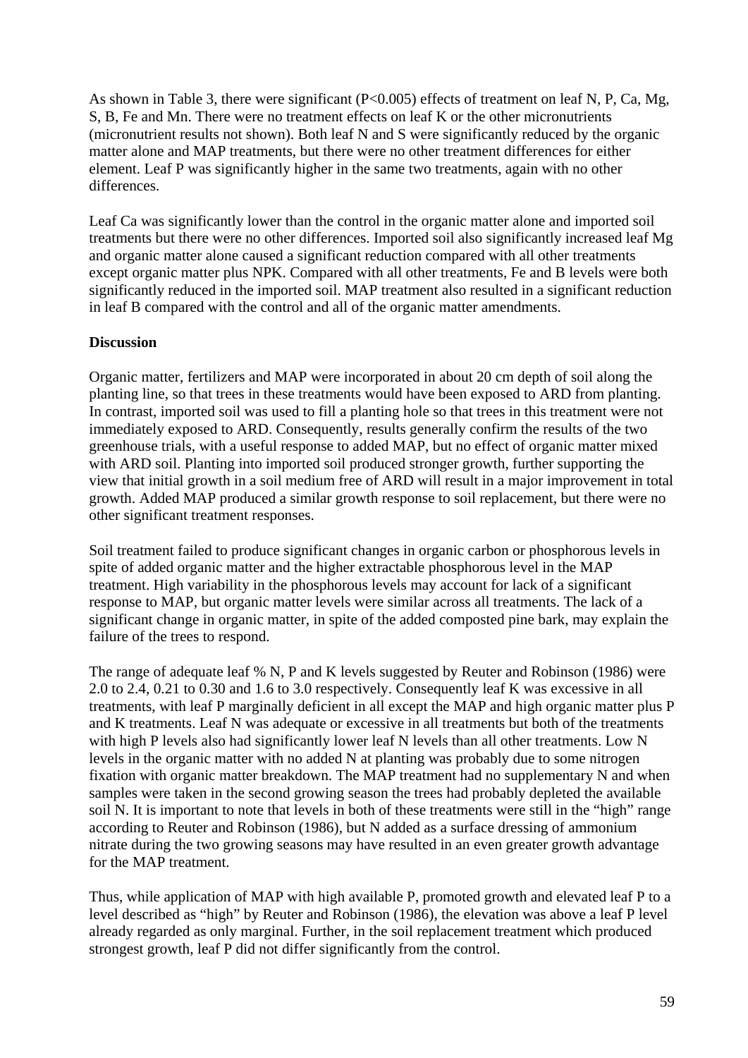As shown in Table 3, there were significant ($P<0.005$) effects of treatment on leaf N, P, Ca, Mg, S, B, Fe and Mn. There were no treatment effects on leaf K or the other micronutrients (micronutrient results not shown). Both leaf N and S were significantly reduced by the organic matter alone and MAP treatments, but there were no other treatment differences for either element. Leaf P was significantly higher in the same two treatments, again with no other differences.

Leaf Ca was significantly lower than the control in the organic matter alone and imported soil treatments but there were no other differences. Imported soil also significantly increased leaf Mg and organic matter alone caused a significant reduction compared with all other treatments except organic matter plus NPK. Compared with all other treatments, Fe and B levels were both significantly reduced in the imported soil. MAP treatment also resulted in a significant reduction in leaf B compared with the control and all of the organic matter amendments.

**Discussion**

Organic matter, fertilizers and MAP were incorporated in about 20 cm depth of soil along the planting line, so that trees in these treatments would have been exposed to ARD from planting. In contrast, imported soil was used to fill a planting hole so that trees in this treatment were not immediately exposed to ARD. Consequently, results generally confirm the results of the two greenhouse trials, with a useful response to added MAP, but no effect of organic matter mixed with ARD soil. Planting into imported soil produced stronger growth, further supporting the view that initial growth in a soil medium free of ARD will result in a major improvement in total growth. Added MAP produced a similar growth response to soil replacement, but there were no other significant treatment responses.

Soil treatment failed to produce significant changes in organic carbon or phosphorous levels in spite of added organic matter and the higher extractable phosphorous level in the MAP treatment. High variability in the phosphorous levels may account for lack of a significant response to MAP, but organic matter levels were similar across all treatments. The lack of a significant change in organic matter, in spite of the added composted pine bark, may explain the failure of the trees to respond.

The range of adequate leaf % N, P and K levels suggested by Reuter and Robinson (1986) were 2.0 to 2.4, 0.21 to 0.30 and 1.6 to 3.0 respectively. Consequently leaf K was excessive in all treatments, with leaf P marginally deficient in all except the MAP and high organic matter plus P and K treatments. Leaf N was adequate or excessive in all treatments but both of the treatments with high P levels also had significantly lower leaf N levels than all other treatments. Low N levels in the organic matter with no added N at planting was probably due to some nitrogen fixation with organic matter breakdown. The MAP treatment had no supplementary N and when samples were taken in the second growing season the trees had probably depleted the available soil N. It is important to note that levels in both of these treatments were still in the "high" range according to Reuter and Robinson (1986), but N added as a surface dressing of ammonium nitrate during the two growing seasons may have resulted in an even greater growth advantage for the MAP treatment.

Thus, while application of MAP with high available P, promoted growth and elevated leaf P to a level described as "high" by Reuter and Robinson (1986), the elevation was above a leaf P level already regarded as only marginal. Further, in the soil replacement treatment which produced strongest growth, leaf P did not differ significantly from the control.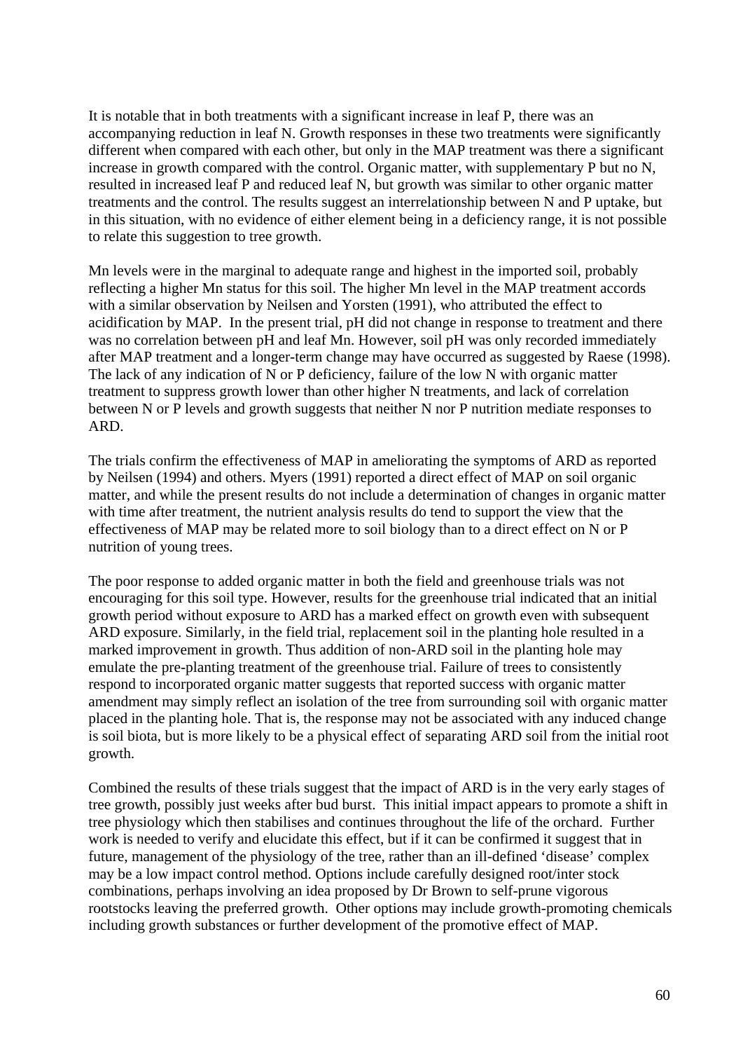It is notable that in both treatments with a significant increase in leaf P, there was an accompanying reduction in leaf N. Growth responses in these two treatments were significantly different when compared with each other, but only in the MAP treatment was there a significant increase in growth compared with the control. Organic matter, with supplementary P but no N, resulted in increased leaf P and reduced leaf N, but growth was similar to other organic matter treatments and the control. The results suggest an interrelationship between N and P uptake, but in this situation, with no evidence of either element being in a deficiency range, it is not possible to relate this suggestion to tree growth.

Mn levels were in the marginal to adequate range and highest in the imported soil, probably reflecting a higher Mn status for this soil. The higher Mn level in the MAP treatment accords with a similar observation by Neilsen and Yorsten (1991), who attributed the effect to acidification by MAP. In the present trial, pH did not change in response to treatment and there was no correlation between pH and leaf Mn. However, soil pH was only recorded immediately after MAP treatment and a longer-term change may have occurred as suggested by Raese (1998). The lack of any indication of N or P deficiency, failure of the low N with organic matter treatment to suppress growth lower than other higher N treatments, and lack of correlation between N or P levels and growth suggests that neither N nor P nutrition mediate responses to ARD.

The trials confirm the effectiveness of MAP in ameliorating the symptoms of ARD as reported by Neilsen (1994) and others. Myers (1991) reported a direct effect of MAP on soil organic matter, and while the present results do not include a determination of changes in organic matter with time after treatment, the nutrient analysis results do tend to support the view that the effectiveness of MAP may be related more to soil biology than to a direct effect on N or P nutrition of young trees.

The poor response to added organic matter in both the field and greenhouse trials was not encouraging for this soil type. However, results for the greenhouse trial indicated that an initial growth period without exposure to ARD has a marked effect on growth even with subsequent ARD exposure. Similarly, in the field trial, replacement soil in the planting hole resulted in a marked improvement in growth. Thus addition of non-ARD soil in the planting hole may emulate the pre-planting treatment of the greenhouse trial. Failure of trees to consistently respond to incorporated organic matter suggests that reported success with organic matter amendment may simply reflect an isolation of the tree from surrounding soil with organic matter placed in the planting hole. That is, the response may not be associated with any induced change is soil biota, but is more likely to be a physical effect of separating ARD soil from the initial root growth.

Combined the results of these trials suggest that the impact of ARD is in the very early stages of tree growth, possibly just weeks after bud burst. This initial impact appears to promote a shift in tree physiology which then stabilises and continues throughout the life of the orchard. Further work is needed to verify and elucidate this effect, but if it can be confirmed it suggest that in future, management of the physiology of the tree, rather than an ill-defined 'disease' complex may be a low impact control method. Options include carefully designed root/inter stock combinations, perhaps involving an idea proposed by Dr Brown to self-prune vigorous rootstocks leaving the preferred growth. Other options may include growth-promoting chemicals including growth substances or further development of the promotive effect of MAP.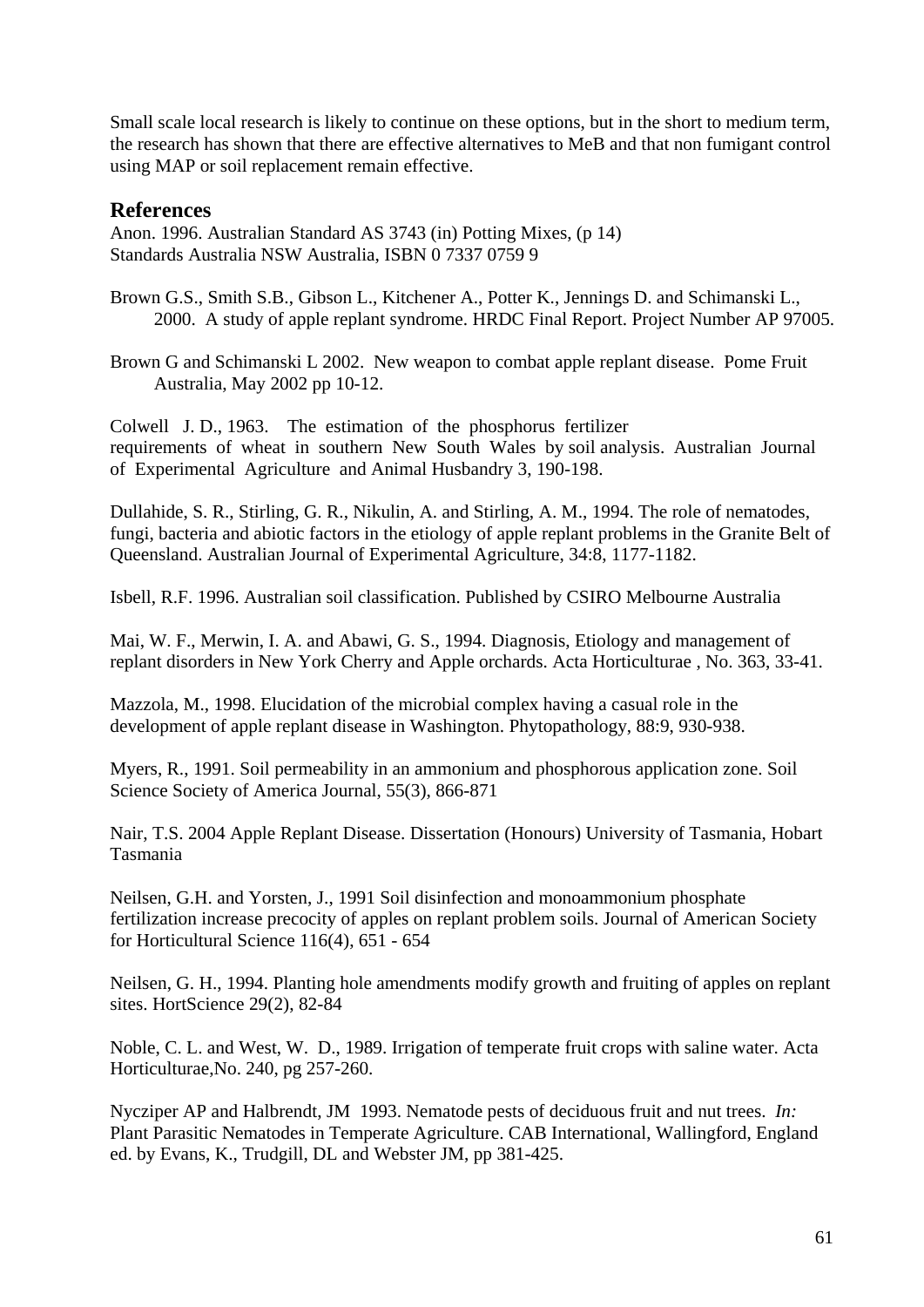Small scale local research is likely to continue on these options, but in the short to medium term, the research has shown that there are effective alternatives to MeB and that non fumigant control using MAP or soil replacement remain effective.

## References

Anon. 1996. Australian Standard AS 3743 (in) Potting Mixes, (p 14) Standards Australia NSW Australia, ISBN 0 7337 0759 9

Brown G.S., Smith S.B., Gibson L., Kitchener A., Potter K., Jennings D. and Schimanski L., 2000. A study of apple replant syndrome. HRDC Final Report. Project Number AP 97005.

Brown G and Schimanski L 2002. New weapon to combat apple replant disease. Pome Fruit Australia, May 2002 pp 10-12.

Colwell J. D., 1963. The estimation of the phosphorus fertilizer requirements of wheat in southern New South Wales by soil analysis. Australian Journal of Experimental Agriculture and Animal Husbandry 3, 190-198.

Dullahide, S. R., Stirling, G. R., Nikulin, A. and Stirling, A. M., 1994. The role of nematodes, fungi, bacteria and abiotic factors in the etiology of apple replant problems in the Granite Belt of Queensland. Australian Journal of Experimental Agriculture, 34:8, 1177-1182.

Isbell, R.F. 1996. Australian soil classification. Published by CSIRO Melbourne Australia

Mai, W. F., Merwin, I. A. and Abawi, G. S., 1994. Diagnosis, Etiology and management of replant disorders in New York Cherry and Apple orchards. Acta Horticulturae , No. 363, 33-41.

Mazzola, M., 1998. Elucidation of the microbial complex having a casual role in the development of apple replant disease in Washington. Phytopathology, 88:9, 930-938.

Myers, R., 1991. Soil permeability in an ammonium and phosphorous application zone. Soil Science Society of America Journal, 55(3), 866-871

Nair, T.S. 2004 Apple Replant Disease. Dissertation (Honours) University of Tasmania, Hobart Tasmania

Neilsen, G.H. and Yorsten, J., 1991 Soil disinfection and monoammonium phosphate fertilization increase precocity of apples on replant problem soils. Journal of American Society for Horticultural Science 116(4), 651 - 654

Neilsen, G. H., 1994. Planting hole amendments modify growth and fruiting of apples on replant sites. HortScience 29(2), 82-84

Noble, C. L. and West, W. D., 1989. Irrigation of temperate fruit crops with saline water. Acta Horticulturae,No. 240, pg 257-260.

Nycziper AP and Halbrendt, JM 1993. Nematode pests of deciduous fruit and nut trees. *In:* Plant Parasitic Nematodes in Temperate Agriculture. CAB International, Wallingford, England ed. by Evans, K., Trudgill, DL and Webster JM, pp 381-425.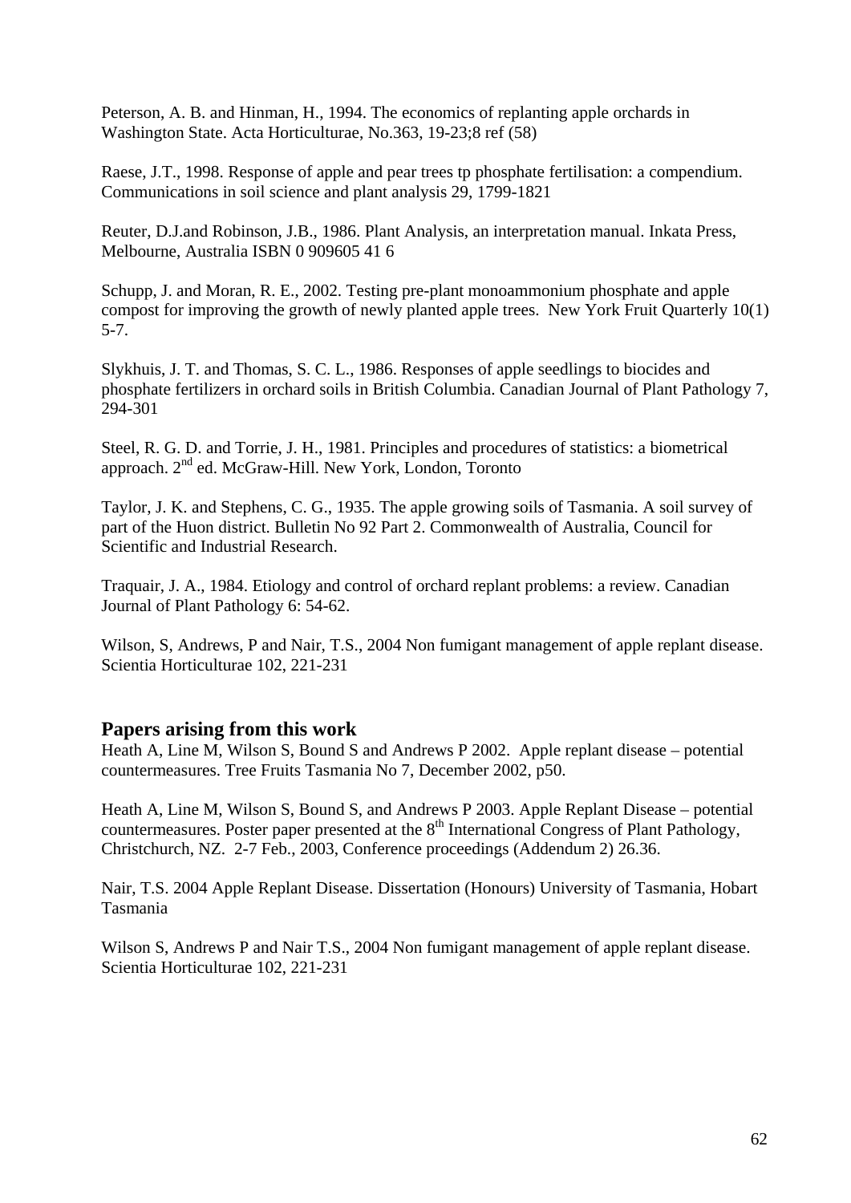Peterson, A. B. and Hinman, H., 1994. The economics of replanting apple orchards in Washington State. Acta Horticulturae, No.363, 19-23;8 ref (58)

Raese, J.T., 1998. Response of apple and pear trees tp phosphate fertilisation: a compendium. Communications in soil science and plant analysis 29, 1799-1821

Reuter, D.J.and Robinson, J.B., 1986. Plant Analysis, an interpretation manual. Inkata Press, Melbourne, Australia ISBN 0 909605 41 6

Schupp, J. and Moran, R. E., 2002. Testing pre-plant monoammonium phosphate and apple compost for improving the growth of newly planted apple trees. New York Fruit Quarterly 10(1) 5-7.

Slykhuis, J. T. and Thomas, S. C. L., 1986. Responses of apple seedlings to biocides and phosphate fertilizers in orchard soils in British Columbia. Canadian Journal of Plant Pathology 7, 294-301

Steel, R. G. D. and Torrie, J. H., 1981. Principles and procedures of statistics: a biometrical approach. 2nd ed. McGraw-Hill. New York, London, Toronto

Taylor, J. K. and Stephens, C. G., 1935. The apple growing soils of Tasmania. A soil survey of part of the Huon district. Bulletin No 92 Part 2. Commonwealth of Australia, Council for Scientific and Industrial Research.

Traquair, J. A., 1984. Etiology and control of orchard replant problems: a review. Canadian Journal of Plant Pathology 6: 54-62.

Wilson, S, Andrews, P and Nair, T.S., 2004 Non fumigant management of apple replant disease. Scientia Horticulturae 102, 221-231

## Papers arising from this work

Heath A, Line M, Wilson S, Bound S and Andrews P 2002. Apple replant disease – potential countermeasures. Tree Fruits Tasmania No 7, December 2002, p50.

Heath A, Line M, Wilson S, Bound S, and Andrews P 2003. Apple Replant Disease – potential countermeasures. Poster paper presented at the 8th International Congress of Plant Pathology, Christchurch, NZ. 2-7 Feb., 2003, Conference proceedings (Addendum 2) 26.36.

Nair, T.S. 2004 Apple Replant Disease. Dissertation (Honours) University of Tasmania, Hobart Tasmania

Wilson S, Andrews P and Nair T.S., 2004 Non fumigant management of apple replant disease. Scientia Horticulturae 102, 221-231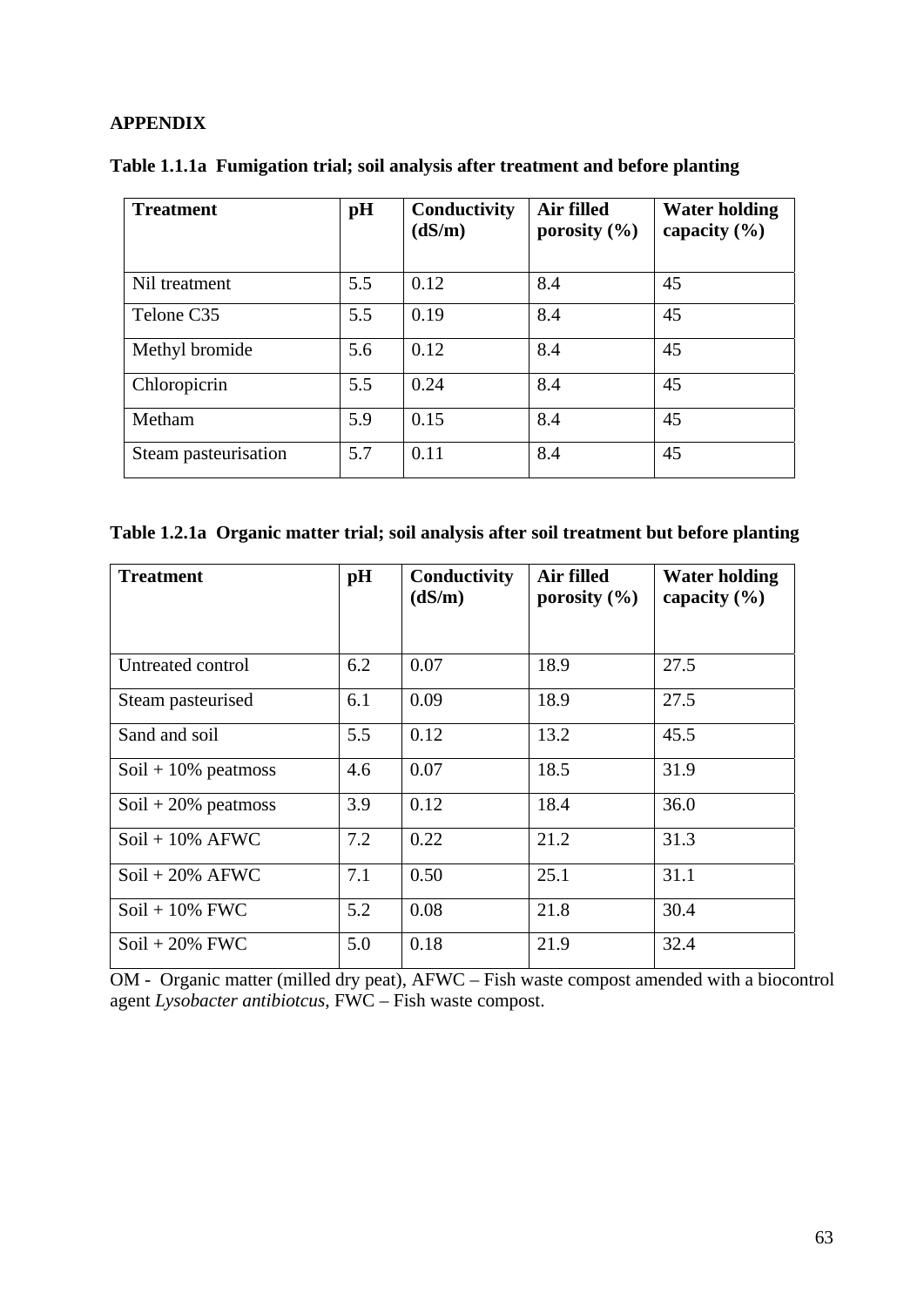**APPENDIX**

**Table 1.1.1a Fumigation trial; soil analysis after treatment and before planting**

| Treatment | pH | Conductivity (dS/m) | Air filled porosity (%) | Water holding capacity (%) |
|---|---|---|---|---|
| Nil treatment | 5.5 | 0.12 | 8.4 | 45 |
| Telone C35 | 5.5 | 0.19 | 8.4 | 45 |
| Methyl bromide | 5.6 | 0.12 | 8.4 | 45 |
| Chloropicrin | 5.5 | 0.24 | 8.4 | 45 |
| Metham | 5.9 | 0.15 | 8.4 | 45 |
| Steam pasteurisation | 5.7 | 0.11 | 8.4 | 45 |

**Table 1.2.1a Organic matter trial; soil analysis after soil treatment but before planting**

| Treatment | pH | Conductivity (dS/m) | Air filled porosity (%) | Water holding capacity (%) |
|---|---|---|---|---|
| Untreated control | 6.2 | 0.07 | 18.9 | 27.5 |
| Steam pasteurised | 6.1 | 0.09 | 18.9 | 27.5 |
| Sand and soil | 5.5 | 0.12 | 13.2 | 45.5 |
| Soil + 10% peatmoss | 4.6 | 0.07 | 18.5 | 31.9 |
| Soil + 20% peatmoss | 3.9 | 0.12 | 18.4 | 36.0 |
| Soil + 10% AFWC | 7.2 | 0.22 | 21.2 | 31.3 |
| Soil + 20% AFWC | 7.1 | 0.50 | 25.1 | 31.1 |
| Soil + 10% FWC | 5.2 | 0.08 | 21.8 | 30.4 |
| Soil + 20% FWC | 5.0 | 0.18 | 21.9 | 32.4 |

OM - Organic matter (milled dry peat), AFWC – Fish waste compost amended with a biocontrol agent *Lysobacter antibiotcus*, FWC – Fish waste compost.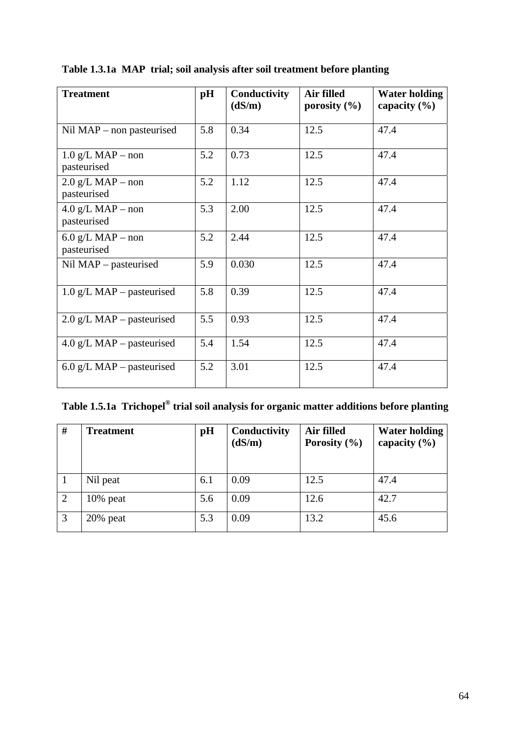**Table 1.3.1a MAP trial; soil analysis after soil treatment before planting**

| Treatment | pH | Conductivity (dS/m) | Air filled porosity (%) | Water holding capacity (%) |
|---|---|---|---|---|
| Nil MAP – non pasteurised | 5.8 | 0.34 | 12.5 | 47.4 |
| 1.0 g/L MAP – non pasteurised | 5.2 | 0.73 | 12.5 | 47.4 |
| 2.0 g/L MAP – non pasteurised | 5.2 | 1.12 | 12.5 | 47.4 |
| 4.0 g/L MAP – non pasteurised | 5.3 | 2.00 | 12.5 | 47.4 |
| 6.0 g/L MAP – non pasteurised | 5.2 | 2.44 | 12.5 | 47.4 |
| Nil MAP – pasteurised | 5.9 | 0.030 | 12.5 | 47.4 |
| 1.0 g/L MAP – pasteurised | 5.8 | 0.39 | 12.5 | 47.4 |
| 2.0 g/L MAP – pasteurised | 5.5 | 0.93 | 12.5 | 47.4 |
| 4.0 g/L MAP – pasteurised | 5.4 | 1.54 | 12.5 | 47.4 |
| 6.0 g/L MAP – pasteurised | 5.2 | 3.01 | 12.5 | 47.4 |

**Table 1.5.1a Trichopel® trial soil analysis for organic matter additions before planting**

| # | Treatment | pH | Conductivity (dS/m) | Air filled Porosity (%) | Water holding capacity (%) |
|---|---|---|---|---|---|
| 1 | Nil peat | 6.1 | 0.09 | 12.5 | 47.4 |
| 2 | 10% peat | 5.6 | 0.09 | 12.6 | 42.7 |
| 3 | 20% peat | 5.3 | 0.09 | 13.2 | 45.6 |